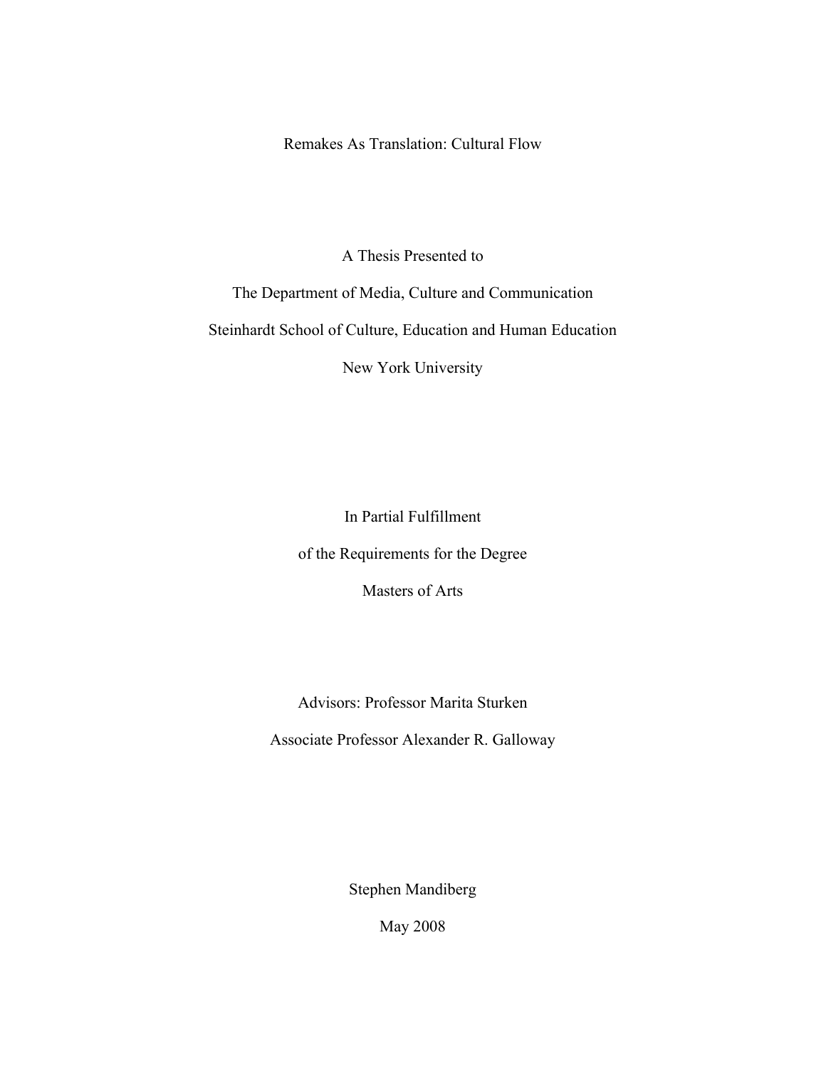# Remakes As Translation: Cultural Flow

A Thesis Presented to

The Department of Media, Culture and Communication

Steinhardt School of Culture, Education and Human Education

New York University

In Partial Fulfillment

of the Requirements for the Degree

Masters of Arts

Advisors: Professor Marita Sturken

Associate Professor Alexander R. Galloway

Stephen Mandiberg

May 2008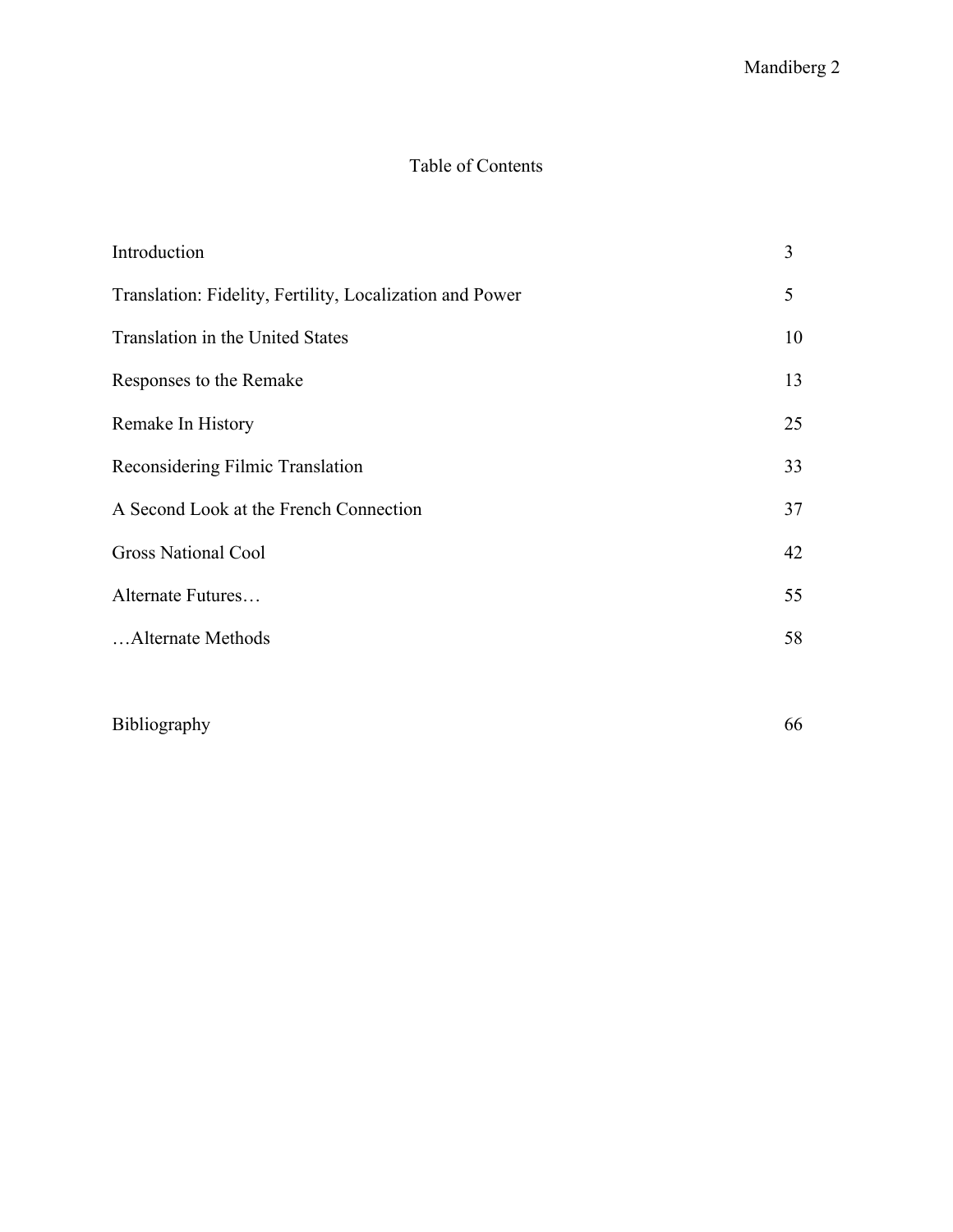# Table of Contents

| | |
|---|---|
| Introduction | 3 |
| Translation: Fidelity, Fertility, Localization and Power | 5 |
| Translation in the United States | 10 |
| Responses to the Remake | 13 |
| Remake In History | 25 |
| Reconsidering Filmic Translation | 33 |
| A Second Look at the French Connection | 37 |
| Gross National Cool | 42 |
| Alternate Futures… | 55 |
| …Alternate Methods | 58 |
| Bibliography | 66 |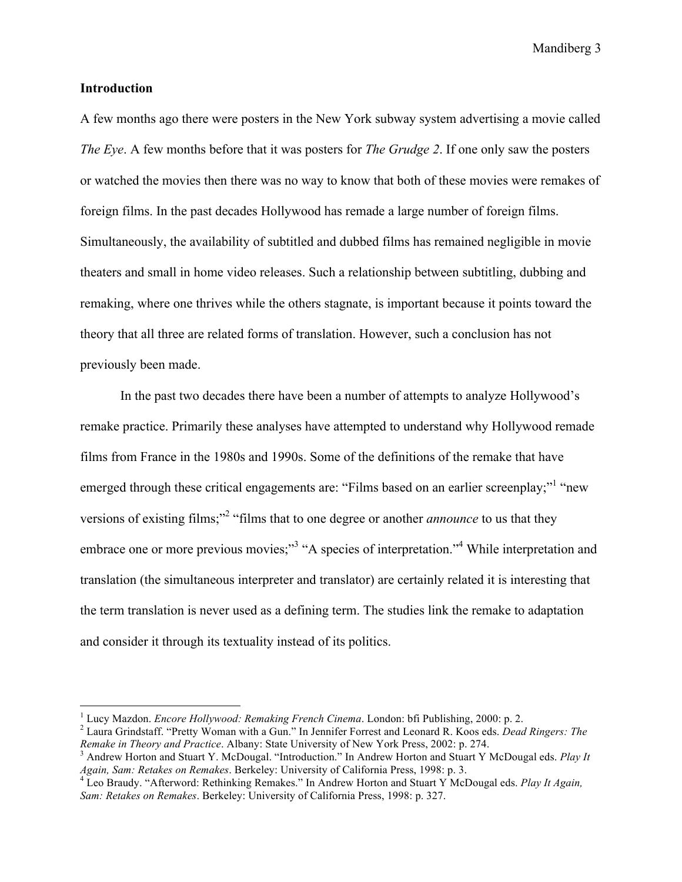## Introduction

A few months ago there were posters in the New York subway system advertising a movie called *The Eye*. A few months before that it was posters for *The Grudge 2*. If one only saw the posters or watched the movies then there was no way to know that both of these movies were remakes of foreign films. In the past decades Hollywood has remade a large number of foreign films. Simultaneously, the availability of subtitled and dubbed films has remained negligible in movie theaters and small in home video releases. Such a relationship between subtitling, dubbing and remaking, where one thrives while the others stagnate, is important because it points toward the theory that all three are related forms of translation. However, such a conclusion has not previously been made.

In the past two decades there have been a number of attempts to analyze Hollywood's remake practice. Primarily these analyses have attempted to understand why Hollywood remade films from France in the 1980s and 1990s. Some of the definitions of the remake that have emerged through these critical engagements are: "Films based on an earlier screenplay;"[1] "new versions of existing films;"[2] "films that to one degree or another *announce* to us that they embrace one or more previous movies;"[3] "A species of interpretation."[4] While interpretation and translation (the simultaneous interpreter and translator) are certainly related it is interesting that the term translation is never used as a defining term. The studies link the remake to adaptation and consider it through its textuality instead of its politics.

---

[1] Lucy Mazdon. *Encore Hollywood: Remaking French Cinema*. London: bfi Publishing, 2000: p. 2.

[2] Laura Grindstaff. "Pretty Woman with a Gun." In Jennifer Forrest and Leonard R. Koos eds. *Dead Ringers: The Remake in Theory and Practice*. Albany: State University of New York Press, 2002: p. 274.

[3] Andrew Horton and Stuart Y. McDougal. "Introduction." In Andrew Horton and Stuart Y McDougal eds. *Play It Again, Sam: Retakes on Remakes*. Berkeley: University of California Press, 1998: p. 3.

[4] Leo Braudy. "Afterword: Rethinking Remakes." In Andrew Horton and Stuart Y McDougal eds. *Play It Again, Sam: Retakes on Remakes*. Berkeley: University of California Press, 1998: p. 327.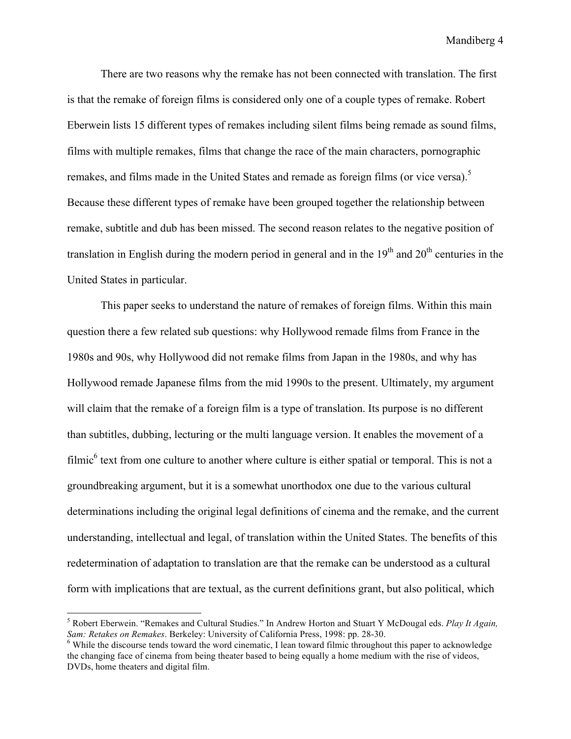There are two reasons why the remake has not been connected with translation. The first is that the remake of foreign films is considered only one of a couple types of remake. Robert Eberwein lists 15 different types of remakes including silent films being remade as sound films, films with multiple remakes, films that change the race of the main characters, pornographic remakes, and films made in the United States and remade as foreign films (or vice versa).[5] Because these different types of remake have been grouped together the relationship between remake, subtitle and dub has been missed. The second reason relates to the negative position of translation in English during the modern period in general and in the 19th and 20th centuries in the United States in particular.

This paper seeks to understand the nature of remakes of foreign films. Within this main question there a few related sub questions: why Hollywood remade films from France in the 1980s and 90s, why Hollywood did not remake films from Japan in the 1980s, and why has Hollywood remade Japanese films from the mid 1990s to the present. Ultimately, my argument will claim that the remake of a foreign film is a type of translation. Its purpose is no different than subtitles, dubbing, lecturing or the multi language version. It enables the movement of a filmic[6] text from one culture to another where culture is either spatial or temporal. This is not a groundbreaking argument, but it is a somewhat unorthodox one due to the various cultural determinations including the original legal definitions of cinema and the remake, and the current understanding, intellectual and legal, of translation within the United States. The benefits of this redetermination of adaptation to translation are that the remake can be understood as a cultural form with implications that are textual, as the current definitions grant, but also political, which

---

[5] Robert Eberwein. "Remakes and Cultural Studies." In Andrew Horton and Stuart Y McDougal eds. *Play It Again, Sam: Retakes on Remakes*. Berkeley: University of California Press, 1998: pp. 28-30.

[6] While the discourse tends toward the word cinematic, I lean toward filmic throughout this paper to acknowledge the changing face of cinema from being theater based to being equally a home medium with the rise of videos, DVDs, home theaters and digital film.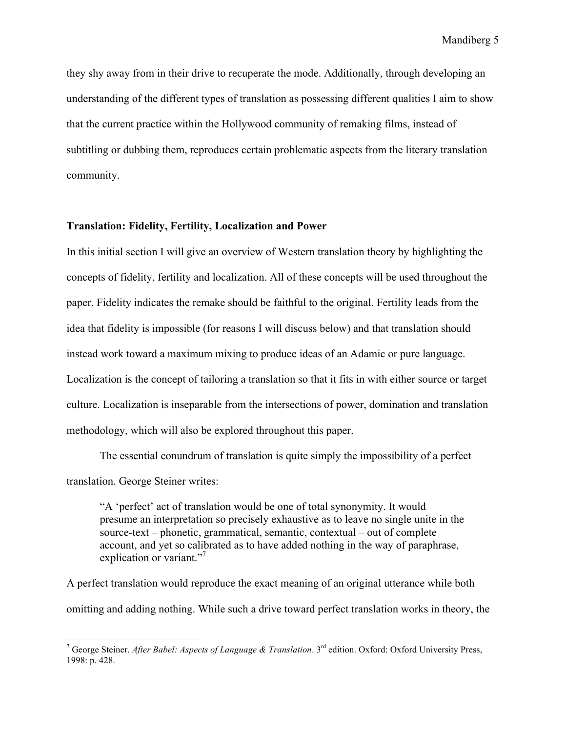they shy away from in their drive to recuperate the mode. Additionally, through developing an understanding of the different types of translation as possessing different qualities I aim to show that the current practice within the Hollywood community of remaking films, instead of subtitling or dubbing them, reproduces certain problematic aspects from the literary translation community.

## Translation: Fidelity, Fertility, Localization and Power

In this initial section I will give an overview of Western translation theory by highlighting the concepts of fidelity, fertility and localization. All of these concepts will be used throughout the paper. Fidelity indicates the remake should be faithful to the original. Fertility leads from the idea that fidelity is impossible (for reasons I will discuss below) and that translation should instead work toward a maximum mixing to produce ideas of an Adamic or pure language. Localization is the concept of tailoring a translation so that it fits in with either source or target culture. Localization is inseparable from the intersections of power, domination and translation methodology, which will also be explored throughout this paper.

The essential conundrum of translation is quite simply the impossibility of a perfect translation. George Steiner writes:

> "A 'perfect' act of translation would be one of total synonymity. It would presume an interpretation so precisely exhaustive as to leave no single unite in the source-text – phonetic, grammatical, semantic, contextual – out of complete account, and yet so calibrated as to have added nothing in the way of paraphrase, explication or variant."[7]

A perfect translation would reproduce the exact meaning of an original utterance while both omitting and adding nothing. While such a drive toward perfect translation works in theory, the

---

[7] George Steiner. *After Babel: Aspects of Language & Translation*. 3rd edition. Oxford: Oxford University Press, 1998: p. 428.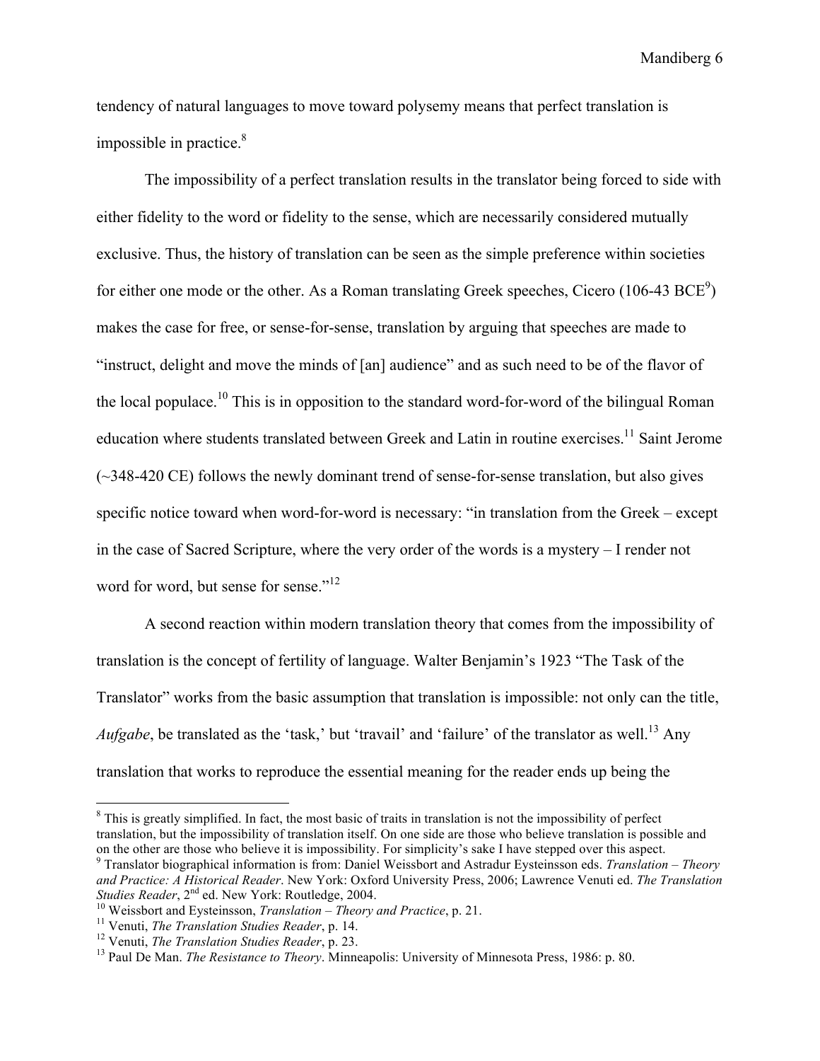tendency of natural languages to move toward polysemy means that perfect translation is impossible in practice.[8]

The impossibility of a perfect translation results in the translator being forced to side with either fidelity to the word or fidelity to the sense, which are necessarily considered mutually exclusive. Thus, the history of translation can be seen as the simple preference within societies for either one mode or the other. As a Roman translating Greek speeches, Cicero (106-43 BCE[9]) makes the case for free, or sense-for-sense, translation by arguing that speeches are made to "instruct, delight and move the minds of [an] audience" and as such need to be of the flavor of the local populace.[10] This is in opposition to the standard word-for-word of the bilingual Roman education where students translated between Greek and Latin in routine exercises.[11] Saint Jerome (~348-420 CE) follows the newly dominant trend of sense-for-sense translation, but also gives specific notice toward when word-for-word is necessary: "in translation from the Greek – except in the case of Sacred Scripture, where the very order of the words is a mystery – I render not word for word, but sense for sense."[12]

A second reaction within modern translation theory that comes from the impossibility of translation is the concept of fertility of language. Walter Benjamin's 1923 "The Task of the Translator" works from the basic assumption that translation is impossible: not only can the title, *Aufgabe*, be translated as the 'task,' but 'travail' and 'failure' of the translator as well.[13] Any translation that works to reproduce the essential meaning for the reader ends up being the

---

[8] This is greatly simplified. In fact, the most basic of traits in translation is not the impossibility of perfect translation, but the impossibility of translation itself. On one side are those who believe translation is possible and on the other are those who believe it is impossibility. For simplicity's sake I have stepped over this aspect.

[9] Translator biographical information is from: Daniel Weissbort and Astradur Eysteinsson eds. *Translation – Theory and Practice: A Historical Reader*. New York: Oxford University Press, 2006; Lawrence Venuti ed. *The Translation Studies Reader*, 2nd ed. New York: Routledge, 2004.

[10] Weissbort and Eysteinsson, *Translation – Theory and Practice*, p. 21.

[11] Venuti, *The Translation Studies Reader*, p. 14.

[12] Venuti, *The Translation Studies Reader*, p. 23.

[13] Paul De Man. *The Resistance to Theory*. Minneapolis: University of Minnesota Press, 1986: p. 80.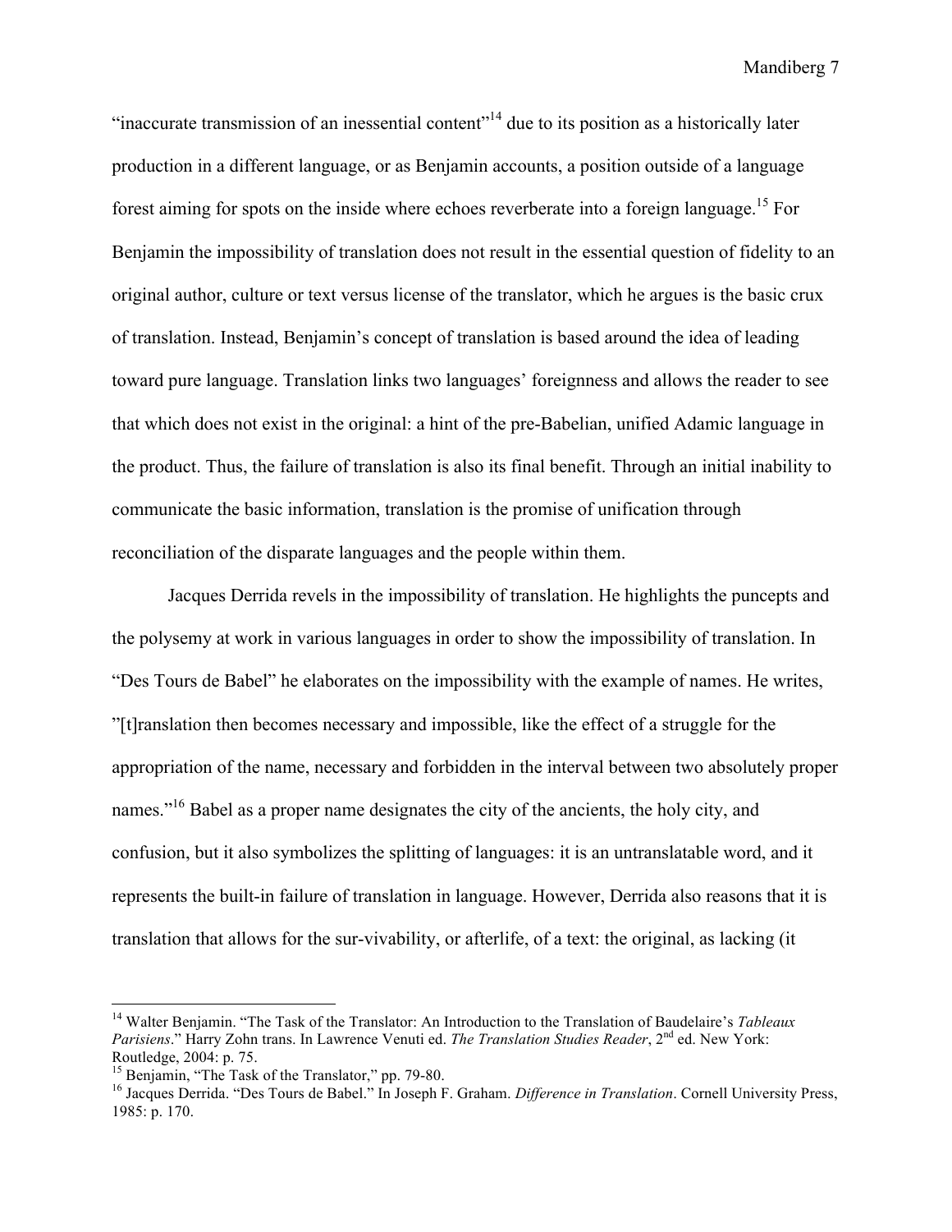"inaccurate transmission of an inessential content"[14] due to its position as a historically later production in a different language, or as Benjamin accounts, a position outside of a language forest aiming for spots on the inside where echoes reverberate into a foreign language.[15] For Benjamin the impossibility of translation does not result in the essential question of fidelity to an original author, culture or text versus license of the translator, which he argues is the basic crux of translation. Instead, Benjamin's concept of translation is based around the idea of leading toward pure language. Translation links two languages' foreignness and allows the reader to see that which does not exist in the original: a hint of the pre-Babelian, unified Adamic language in the product. Thus, the failure of translation is also its final benefit. Through an initial inability to communicate the basic information, translation is the promise of unification through reconciliation of the disparate languages and the people within them.

Jacques Derrida revels in the impossibility of translation. He highlights the puncepts and the polysemy at work in various languages in order to show the impossibility of translation. In "Des Tours de Babel" he elaborates on the impossibility with the example of names. He writes, "[t]ranslation then becomes necessary and impossible, like the effect of a struggle for the appropriation of the name, necessary and forbidden in the interval between two absolutely proper names."[16] Babel as a proper name designates the city of the ancients, the holy city, and confusion, but it also symbolizes the splitting of languages: it is an untranslatable word, and it represents the built-in failure of translation in language. However, Derrida also reasons that it is translation that allows for the sur-vivability, or afterlife, of a text: the original, as lacking (it

---

[14] Walter Benjamin. "The Task of the Translator: An Introduction to the Translation of Baudelaire's *Tableaux Parisiens*." Harry Zohn trans. In Lawrence Venuti ed. *The Translation Studies Reader*, 2nd ed. New York: Routledge, 2004: p. 75.

[15] Benjamin, "The Task of the Translator," pp. 79-80.

[16] Jacques Derrida. "Des Tours de Babel." In Joseph F. Graham. *Difference in Translation*. Cornell University Press, 1985: p. 170.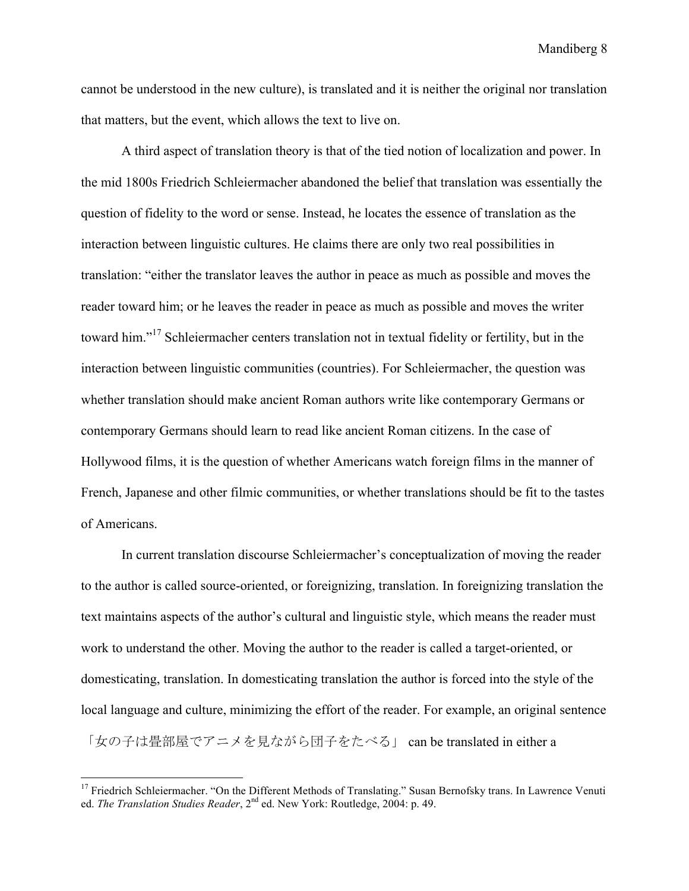cannot be understood in the new culture), is translated and it is neither the original nor translation that matters, but the event, which allows the text to live on.

A third aspect of translation theory is that of the tied notion of localization and power. In the mid 1800s Friedrich Schleiermacher abandoned the belief that translation was essentially the question of fidelity to the word or sense. Instead, he locates the essence of translation as the interaction between linguistic cultures. He claims there are only two real possibilities in translation: "either the translator leaves the author in peace as much as possible and moves the reader toward him; or he leaves the reader in peace as much as possible and moves the writer toward him."[17] Schleiermacher centers translation not in textual fidelity or fertility, but in the interaction between linguistic communities (countries). For Schleiermacher, the question was whether translation should make ancient Roman authors write like contemporary Germans or contemporary Germans should learn to read like ancient Roman citizens. In the case of Hollywood films, it is the question of whether Americans watch foreign films in the manner of French, Japanese and other filmic communities, or whether translations should be fit to the tastes of Americans.

In current translation discourse Schleiermacher's conceptualization of moving the reader to the author is called source-oriented, or foreignizing, translation. In foreignizing translation the text maintains aspects of the author's cultural and linguistic style, which means the reader must work to understand the other. Moving the author to the reader is called a target-oriented, or domesticating, translation. In domesticating translation the author is forced into the style of the local language and culture, minimizing the effort of the reader. For example, an original sentence 「女の子は畳部屋でアニメを見ながら団子をたべる」 can be translated in either a

---

[17] Friedrich Schleiermacher. "On the Different Methods of Translating." Susan Bernofsky trans. In Lawrence Venuti ed. *The Translation Studies Reader*, 2nd ed. New York: Routledge, 2004: p. 49.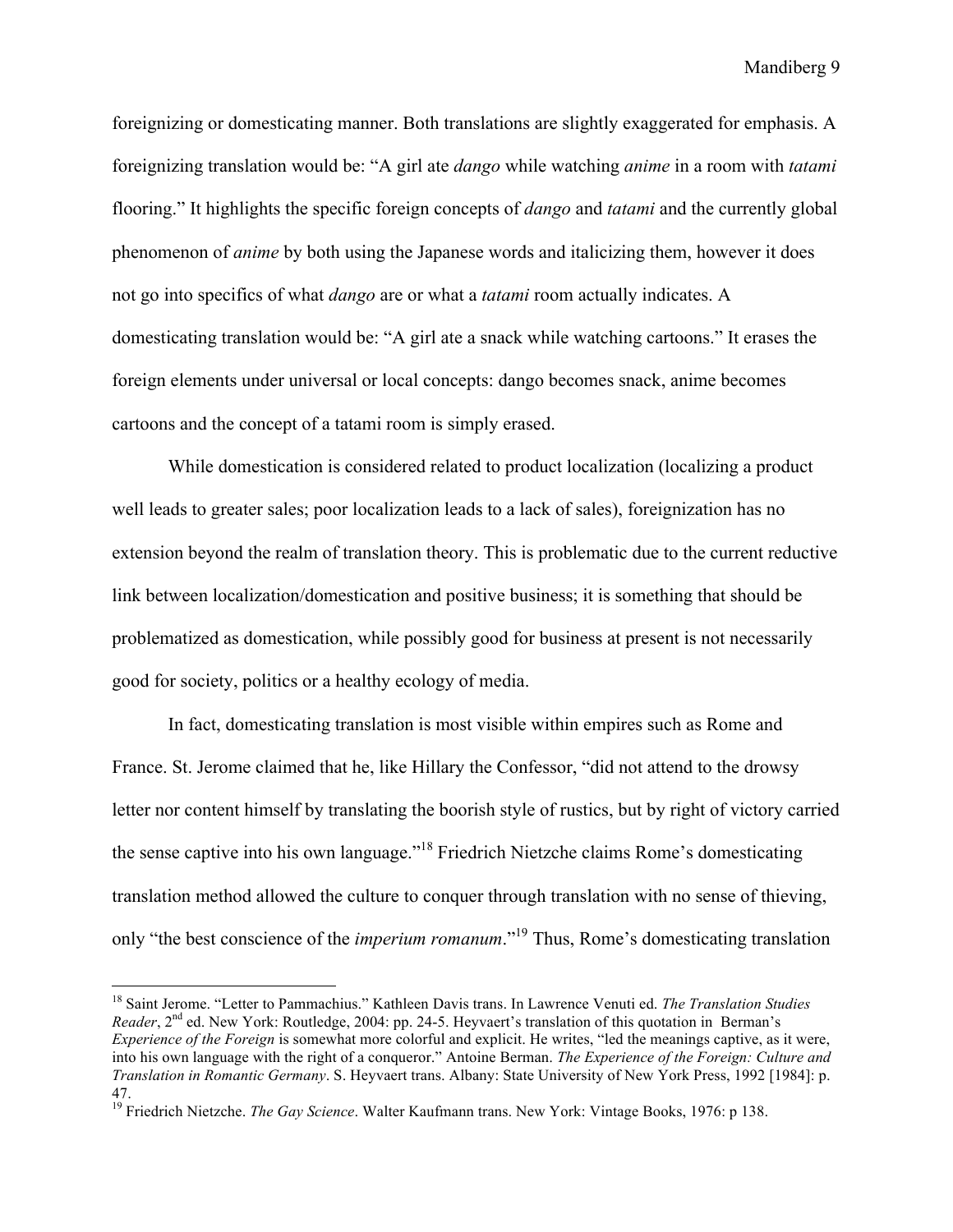foreignizing or domesticating manner. Both translations are slightly exaggerated for emphasis. A foreignizing translation would be: "A girl ate *dango* while watching *anime* in a room with *tatami* flooring." It highlights the specific foreign concepts of *dango* and *tatami* and the currently global phenomenon of *anime* by both using the Japanese words and italicizing them, however it does not go into specifics of what *dango* are or what a *tatami* room actually indicates. A domesticating translation would be: "A girl ate a snack while watching cartoons." It erases the foreign elements under universal or local concepts: dango becomes snack, anime becomes cartoons and the concept of a tatami room is simply erased.

While domestication is considered related to product localization (localizing a product well leads to greater sales; poor localization leads to a lack of sales), foreignization has no extension beyond the realm of translation theory. This is problematic due to the current reductive link between localization/domestication and positive business; it is something that should be problematized as domestication, while possibly good for business at present is not necessarily good for society, politics or a healthy ecology of media.

In fact, domesticating translation is most visible within empires such as Rome and France. St. Jerome claimed that he, like Hillary the Confessor, "did not attend to the drowsy letter nor content himself by translating the boorish style of rustics, but by right of victory carried the sense captive into his own language."[18] Friedrich Nietzche claims Rome's domesticating translation method allowed the culture to conquer through translation with no sense of thieving, only "the best conscience of the *imperium romanum*."[19] Thus, Rome's domesticating translation

---

[18] Saint Jerome. "Letter to Pammachius." Kathleen Davis trans. In Lawrence Venuti ed. *The Translation Studies Reader*, 2nd ed. New York: Routledge, 2004: pp. 24-5. Heyvaert's translation of this quotation in Berman's *Experience of the Foreign* is somewhat more colorful and explicit. He writes, "led the meanings captive, as it were, into his own language with the right of a conqueror." Antoine Berman. *The Experience of the Foreign: Culture and Translation in Romantic Germany*. S. Heyvaert trans. Albany: State University of New York Press, 1992 [1984]: p. 47.

[19] Friedrich Nietzche. *The Gay Science*. Walter Kaufmann trans. New York: Vintage Books, 1976: p 138.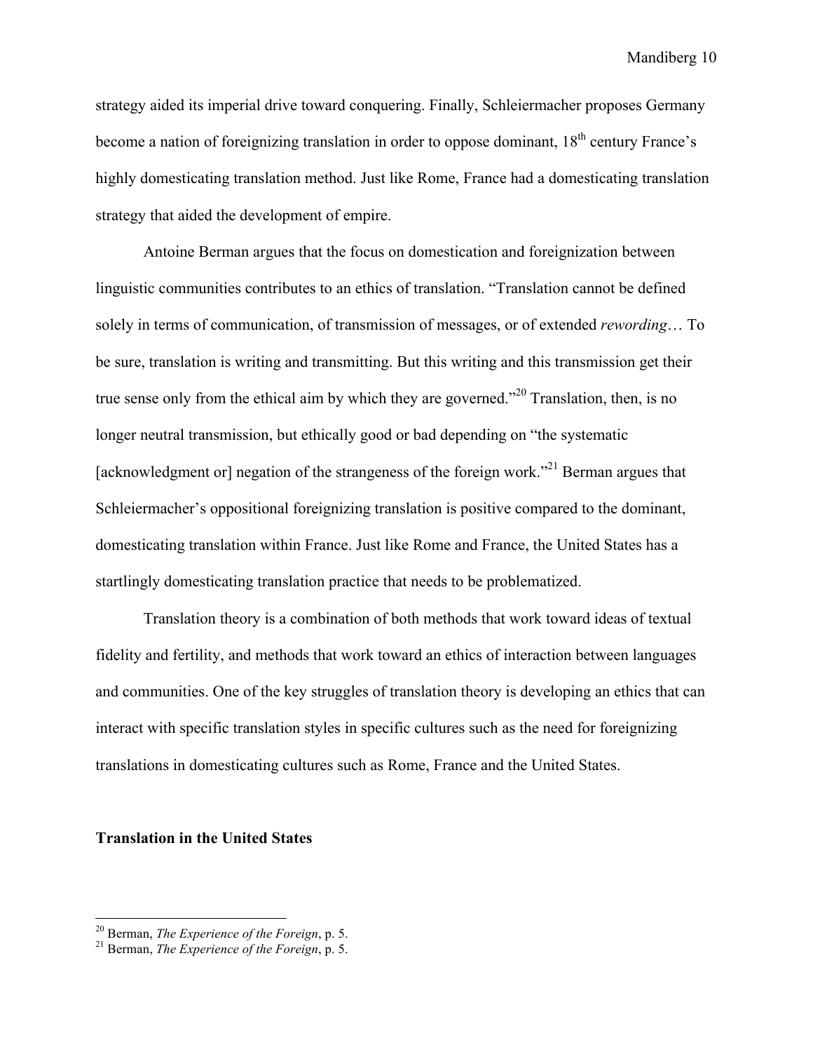strategy aided its imperial drive toward conquering. Finally, Schleiermacher proposes Germany become a nation of foreignizing translation in order to oppose dominant, 18th century France's highly domesticating translation method. Just like Rome, France had a domesticating translation strategy that aided the development of empire.

Antoine Berman argues that the focus on domestication and foreignization between linguistic communities contributes to an ethics of translation. "Translation cannot be defined solely in terms of communication, of transmission of messages, or of extended *rewording*… To be sure, translation is writing and transmitting. But this writing and this transmission get their true sense only from the ethical aim by which they are governed."[20] Translation, then, is no longer neutral transmission, but ethically good or bad depending on "the systematic [acknowledgment or] negation of the strangeness of the foreign work."[21] Berman argues that Schleiermacher's oppositional foreignizing translation is positive compared to the dominant, domesticating translation within France. Just like Rome and France, the United States has a startlingly domesticating translation practice that needs to be problematized.

Translation theory is a combination of both methods that work toward ideas of textual fidelity and fertility, and methods that work toward an ethics of interaction between languages and communities. One of the key struggles of translation theory is developing an ethics that can interact with specific translation styles in specific cultures such as the need for foreignizing translations in domesticating cultures such as Rome, France and the United States.

**Translation in the United States**

---

[20] Berman, *The Experience of the Foreign*, p. 5.

[21] Berman, *The Experience of the Foreign*, p. 5.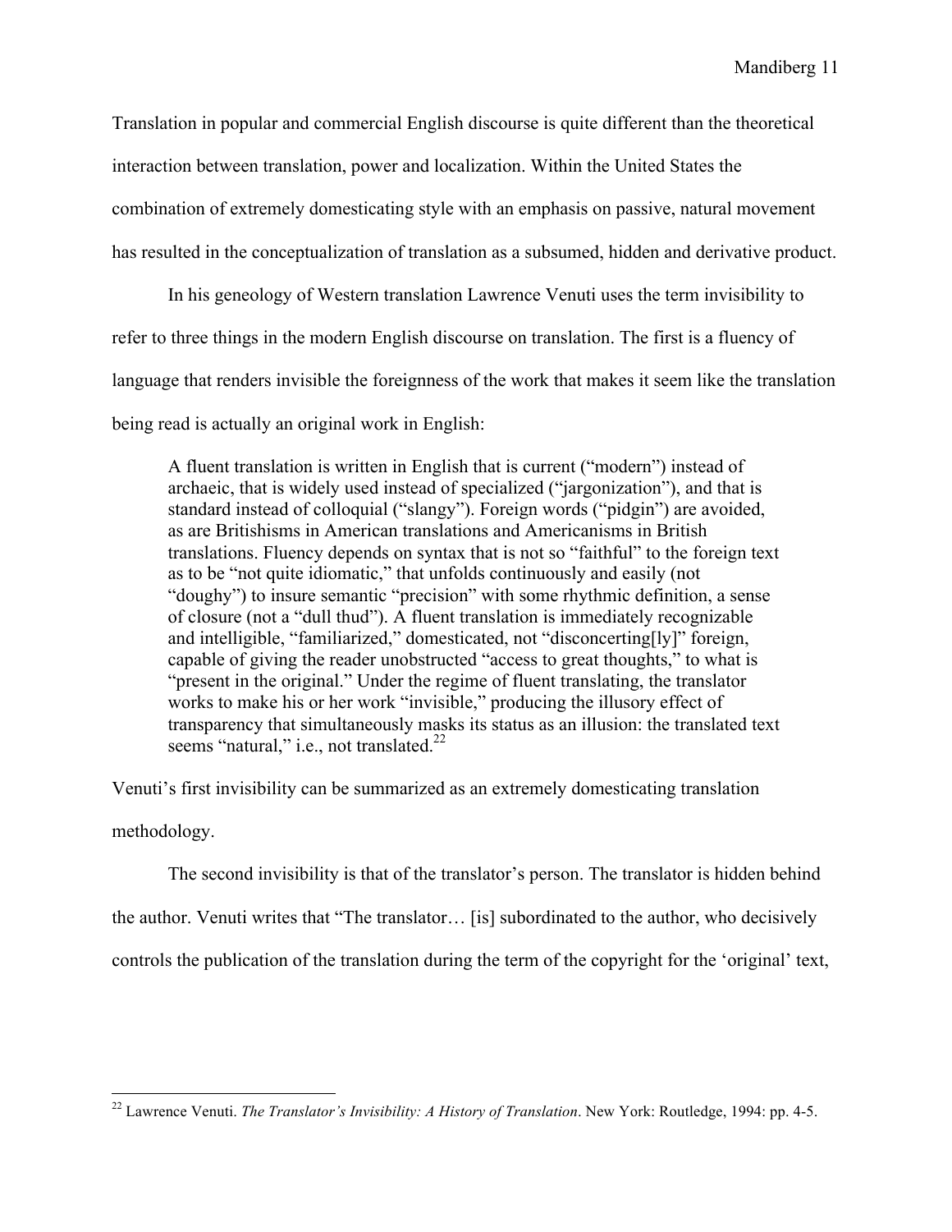Translation in popular and commercial English discourse is quite different than the theoretical interaction between translation, power and localization. Within the United States the combination of extremely domesticating style with an emphasis on passive, natural movement has resulted in the conceptualization of translation as a subsumed, hidden and derivative product.

In his geneology of Western translation Lawrence Venuti uses the term invisibility to refer to three things in the modern English discourse on translation. The first is a fluency of language that renders invisible the foreignness of the work that makes it seem like the translation being read is actually an original work in English:

> A fluent translation is written in English that is current ("modern") instead of archaeic, that is widely used instead of specialized ("jargonization"), and that is standard instead of colloquial ("slangy"). Foreign words ("pidgin") are avoided, as are Britishisms in American translations and Americanisms in British translations. Fluency depends on syntax that is not so "faithful" to the foreign text as to be "not quite idiomatic," that unfolds continuously and easily (not "doughy") to insure semantic "precision" with some rhythmic definition, a sense of closure (not a "dull thud"). A fluent translation is immediately recognizable and intelligible, "familiarized," domesticated, not "disconcerting[ly]" foreign, capable of giving the reader unobstructed "access to great thoughts," to what is "present in the original." Under the regime of fluent translating, the translator works to make his or her work "invisible," producing the illusory effect of transparency that simultaneously masks its status as an illusion: the translated text seems "natural," i.e., not translated.[22]

Venuti's first invisibility can be summarized as an extremely domesticating translation methodology.

The second invisibility is that of the translator's person. The translator is hidden behind the author. Venuti writes that "The translator… [is] subordinated to the author, who decisively controls the publication of the translation during the term of the copyright for the 'original' text,

---

[22] Lawrence Venuti. *The Translator's Invisibility: A History of Translation*. New York: Routledge, 1994: pp. 4-5.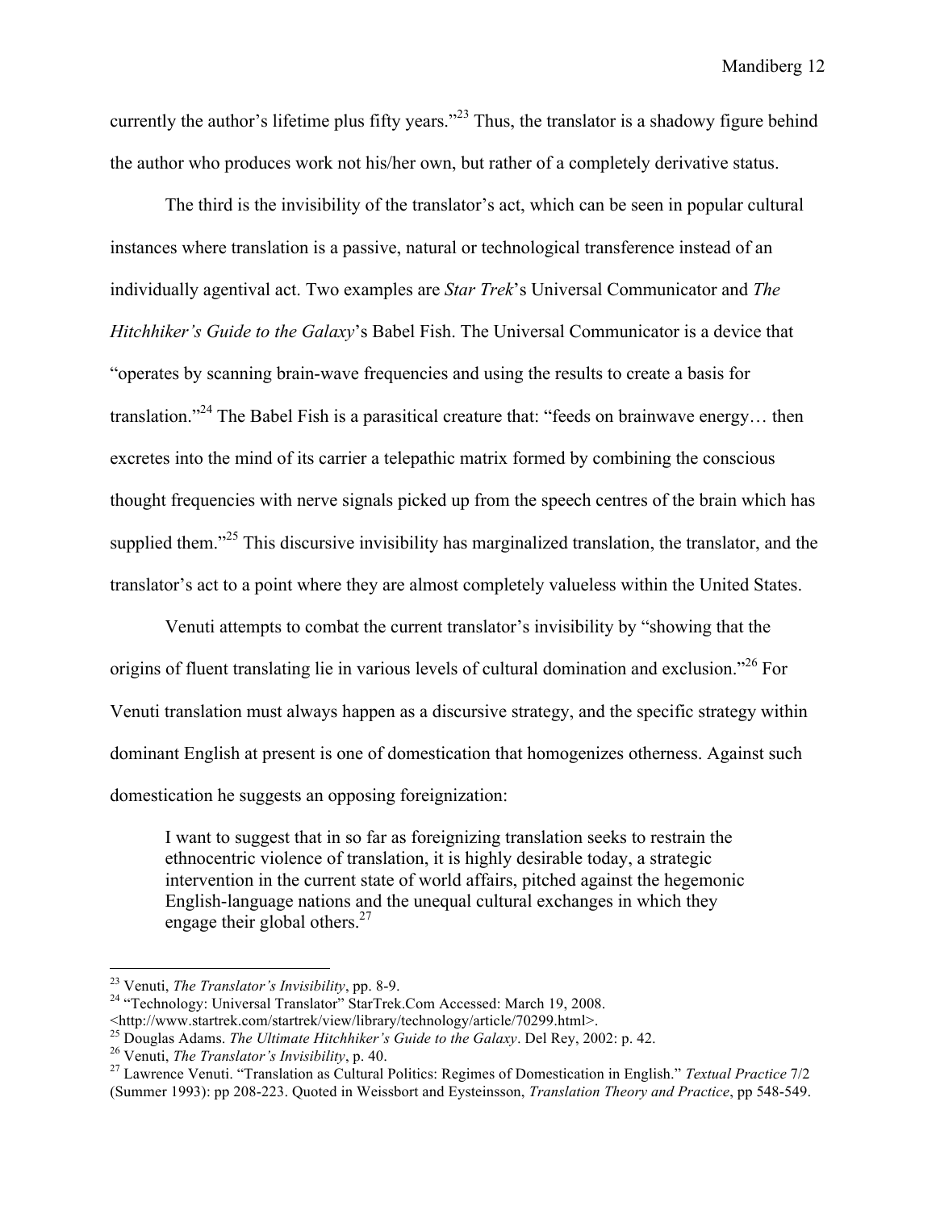currently the author's lifetime plus fifty years."[23] Thus, the translator is a shadowy figure behind the author who produces work not his/her own, but rather of a completely derivative status.

The third is the invisibility of the translator's act, which can be seen in popular cultural instances where translation is a passive, natural or technological transference instead of an individually agentival act. Two examples are *Star Trek*'s Universal Communicator and *The Hitchhiker's Guide to the Galaxy*'s Babel Fish. The Universal Communicator is a device that "operates by scanning brain-wave frequencies and using the results to create a basis for translation."[24] The Babel Fish is a parasitical creature that: "feeds on brainwave energy… then excretes into the mind of its carrier a telepathic matrix formed by combining the conscious thought frequencies with nerve signals picked up from the speech centres of the brain which has supplied them."[25] This discursive invisibility has marginalized translation, the translator, and the translator's act to a point where they are almost completely valueless within the United States.

Venuti attempts to combat the current translator's invisibility by "showing that the origins of fluent translating lie in various levels of cultural domination and exclusion."[26] For Venuti translation must always happen as a discursive strategy, and the specific strategy within dominant English at present is one of domestication that homogenizes otherness. Against such domestication he suggests an opposing foreignization:

> I want to suggest that in so far as foreignizing translation seeks to restrain the ethnocentric violence of translation, it is highly desirable today, a strategic intervention in the current state of world affairs, pitched against the hegemonic English-language nations and the unequal cultural exchanges in which they engage their global others.[27]

---

[23] Venuti, *The Translator's Invisibility*, pp. 8-9.

[24] "Technology: Universal Translator" StarTrek.Com Accessed: March 19, 2008. <http://www.startrek.com/startrek/view/library/technology/article/70299.html>.

[25] Douglas Adams. *The Ultimate Hitchhiker's Guide to the Galaxy*. Del Rey, 2002: p. 42.

[26] Venuti, *The Translator's Invisibility*, p. 40.

[27] Lawrence Venuti. "Translation as Cultural Politics: Regimes of Domestication in English." *Textual Practice* 7/2 (Summer 1993): pp 208-223. Quoted in Weissbort and Eysteinsson, *Translation Theory and Practice*, pp 548-549.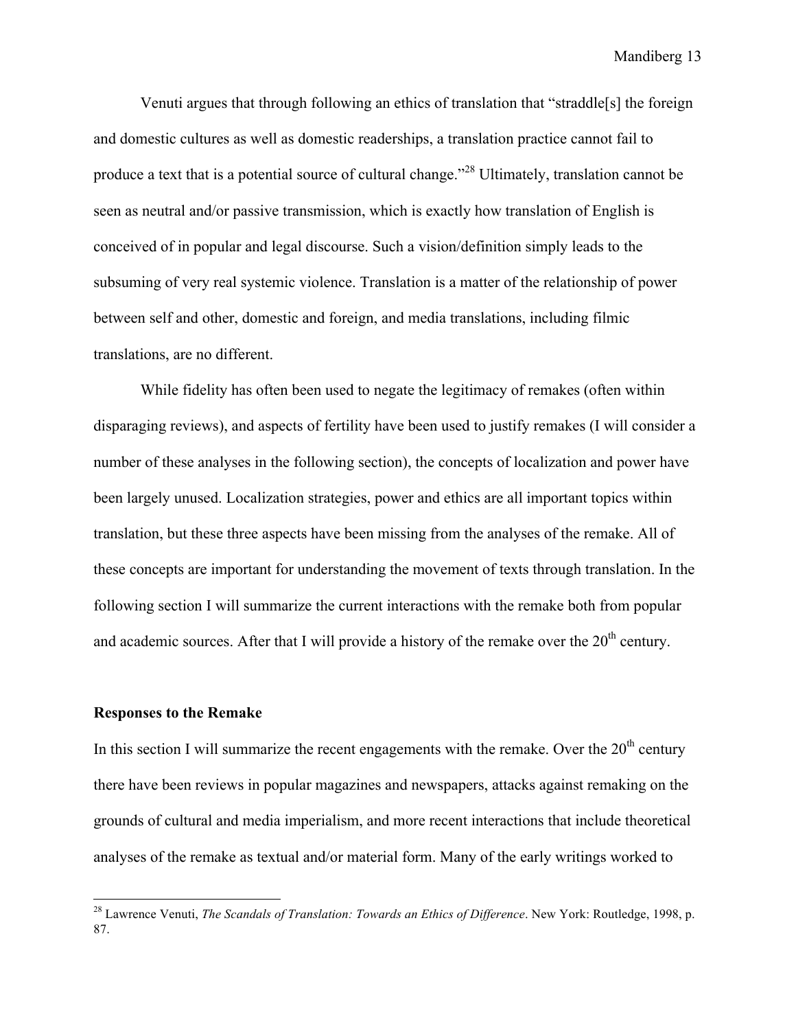Venuti argues that through following an ethics of translation that "straddle[s] the foreign and domestic cultures as well as domestic readerships, a translation practice cannot fail to produce a text that is a potential source of cultural change."[28] Ultimately, translation cannot be seen as neutral and/or passive transmission, which is exactly how translation of English is conceived of in popular and legal discourse. Such a vision/definition simply leads to the subsuming of very real systemic violence. Translation is a matter of the relationship of power between self and other, domestic and foreign, and media translations, including filmic translations, are no different.

While fidelity has often been used to negate the legitimacy of remakes (often within disparaging reviews), and aspects of fertility have been used to justify remakes (I will consider a number of these analyses in the following section), the concepts of localization and power have been largely unused. Localization strategies, power and ethics are all important topics within translation, but these three aspects have been missing from the analyses of the remake. All of these concepts are important for understanding the movement of texts through translation. In the following section I will summarize the current interactions with the remake both from popular and academic sources. After that I will provide a history of the remake over the 20th century.

**Responses to the Remake**

In this section I will summarize the recent engagements with the remake. Over the 20th century there have been reviews in popular magazines and newspapers, attacks against remaking on the grounds of cultural and media imperialism, and more recent interactions that include theoretical analyses of the remake as textual and/or material form. Many of the early writings worked to

---

[28] Lawrence Venuti, *The Scandals of Translation: Towards an Ethics of Difference*. New York: Routledge, 1998, p. 87.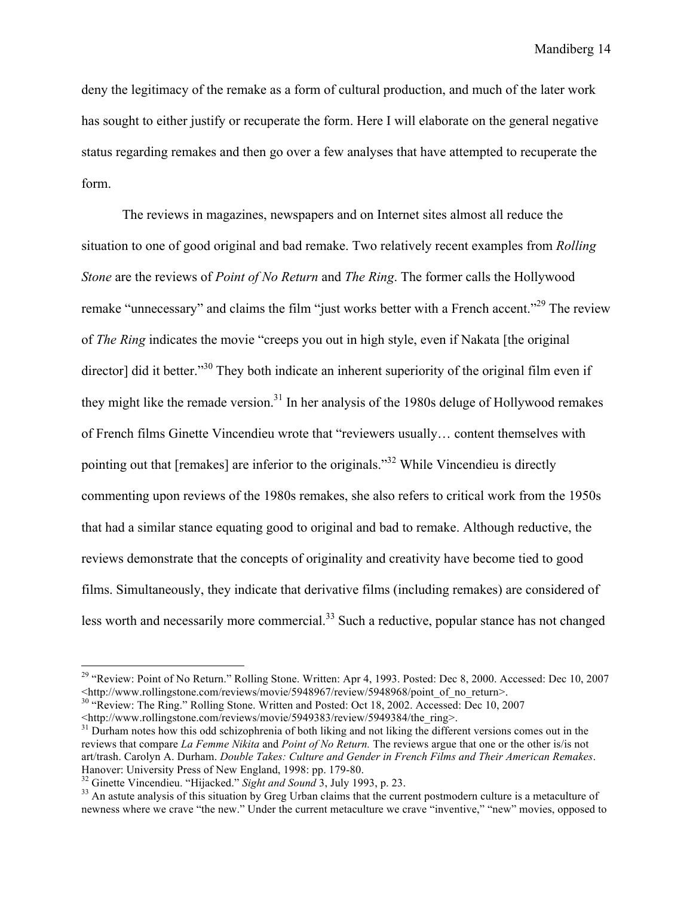deny the legitimacy of the remake as a form of cultural production, and much of the later work has sought to either justify or recuperate the form. Here I will elaborate on the general negative status regarding remakes and then go over a few analyses that have attempted to recuperate the form.

The reviews in magazines, newspapers and on Internet sites almost all reduce the situation to one of good original and bad remake. Two relatively recent examples from *Rolling Stone* are the reviews of *Point of No Return* and *The Ring*. The former calls the Hollywood remake "unnecessary" and claims the film "just works better with a French accent."[29] The review of *The Ring* indicates the movie "creeps you out in high style, even if Nakata [the original director] did it better."[30] They both indicate an inherent superiority of the original film even if they might like the remade version.[31] In her analysis of the 1980s deluge of Hollywood remakes of French films Ginette Vincendieu wrote that "reviewers usually… content themselves with pointing out that [remakes] are inferior to the originals."[32] While Vincendieu is directly commenting upon reviews of the 1980s remakes, she also refers to critical work from the 1950s that had a similar stance equating good to original and bad to remake. Although reductive, the reviews demonstrate that the concepts of originality and creativity have become tied to good films. Simultaneously, they indicate that derivative films (including remakes) are considered of less worth and necessarily more commercial.[33] Such a reductive, popular stance has not changed

---

[29] "Review: Point of No Return." Rolling Stone. Written: Apr 4, 1993. Posted: Dec 8, 2000. Accessed: Dec 10, 2007 <http://www.rollingstone.com/reviews/movie/5948967/review/5948968/point_of_no_return>.

[30] "Review: The Ring." Rolling Stone. Written and Posted: Oct 18, 2002. Accessed: Dec 10, 2007 <http://www.rollingstone.com/reviews/movie/5949383/review/5949384/the_ring>.

[31] Durham notes how this odd schizophrenia of both liking and not liking the different versions comes out in the reviews that compare *La Femme Nikita* and *Point of No Return.* The reviews argue that one or the other is/is not art/trash. Carolyn A. Durham. *Double Takes: Culture and Gender in French Films and Their American Remakes*. Hanover: University Press of New England, 1998: pp. 179-80.

[32] Ginette Vincendieu. "Hijacked." *Sight and Sound* 3, July 1993, p. 23.

[33] An astute analysis of this situation by Greg Urban claims that the current postmodern culture is a metaculture of newness where we crave "the new." Under the current metaculture we crave "inventive," "new" movies, opposed to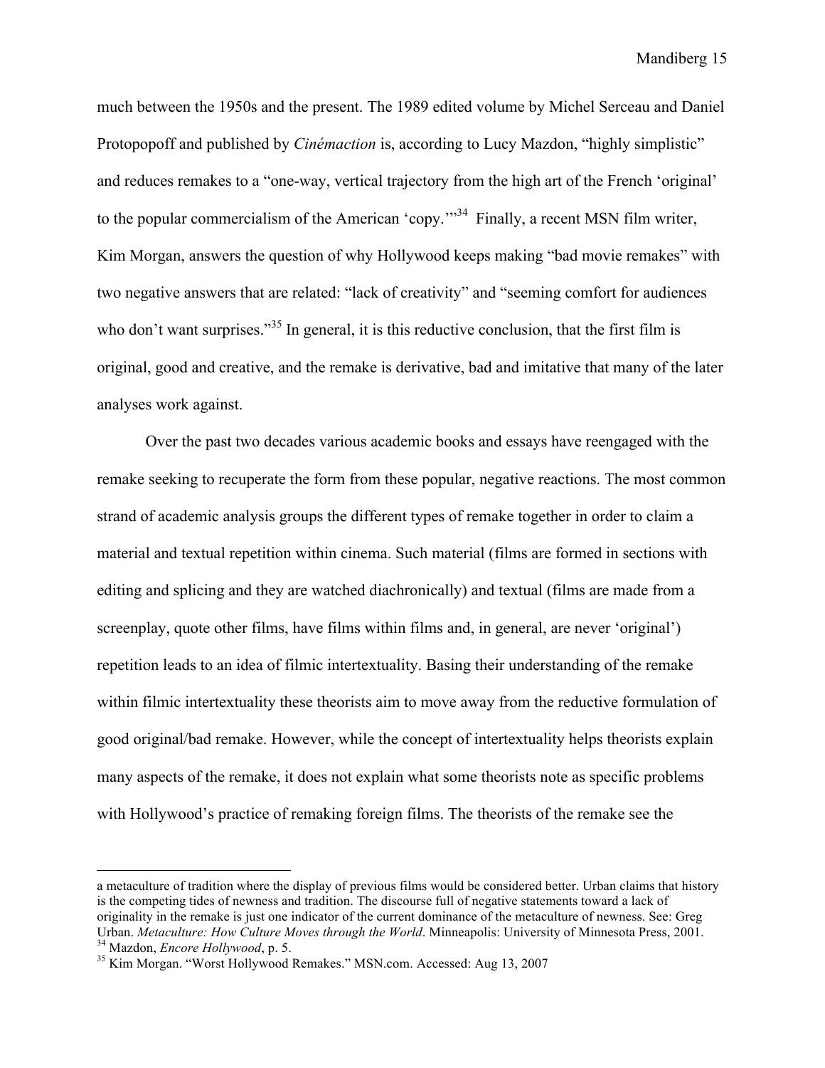much between the 1950s and the present. The 1989 edited volume by Michel Serceau and Daniel Protopopoff and published by *Cinémaction* is, according to Lucy Mazdon, "highly simplistic" and reduces remakes to a "one-way, vertical trajectory from the high art of the French 'original' to the popular commercialism of the American 'copy.'"[34] Finally, a recent MSN film writer, Kim Morgan, answers the question of why Hollywood keeps making "bad movie remakes" with two negative answers that are related: "lack of creativity" and "seeming comfort for audiences who don't want surprises."[35] In general, it is this reductive conclusion, that the first film is original, good and creative, and the remake is derivative, bad and imitative that many of the later analyses work against.

Over the past two decades various academic books and essays have reengaged with the remake seeking to recuperate the form from these popular, negative reactions. The most common strand of academic analysis groups the different types of remake together in order to claim a material and textual repetition within cinema. Such material (films are formed in sections with editing and splicing and they are watched diachronically) and textual (films are made from a screenplay, quote other films, have films within films and, in general, are never 'original') repetition leads to an idea of filmic intertextuality. Basing their understanding of the remake within filmic intertextuality these theorists aim to move away from the reductive formulation of good original/bad remake. However, while the concept of intertextuality helps theorists explain many aspects of the remake, it does not explain what some theorists note as specific problems with Hollywood's practice of remaking foreign films. The theorists of the remake see the

---

a metaculture of tradition where the display of previous films would be considered better. Urban claims that history is the competing tides of newness and tradition. The discourse full of negative statements toward a lack of originality in the remake is just one indicator of the current dominance of the metaculture of newness. See: Greg Urban. *Metaculture: How Culture Moves through the World*. Minneapolis: University of Minnesota Press, 2001.

[34] Mazdon, *Encore Hollywood*, p. 5.

[35] Kim Morgan. "Worst Hollywood Remakes." MSN.com. Accessed: Aug 13, 2007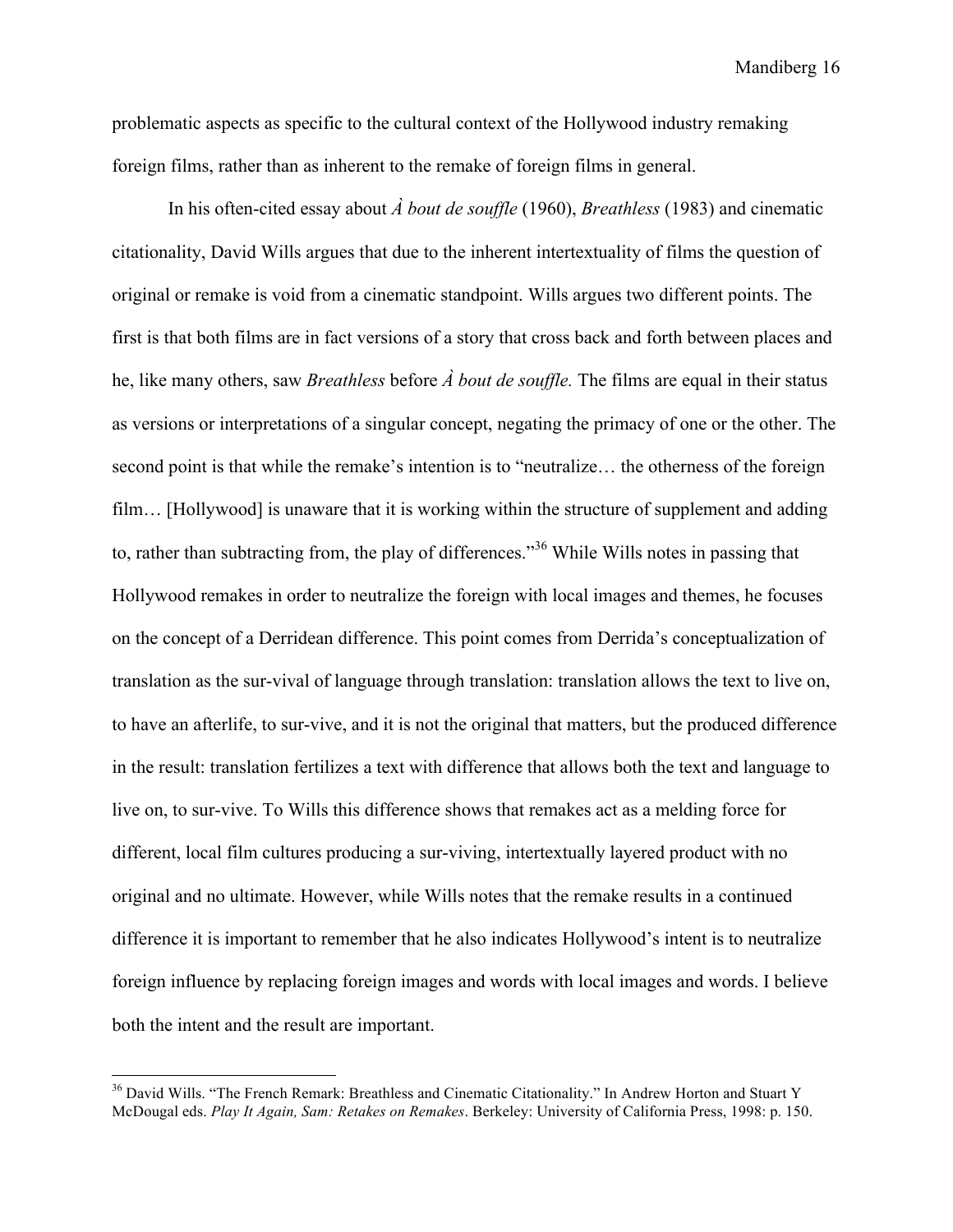problematic aspects as specific to the cultural context of the Hollywood industry remaking foreign films, rather than as inherent to the remake of foreign films in general.

In his often-cited essay about *À bout de souffle* (1960), *Breathless* (1983) and cinematic citationality, David Wills argues that due to the inherent intertextuality of films the question of original or remake is void from a cinematic standpoint. Wills argues two different points. The first is that both films are in fact versions of a story that cross back and forth between places and he, like many others, saw *Breathless* before *À bout de souffle.* The films are equal in their status as versions or interpretations of a singular concept, negating the primacy of one or the other. The second point is that while the remake's intention is to "neutralize… the otherness of the foreign film… [Hollywood] is unaware that it is working within the structure of supplement and adding to, rather than subtracting from, the play of differences."[36] While Wills notes in passing that Hollywood remakes in order to neutralize the foreign with local images and themes, he focuses on the concept of a Derridean difference. This point comes from Derrida's conceptualization of translation as the sur-vival of language through translation: translation allows the text to live on, to have an afterlife, to sur-vive, and it is not the original that matters, but the produced difference in the result: translation fertilizes a text with difference that allows both the text and language to live on, to sur-vive. To Wills this difference shows that remakes act as a melding force for different, local film cultures producing a sur-viving, intertextually layered product with no original and no ultimate. However, while Wills notes that the remake results in a continued difference it is important to remember that he also indicates Hollywood's intent is to neutralize foreign influence by replacing foreign images and words with local images and words. I believe both the intent and the result are important.

---

[36] David Wills. "The French Remark: Breathless and Cinematic Citationality." In Andrew Horton and Stuart Y McDougal eds. *Play It Again, Sam: Retakes on Remakes*. Berkeley: University of California Press, 1998: p. 150.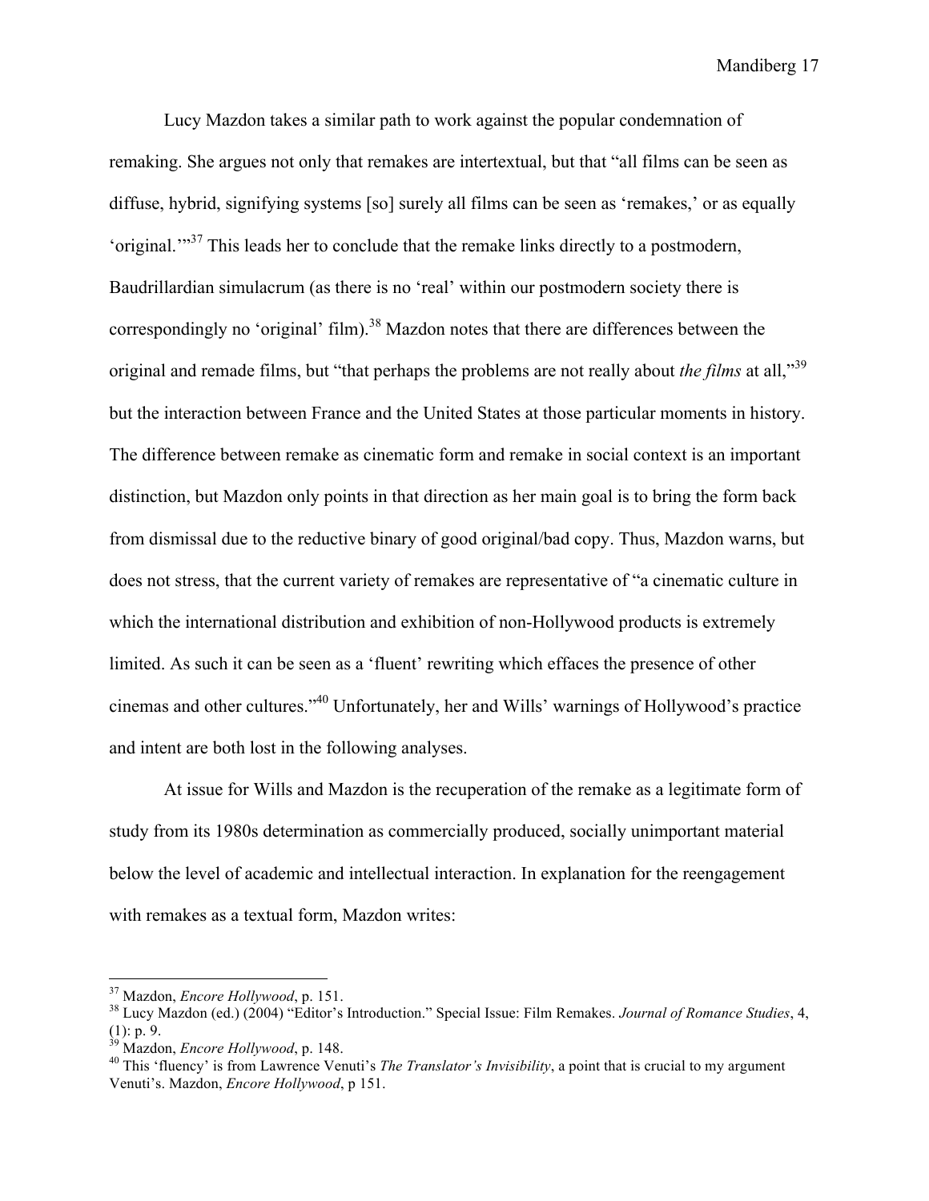Lucy Mazdon takes a similar path to work against the popular condemnation of remaking. She argues not only that remakes are intertextual, but that "all films can be seen as diffuse, hybrid, signifying systems [so] surely all films can be seen as 'remakes,' or as equally 'original.'"[37] This leads her to conclude that the remake links directly to a postmodern, Baudrillardian simulacrum (as there is no 'real' within our postmodern society there is correspondingly no 'original' film).[38] Mazdon notes that there are differences between the original and remade films, but "that perhaps the problems are not really about *the films* at all,"[39] but the interaction between France and the United States at those particular moments in history. The difference between remake as cinematic form and remake in social context is an important distinction, but Mazdon only points in that direction as her main goal is to bring the form back from dismissal due to the reductive binary of good original/bad copy. Thus, Mazdon warns, but does not stress, that the current variety of remakes are representative of "a cinematic culture in which the international distribution and exhibition of non-Hollywood products is extremely limited. As such it can be seen as a 'fluent' rewriting which effaces the presence of other cinemas and other cultures."[40] Unfortunately, her and Wills' warnings of Hollywood's practice and intent are both lost in the following analyses.

At issue for Wills and Mazdon is the recuperation of the remake as a legitimate form of study from its 1980s determination as commercially produced, socially unimportant material below the level of academic and intellectual interaction. In explanation for the reengagement with remakes as a textual form, Mazdon writes:

---

[37] Mazdon, *Encore Hollywood*, p. 151.

[38] Lucy Mazdon (ed.) (2004) "Editor's Introduction." Special Issue: Film Remakes. *Journal of Romance Studies*, 4, (1): p. 9.

[39] Mazdon, *Encore Hollywood*, p. 148.

[40] This 'fluency' is from Lawrence Venuti's *The Translator's Invisibility*, a point that is crucial to my argument Venuti's. Mazdon, *Encore Hollywood*, p 151.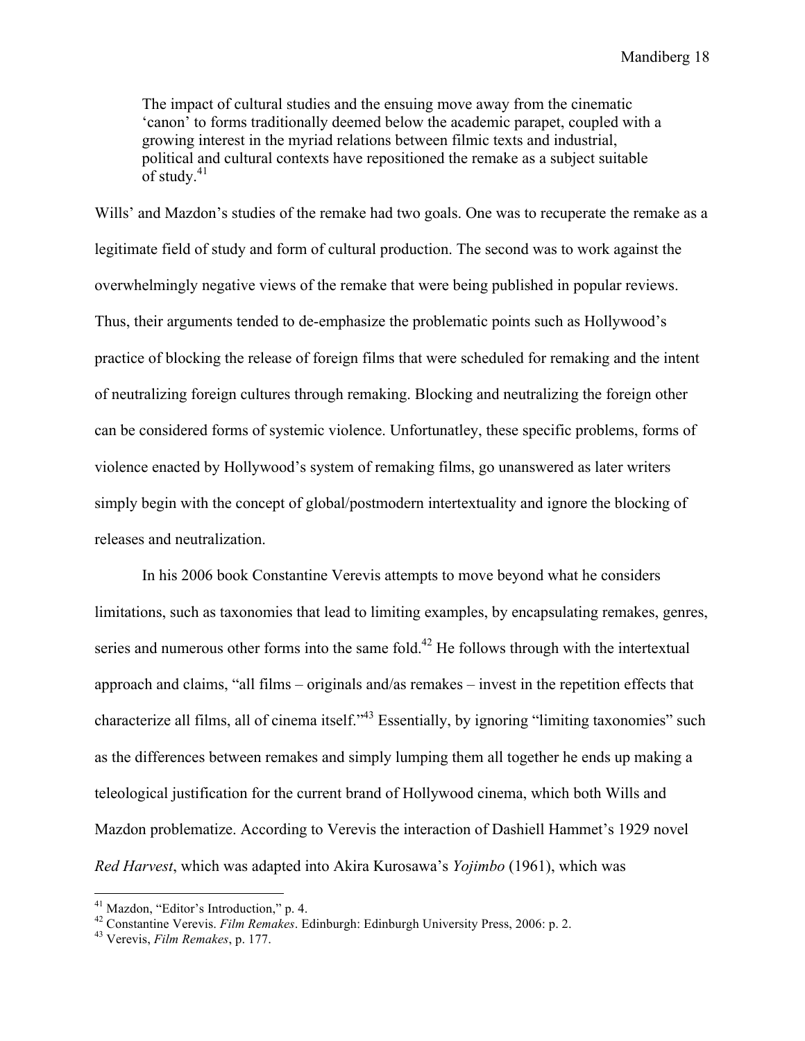> The impact of cultural studies and the ensuing move away from the cinematic 'canon' to forms traditionally deemed below the academic parapet, coupled with a growing interest in the myriad relations between filmic texts and industrial, political and cultural contexts have repositioned the remake as a subject suitable of study.[41]

Wills' and Mazdon's studies of the remake had two goals. One was to recuperate the remake as a legitimate field of study and form of cultural production. The second was to work against the overwhelmingly negative views of the remake that were being published in popular reviews. Thus, their arguments tended to de-emphasize the problematic points such as Hollywood's practice of blocking the release of foreign films that were scheduled for remaking and the intent of neutralizing foreign cultures through remaking. Blocking and neutralizing the foreign other can be considered forms of systemic violence. Unfortunatley, these specific problems, forms of violence enacted by Hollywood's system of remaking films, go unanswered as later writers simply begin with the concept of global/postmodern intertextuality and ignore the blocking of releases and neutralization.

In his 2006 book Constantine Verevis attempts to move beyond what he considers limitations, such as taxonomies that lead to limiting examples, by encapsulating remakes, genres, series and numerous other forms into the same fold.[42] He follows through with the intertextual approach and claims, "all films – originals and/as remakes – invest in the repetition effects that characterize all films, all of cinema itself."[43] Essentially, by ignoring "limiting taxonomies" such as the differences between remakes and simply lumping them all together he ends up making a teleological justification for the current brand of Hollywood cinema, which both Wills and Mazdon problematize. According to Verevis the interaction of Dashiell Hammet's 1929 novel *Red Harvest*, which was adapted into Akira Kurosawa's *Yojimbo* (1961), which was

---

[41] Mazdon, "Editor's Introduction," p. 4.

[42] Constantine Verevis. *Film Remakes*. Edinburgh: Edinburgh University Press, 2006: p. 2.

[43] Verevis, *Film Remakes*, p. 177.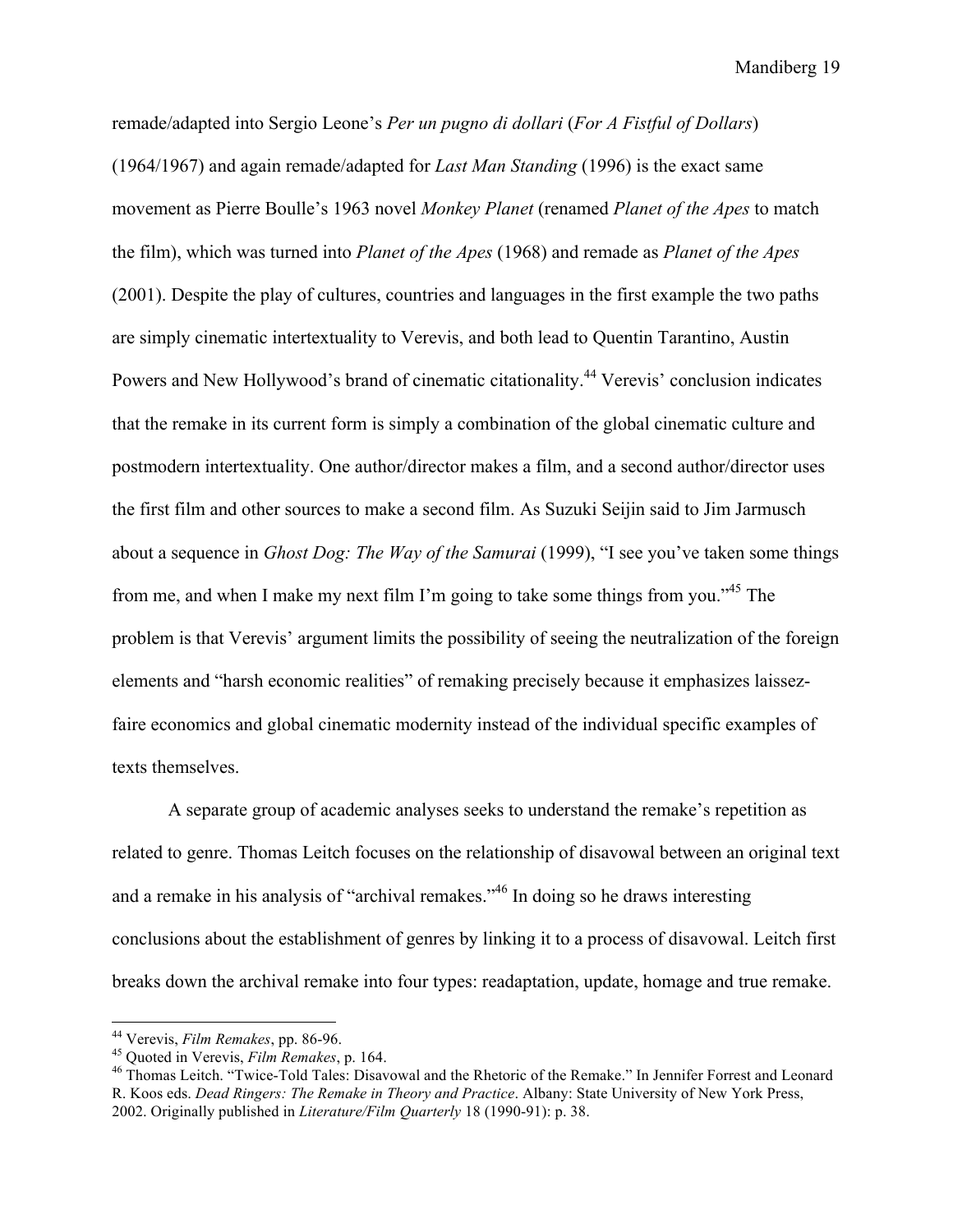remade/adapted into Sergio Leone's *Per un pugno di dollari* (*For A Fistful of Dollars*) (1964/1967) and again remade/adapted for *Last Man Standing* (1996) is the exact same movement as Pierre Boulle's 1963 novel *Monkey Planet* (renamed *Planet of the Apes* to match the film), which was turned into *Planet of the Apes* (1968) and remade as *Planet of the Apes* (2001). Despite the play of cultures, countries and languages in the first example the two paths are simply cinematic intertextuality to Verevis, and both lead to Quentin Tarantino, Austin Powers and New Hollywood's brand of cinematic citationality.[44] Verevis' conclusion indicates that the remake in its current form is simply a combination of the global cinematic culture and postmodern intertextuality. One author/director makes a film, and a second author/director uses the first film and other sources to make a second film. As Suzuki Seijin said to Jim Jarmusch about a sequence in *Ghost Dog: The Way of the Samurai* (1999), "I see you've taken some things from me, and when I make my next film I'm going to take some things from you."[45] The problem is that Verevis' argument limits the possibility of seeing the neutralization of the foreign elements and "harsh economic realities" of remaking precisely because it emphasizes laissez-faire economics and global cinematic modernity instead of the individual specific examples of texts themselves.

A separate group of academic analyses seeks to understand the remake's repetition as related to genre. Thomas Leitch focuses on the relationship of disavowal between an original text and a remake in his analysis of "archival remakes."[46] In doing so he draws interesting conclusions about the establishment of genres by linking it to a process of disavowal. Leitch first breaks down the archival remake into four types: readaptation, update, homage and true remake.

---

[44] Verevis, *Film Remakes*, pp. 86-96.

[45] Quoted in Verevis, *Film Remakes*, p. 164.

[46] Thomas Leitch. "Twice-Told Tales: Disavowal and the Rhetoric of the Remake." In Jennifer Forrest and Leonard R. Koos eds. *Dead Ringers: The Remake in Theory and Practice*. Albany: State University of New York Press, 2002. Originally published in *Literature/Film Quarterly* 18 (1990-91): p. 38.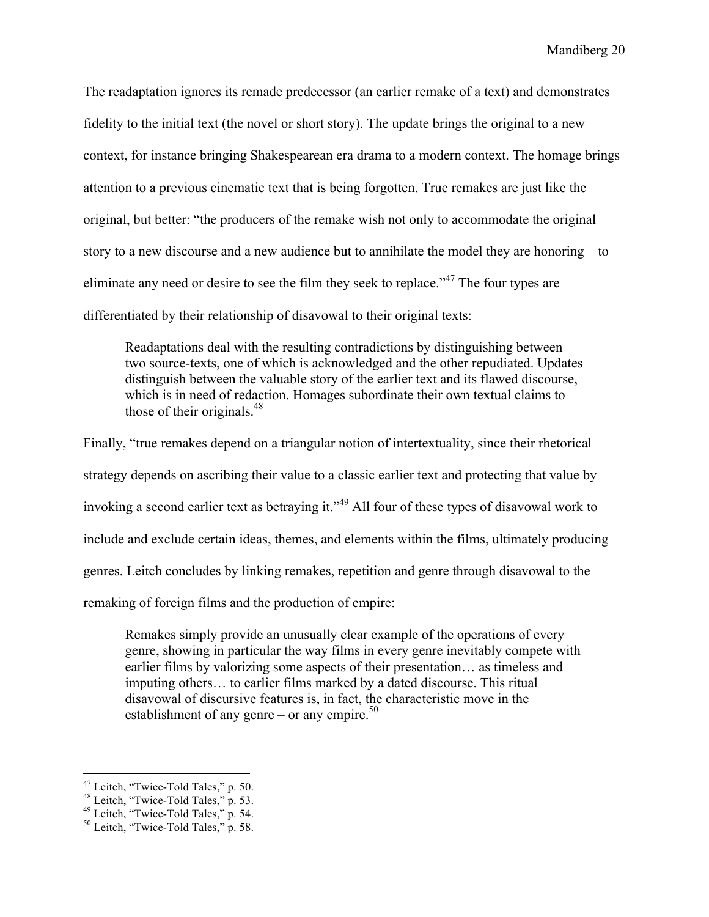The readaptation ignores its remade predecessor (an earlier remake of a text) and demonstrates fidelity to the initial text (the novel or short story). The update brings the original to a new context, for instance bringing Shakespearean era drama to a modern context. The homage brings attention to a previous cinematic text that is being forgotten. True remakes are just like the original, but better: "the producers of the remake wish not only to accommodate the original story to a new discourse and a new audience but to annihilate the model they are honoring – to eliminate any need or desire to see the film they seek to replace."[47] The four types are differentiated by their relationship of disavowal to their original texts:

> Readaptations deal with the resulting contradictions by distinguishing between two source-texts, one of which is acknowledged and the other repudiated. Updates distinguish between the valuable story of the earlier text and its flawed discourse, which is in need of redaction. Homages subordinate their own textual claims to those of their originals.[48]

Finally, "true remakes depend on a triangular notion of intertextuality, since their rhetorical strategy depends on ascribing their value to a classic earlier text and protecting that value by invoking a second earlier text as betraying it."[49] All four of these types of disavowal work to include and exclude certain ideas, themes, and elements within the films, ultimately producing genres. Leitch concludes by linking remakes, repetition and genre through disavowal to the remaking of foreign films and the production of empire:

> Remakes simply provide an unusually clear example of the operations of every genre, showing in particular the way films in every genre inevitably compete with earlier films by valorizing some aspects of their presentation… as timeless and imputing others… to earlier films marked by a dated discourse. This ritual disavowal of discursive features is, in fact, the characteristic move in the establishment of any genre – or any empire.[50]

---

[47] Leitch, "Twice-Told Tales," p. 50.
[48] Leitch, "Twice-Told Tales," p. 53.
[49] Leitch, "Twice-Told Tales," p. 54.
[50] Leitch, "Twice-Told Tales," p. 58.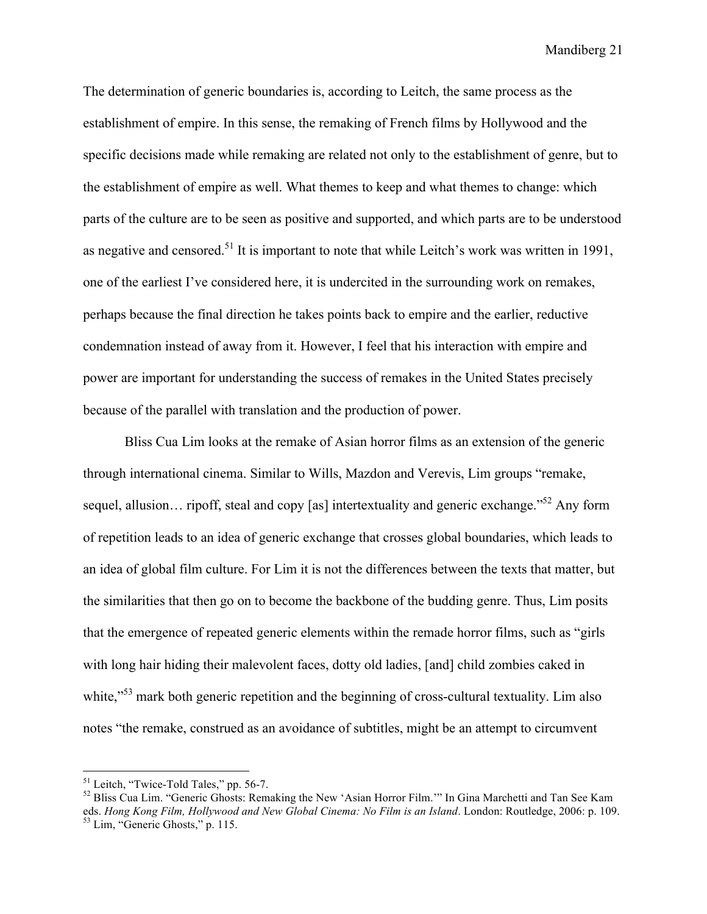The determination of generic boundaries is, according to Leitch, the same process as the establishment of empire. In this sense, the remaking of French films by Hollywood and the specific decisions made while remaking are related not only to the establishment of genre, but to the establishment of empire as well. What themes to keep and what themes to change: which parts of the culture are to be seen as positive and supported, and which parts are to be understood as negative and censored.[51] It is important to note that while Leitch's work was written in 1991, one of the earliest I've considered here, it is undercited in the surrounding work on remakes, perhaps because the final direction he takes points back to empire and the earlier, reductive condemnation instead of away from it. However, I feel that his interaction with empire and power are important for understanding the success of remakes in the United States precisely because of the parallel with translation and the production of power.

Bliss Cua Lim looks at the remake of Asian horror films as an extension of the generic through international cinema. Similar to Wills, Mazdon and Verevis, Lim groups "remake, sequel, allusion… ripoff, steal and copy [as] intertextuality and generic exchange."[52] Any form of repetition leads to an idea of generic exchange that crosses global boundaries, which leads to an idea of global film culture. For Lim it is not the differences between the texts that matter, but the similarities that then go on to become the backbone of the budding genre. Thus, Lim posits that the emergence of repeated generic elements within the remade horror films, such as "girls with long hair hiding their malevolent faces, dotty old ladies, [and] child zombies caked in white,"[53] mark both generic repetition and the beginning of cross-cultural textuality. Lim also notes "the remake, construed as an avoidance of subtitles, might be an attempt to circumvent

---

[51] Leitch, "Twice-Told Tales," pp. 56-7.

[52] Bliss Cua Lim. "Generic Ghosts: Remaking the New 'Asian Horror Film.'" In Gina Marchetti and Tan See Kam eds. *Hong Kong Film, Hollywood and New Global Cinema: No Film is an Island*. London: Routledge, 2006: p. 109.

[53] Lim, "Generic Ghosts," p. 115.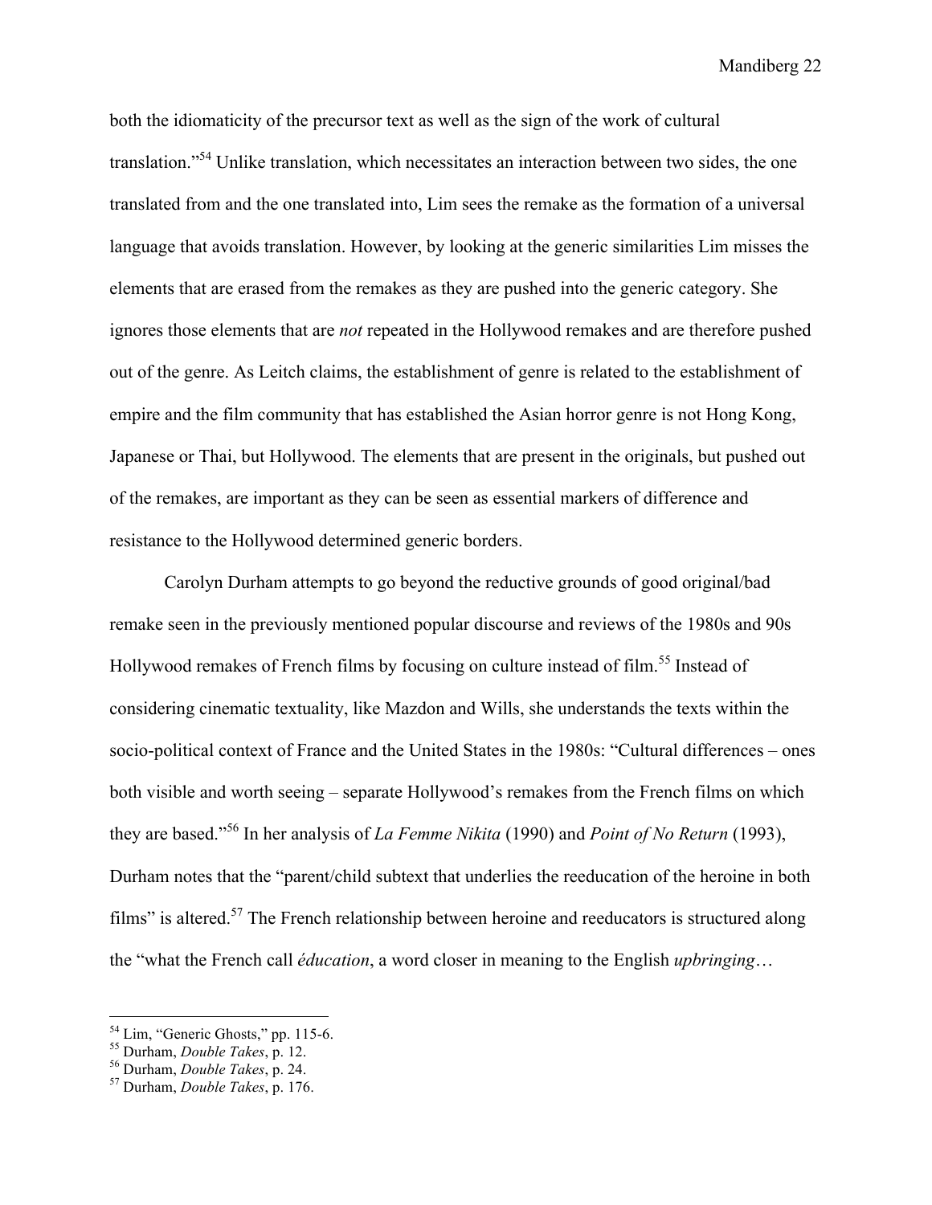both the idiomaticity of the precursor text as well as the sign of the work of cultural translation."[54] Unlike translation, which necessitates an interaction between two sides, the one translated from and the one translated into, Lim sees the remake as the formation of a universal language that avoids translation. However, by looking at the generic similarities Lim misses the elements that are erased from the remakes as they are pushed into the generic category. She ignores those elements that are *not* repeated in the Hollywood remakes and are therefore pushed out of the genre. As Leitch claims, the establishment of genre is related to the establishment of empire and the film community that has established the Asian horror genre is not Hong Kong, Japanese or Thai, but Hollywood. The elements that are present in the originals, but pushed out of the remakes, are important as they can be seen as essential markers of difference and resistance to the Hollywood determined generic borders.

Carolyn Durham attempts to go beyond the reductive grounds of good original/bad remake seen in the previously mentioned popular discourse and reviews of the 1980s and 90s Hollywood remakes of French films by focusing on culture instead of film.[55] Instead of considering cinematic textuality, like Mazdon and Wills, she understands the texts within the socio-political context of France and the United States in the 1980s: "Cultural differences – ones both visible and worth seeing – separate Hollywood's remakes from the French films on which they are based."[56] In her analysis of *La Femme Nikita* (1990) and *Point of No Return* (1993), Durham notes that the "parent/child subtext that underlies the reeducation of the heroine in both films" is altered.[57] The French relationship between heroine and reeducators is structured along the "what the French call *éducation*, a word closer in meaning to the English *upbringing*…

---

[54] Lim, "Generic Ghosts," pp. 115-6.
[55] Durham, *Double Takes*, p. 12.
[56] Durham, *Double Takes*, p. 24.
[57] Durham, *Double Takes*, p. 176.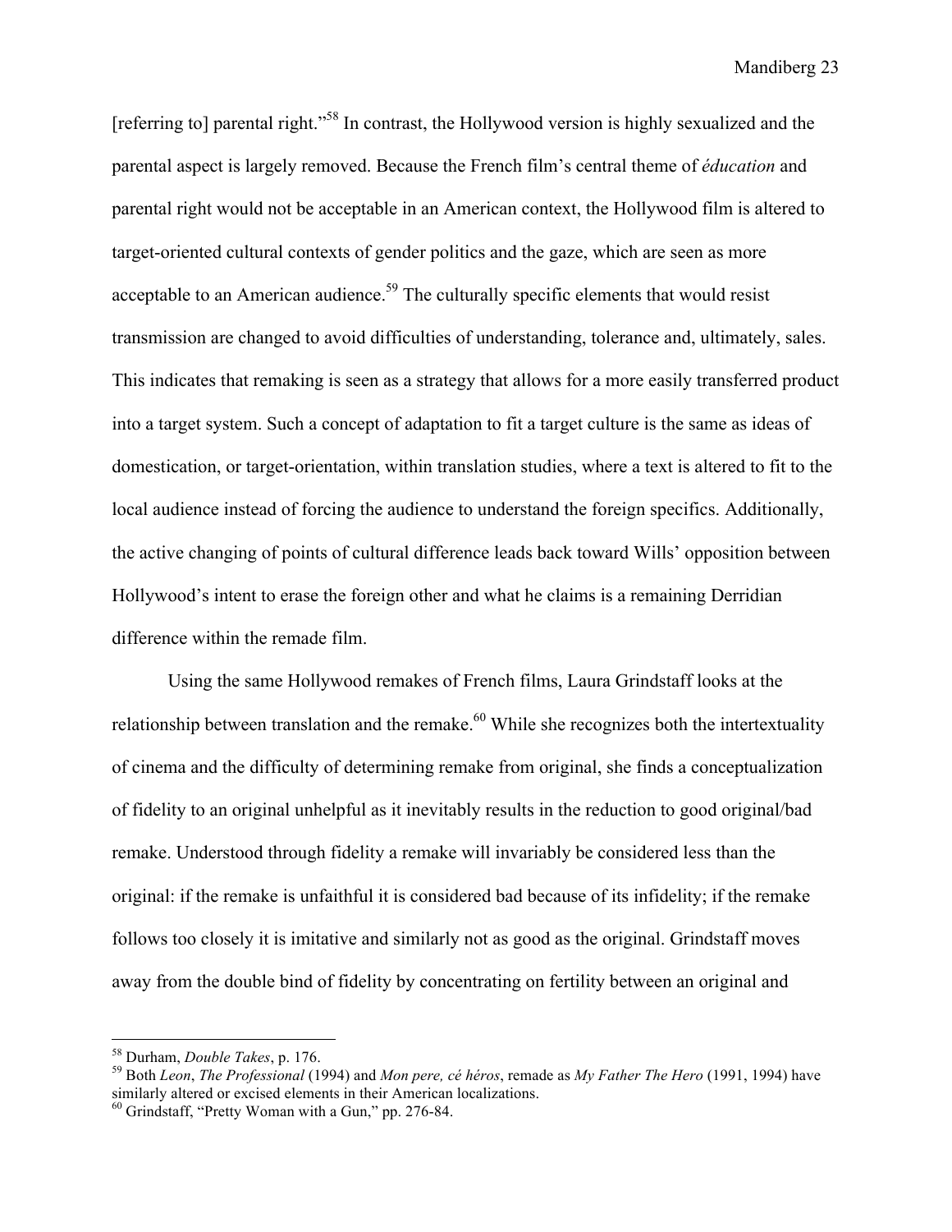[referring to] parental right."[58] In contrast, the Hollywood version is highly sexualized and the parental aspect is largely removed. Because the French film's central theme of *éducation* and parental right would not be acceptable in an American context, the Hollywood film is altered to target-oriented cultural contexts of gender politics and the gaze, which are seen as more acceptable to an American audience.[59] The culturally specific elements that would resist transmission are changed to avoid difficulties of understanding, tolerance and, ultimately, sales. This indicates that remaking is seen as a strategy that allows for a more easily transferred product into a target system. Such a concept of adaptation to fit a target culture is the same as ideas of domestication, or target-orientation, within translation studies, where a text is altered to fit to the local audience instead of forcing the audience to understand the foreign specifics. Additionally, the active changing of points of cultural difference leads back toward Wills' opposition between Hollywood's intent to erase the foreign other and what he claims is a remaining Derridian difference within the remade film.

Using the same Hollywood remakes of French films, Laura Grindstaff looks at the relationship between translation and the remake.[60] While she recognizes both the intertextuality of cinema and the difficulty of determining remake from original, she finds a conceptualization of fidelity to an original unhelpful as it inevitably results in the reduction to good original/bad remake. Understood through fidelity a remake will invariably be considered less than the original: if the remake is unfaithful it is considered bad because of its infidelity; if the remake follows too closely it is imitative and similarly not as good as the original. Grindstaff moves away from the double bind of fidelity by concentrating on fertility between an original and

---

[58] Durham, *Double Takes*, p. 176.

[59] Both *Leon*, *The Professional* (1994) and *Mon pere, cé héros*, remade as *My Father The Hero* (1991, 1994) have similarly altered or excised elements in their American localizations.

[60] Grindstaff, "Pretty Woman with a Gun," pp. 276-84.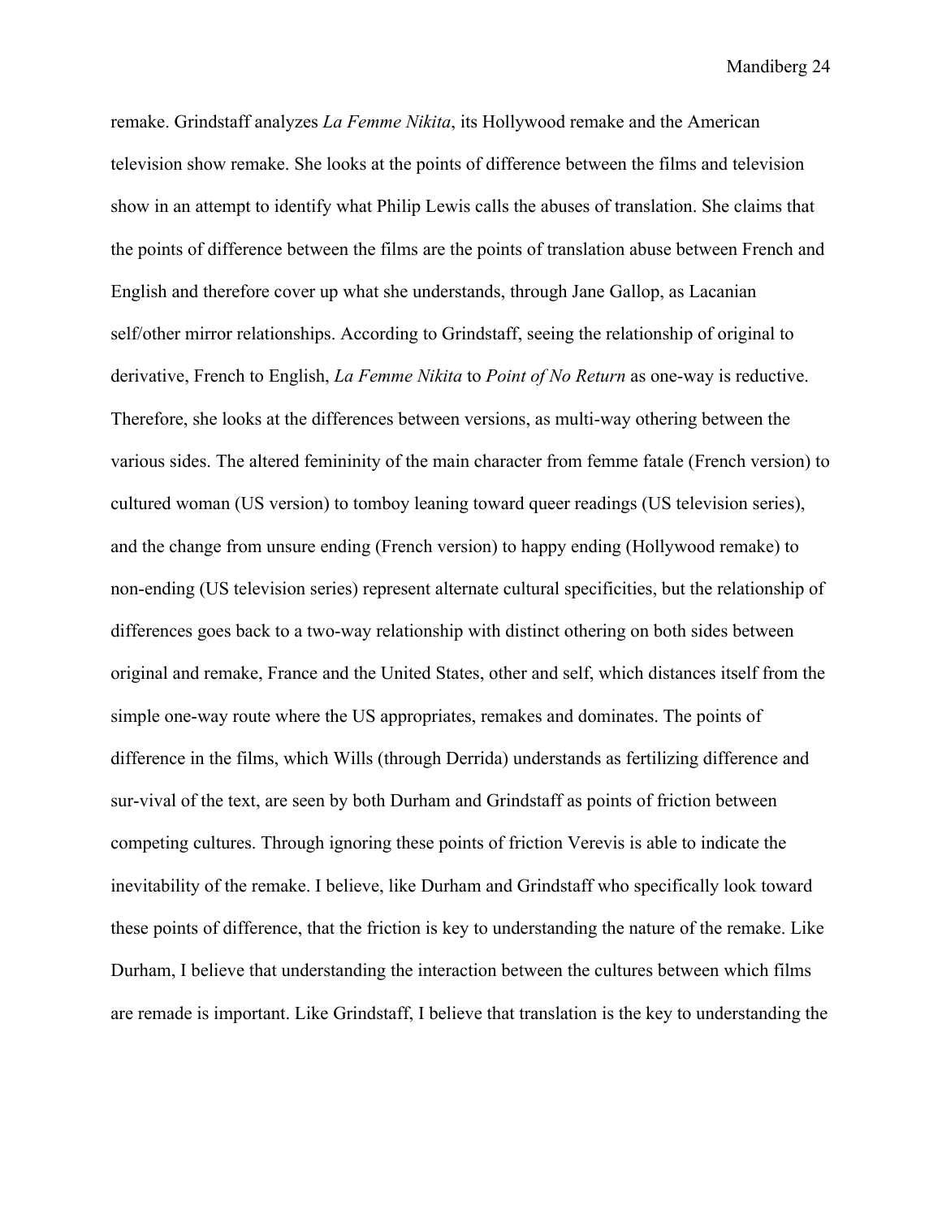remake. Grindstaff analyzes *La Femme Nikita*, its Hollywood remake and the American television show remake. She looks at the points of difference between the films and television show in an attempt to identify what Philip Lewis calls the abuses of translation. She claims that the points of difference between the films are the points of translation abuse between French and English and therefore cover up what she understands, through Jane Gallop, as Lacanian self/other mirror relationships. According to Grindstaff, seeing the relationship of original to derivative, French to English, *La Femme Nikita* to *Point of No Return* as one-way is reductive. Therefore, she looks at the differences between versions, as multi-way othering between the various sides. The altered femininity of the main character from femme fatale (French version) to cultured woman (US version) to tomboy leaning toward queer readings (US television series), and the change from unsure ending (French version) to happy ending (Hollywood remake) to non-ending (US television series) represent alternate cultural specificities, but the relationship of differences goes back to a two-way relationship with distinct othering on both sides between original and remake, France and the United States, other and self, which distances itself from the simple one-way route where the US appropriates, remakes and dominates. The points of difference in the films, which Wills (through Derrida) understands as fertilizing difference and sur-vival of the text, are seen by both Durham and Grindstaff as points of friction between competing cultures. Through ignoring these points of friction Verevis is able to indicate the inevitability of the remake. I believe, like Durham and Grindstaff who specifically look toward these points of difference, that the friction is key to understanding the nature of the remake. Like Durham, I believe that understanding the interaction between the cultures between which films are remade is important. Like Grindstaff, I believe that translation is the key to understanding the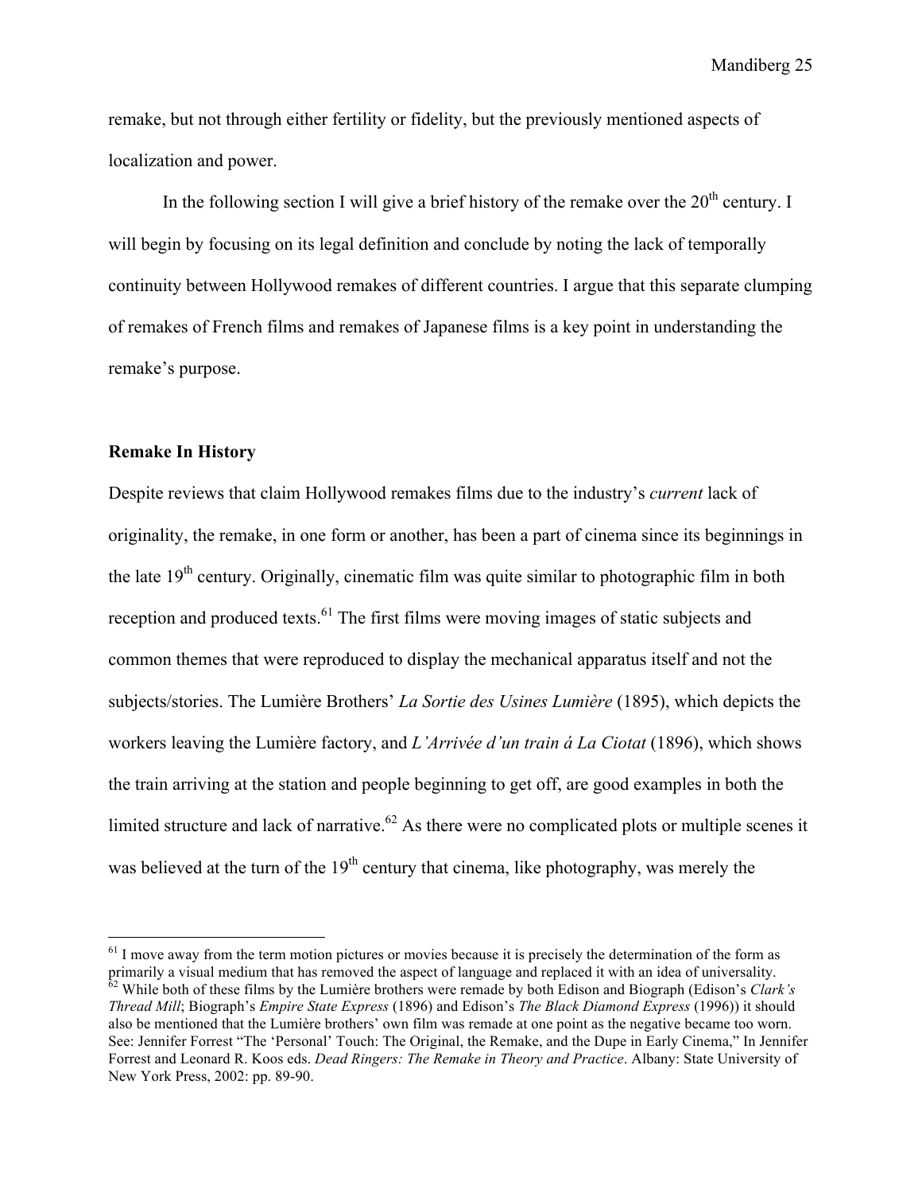remake, but not through either fertility or fidelity, but the previously mentioned aspects of localization and power.

In the following section I will give a brief history of the remake over the 20th century. I will begin by focusing on its legal definition and conclude by noting the lack of temporally continuity between Hollywood remakes of different countries. I argue that this separate clumping of remakes of French films and remakes of Japanese films is a key point in understanding the remake's purpose.

**Remake In History**

Despite reviews that claim Hollywood remakes films due to the industry's *current* lack of originality, the remake, in one form or another, has been a part of cinema since its beginnings in the late 19th century. Originally, cinematic film was quite similar to photographic film in both reception and produced texts.[61] The first films were moving images of static subjects and common themes that were reproduced to display the mechanical apparatus itself and not the subjects/stories. The Lumière Brothers' *La Sortie des Usines Lumière* (1895), which depicts the workers leaving the Lumière factory, and *L'Arrivée d'un train á La Ciotat* (1896), which shows the train arriving at the station and people beginning to get off, are good examples in both the limited structure and lack of narrative.[62] As there were no complicated plots or multiple scenes it was believed at the turn of the 19th century that cinema, like photography, was merely the

---

[61] I move away from the term motion pictures or movies because it is precisely the determination of the form as primarily a visual medium that has removed the aspect of language and replaced it with an idea of universality.

[62] While both of these films by the Lumière brothers were remade by both Edison and Biograph (Edison's *Clark's Thread Mill*; Biograph's *Empire State Express* (1896) and Edison's *The Black Diamond Express* (1996)) it should also be mentioned that the Lumière brothers' own film was remade at one point as the negative became too worn. See: Jennifer Forrest "The 'Personal' Touch: The Original, the Remake, and the Dupe in Early Cinema," In Jennifer Forrest and Leonard R. Koos eds. *Dead Ringers: The Remake in Theory and Practice*. Albany: State University of New York Press, 2002: pp. 89-90.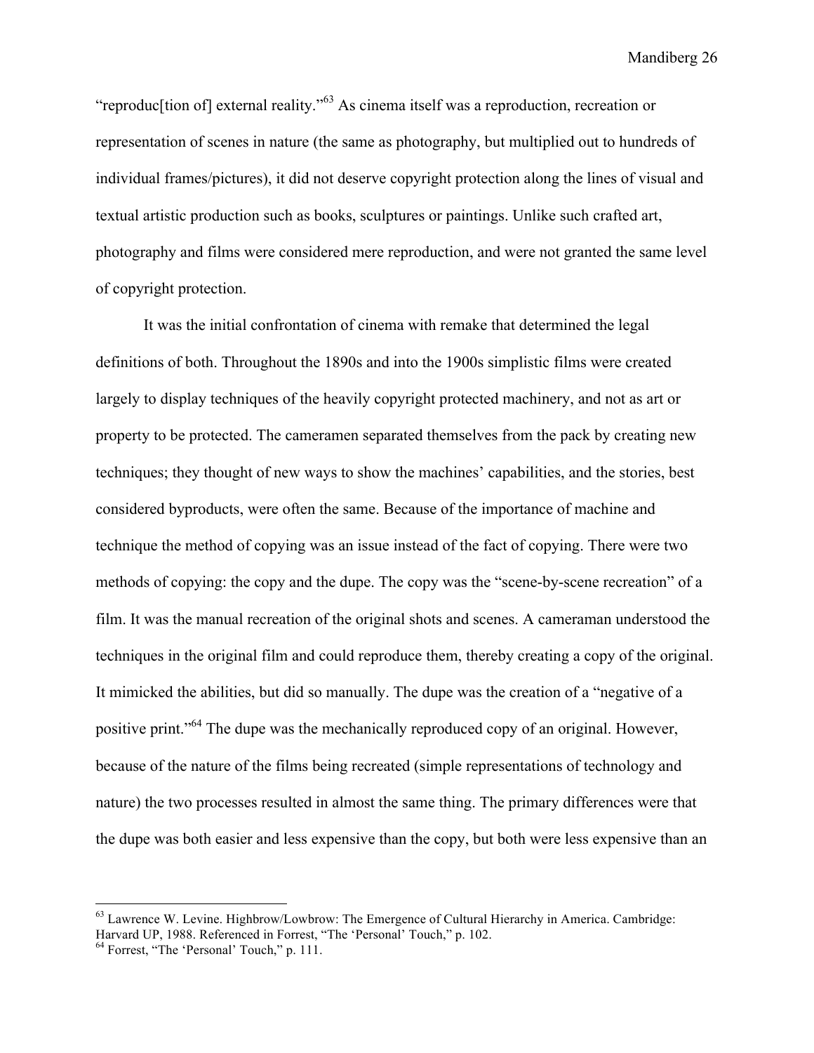"reproduc[tion of] external reality."[63] As cinema itself was a reproduction, recreation or representation of scenes in nature (the same as photography, but multiplied out to hundreds of individual frames/pictures), it did not deserve copyright protection along the lines of visual and textual artistic production such as books, sculptures or paintings. Unlike such crafted art, photography and films were considered mere reproduction, and were not granted the same level of copyright protection.

It was the initial confrontation of cinema with remake that determined the legal definitions of both. Throughout the 1890s and into the 1900s simplistic films were created largely to display techniques of the heavily copyright protected machinery, and not as art or property to be protected. The cameramen separated themselves from the pack by creating new techniques; they thought of new ways to show the machines' capabilities, and the stories, best considered byproducts, were often the same. Because of the importance of machine and technique the method of copying was an issue instead of the fact of copying. There were two methods of copying: the copy and the dupe. The copy was the "scene-by-scene recreation" of a film. It was the manual recreation of the original shots and scenes. A cameraman understood the techniques in the original film and could reproduce them, thereby creating a copy of the original. It mimicked the abilities, but did so manually. The dupe was the creation of a "negative of a positive print."[64] The dupe was the mechanically reproduced copy of an original. However, because of the nature of the films being recreated (simple representations of technology and nature) the two processes resulted in almost the same thing. The primary differences were that the dupe was both easier and less expensive than the copy, but both were less expensive than an

---

[63] Lawrence W. Levine. Highbrow/Lowbrow: The Emergence of Cultural Hierarchy in America. Cambridge: Harvard UP, 1988. Referenced in Forrest, "The 'Personal' Touch," p. 102.

[64] Forrest, "The 'Personal' Touch," p. 111.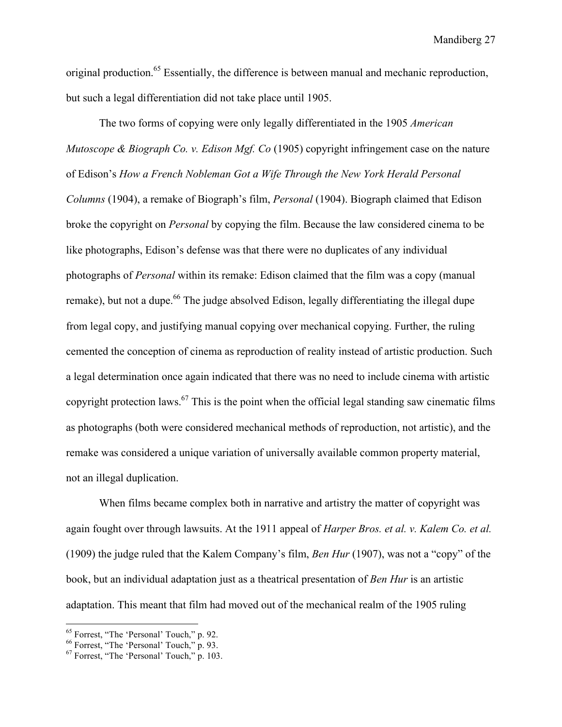original production.[65] Essentially, the difference is between manual and mechanic reproduction, but such a legal differentiation did not take place until 1905.

The two forms of copying were only legally differentiated in the 1905 *American Mutoscope & Biograph Co. v. Edison Mgf. Co* (1905) copyright infringement case on the nature of Edison's *How a French Nobleman Got a Wife Through the New York Herald Personal Columns* (1904), a remake of Biograph's film, *Personal* (1904). Biograph claimed that Edison broke the copyright on *Personal* by copying the film. Because the law considered cinema to be like photographs, Edison's defense was that there were no duplicates of any individual photographs of *Personal* within its remake: Edison claimed that the film was a copy (manual remake), but not a dupe.[66] The judge absolved Edison, legally differentiating the illegal dupe from legal copy, and justifying manual copying over mechanical copying. Further, the ruling cemented the conception of cinema as reproduction of reality instead of artistic production. Such a legal determination once again indicated that there was no need to include cinema with artistic copyright protection laws.[67] This is the point when the official legal standing saw cinematic films as photographs (both were considered mechanical methods of reproduction, not artistic), and the remake was considered a unique variation of universally available common property material, not an illegal duplication.

When films became complex both in narrative and artistry the matter of copyright was again fought over through lawsuits. At the 1911 appeal of *Harper Bros. et al. v. Kalem Co. et al.* (1909) the judge ruled that the Kalem Company's film, *Ben Hur* (1907), was not a "copy" of the book, but an individual adaptation just as a theatrical presentation of *Ben Hur* is an artistic adaptation. This meant that film had moved out of the mechanical realm of the 1905 ruling

[65] Forrest, "The 'Personal' Touch," p. 92.
[66] Forrest, "The 'Personal' Touch," p. 93.
[67] Forrest, "The 'Personal' Touch," p. 103.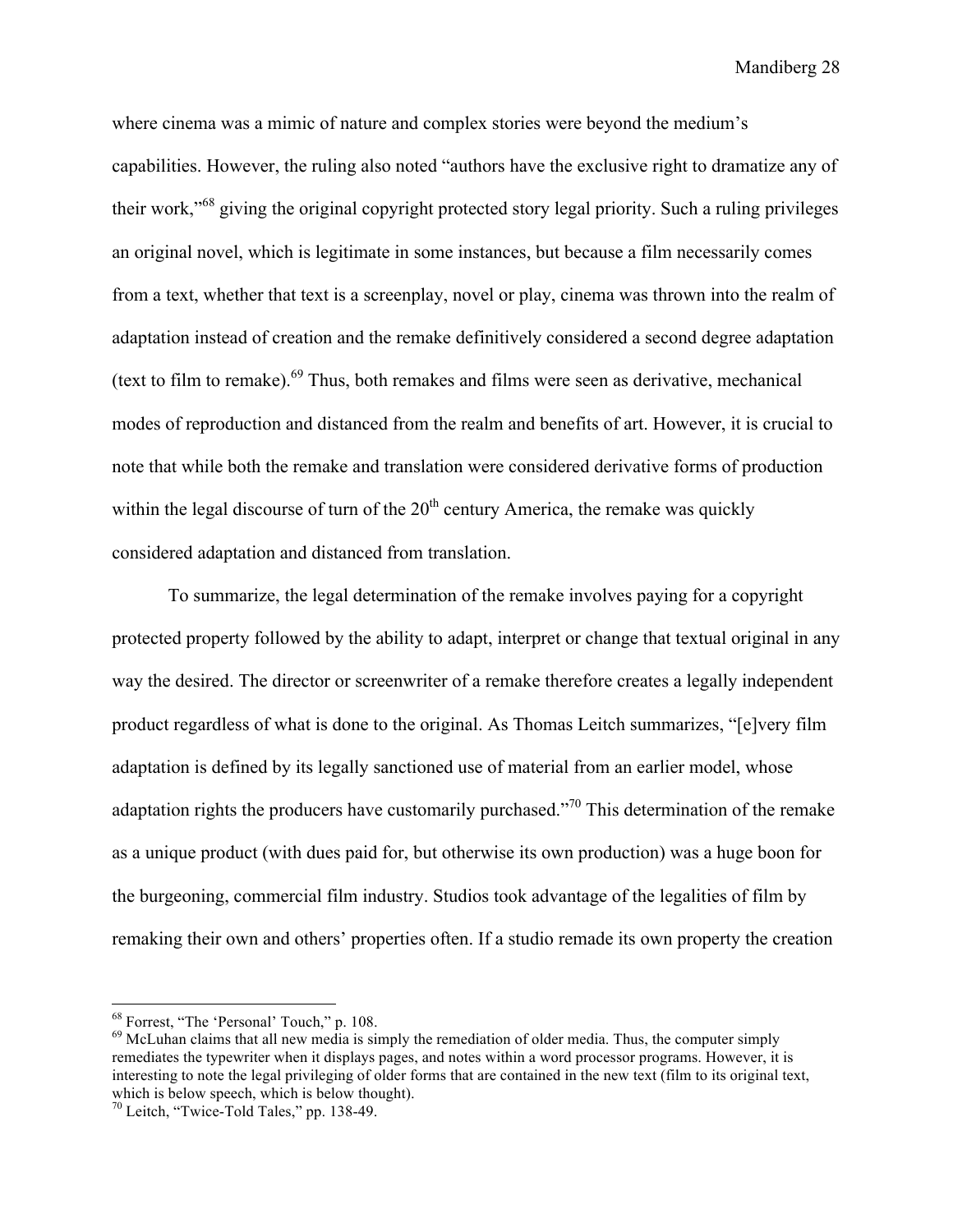where cinema was a mimic of nature and complex stories were beyond the medium's capabilities. However, the ruling also noted "authors have the exclusive right to dramatize any of their work,"[68] giving the original copyright protected story legal priority. Such a ruling privileges an original novel, which is legitimate in some instances, but because a film necessarily comes from a text, whether that text is a screenplay, novel or play, cinema was thrown into the realm of adaptation instead of creation and the remake definitively considered a second degree adaptation (text to film to remake).[69] Thus, both remakes and films were seen as derivative, mechanical modes of reproduction and distanced from the realm and benefits of art. However, it is crucial to note that while both the remake and translation were considered derivative forms of production within the legal discourse of turn of the 20th century America, the remake was quickly considered adaptation and distanced from translation.

To summarize, the legal determination of the remake involves paying for a copyright protected property followed by the ability to adapt, interpret or change that textual original in any way the desired. The director or screenwriter of a remake therefore creates a legally independent product regardless of what is done to the original. As Thomas Leitch summarizes, "[e]very film adaptation is defined by its legally sanctioned use of material from an earlier model, whose adaptation rights the producers have customarily purchased."[70] This determination of the remake as a unique product (with dues paid for, but otherwise its own production) was a huge boon for the burgeoning, commercial film industry. Studios took advantage of the legalities of film by remaking their own and others' properties often. If a studio remade its own property the creation

---

[68] Forrest, "The 'Personal' Touch," p. 108.

[69] McLuhan claims that all new media is simply the remediation of older media. Thus, the computer simply remediates the typewriter when it displays pages, and notes within a word processor programs. However, it is interesting to note the legal privileging of older forms that are contained in the new text (film to its original text, which is below speech, which is below thought).

[70] Leitch, "Twice-Told Tales," pp. 138-49.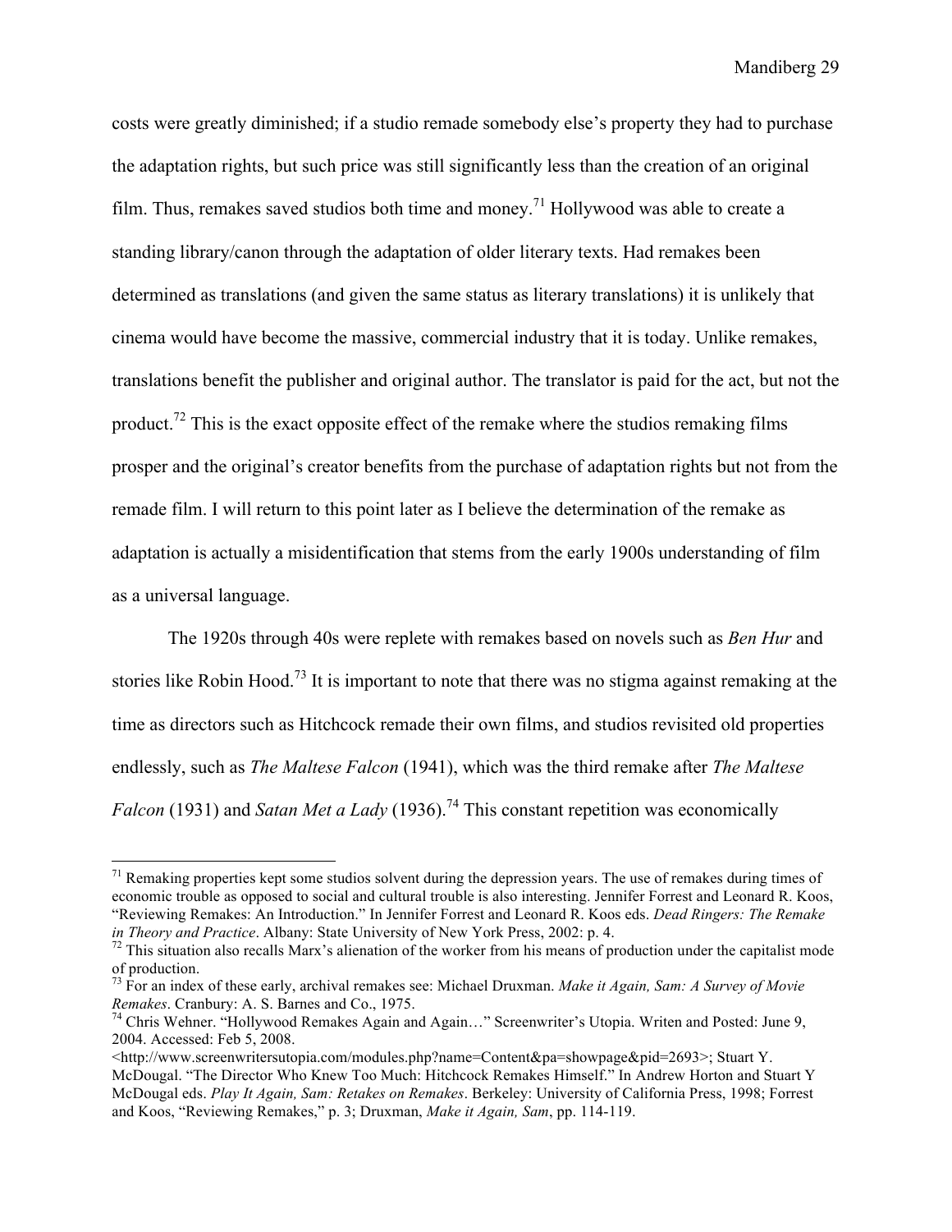costs were greatly diminished; if a studio remade somebody else's property they had to purchase the adaptation rights, but such price was still significantly less than the creation of an original film. Thus, remakes saved studios both time and money.[71] Hollywood was able to create a standing library/canon through the adaptation of older literary texts. Had remakes been determined as translations (and given the same status as literary translations) it is unlikely that cinema would have become the massive, commercial industry that it is today. Unlike remakes, translations benefit the publisher and original author. The translator is paid for the act, but not the product.[72] This is the exact opposite effect of the remake where the studios remaking films prosper and the original's creator benefits from the purchase of adaptation rights but not from the remade film. I will return to this point later as I believe the determination of the remake as adaptation is actually a misidentification that stems from the early 1900s understanding of film as a universal language.

The 1920s through 40s were replete with remakes based on novels such as *Ben Hur* and stories like Robin Hood.[73] It is important to note that there was no stigma against remaking at the time as directors such as Hitchcock remade their own films, and studios revisited old properties endlessly, such as *The Maltese Falcon* (1941), which was the third remake after *The Maltese Falcon* (1931) and *Satan Met a Lady* (1936).[74] This constant repetition was economically

---

[71] Remaking properties kept some studios solvent during the depression years. The use of remakes during times of economic trouble as opposed to social and cultural trouble is also interesting. Jennifer Forrest and Leonard R. Koos, "Reviewing Remakes: An Introduction." In Jennifer Forrest and Leonard R. Koos eds. *Dead Ringers: The Remake in Theory and Practice*. Albany: State University of New York Press, 2002: p. 4.

[72] This situation also recalls Marx's alienation of the worker from his means of production under the capitalist mode of production.

[73] For an index of these early, archival remakes see: Michael Druxman. *Make it Again, Sam: A Survey of Movie Remakes*. Cranbury: A. S. Barnes and Co., 1975.

[74] Chris Wehner. "Hollywood Remakes Again and Again…" Screenwriter's Utopia. Writen and Posted: June 9, 2004. Accessed: Feb 5, 2008. <http://www.screenwritersutopia.com/modules.php?name=Content&pa=showpage&pid=2693>; Stuart Y. McDougal. "The Director Who Knew Too Much: Hitchcock Remakes Himself." In Andrew Horton and Stuart Y McDougal eds. *Play It Again, Sam: Retakes on Remakes*. Berkeley: University of California Press, 1998; Forrest and Koos, "Reviewing Remakes," p. 3; Druxman, *Make it Again, Sam*, pp. 114-119.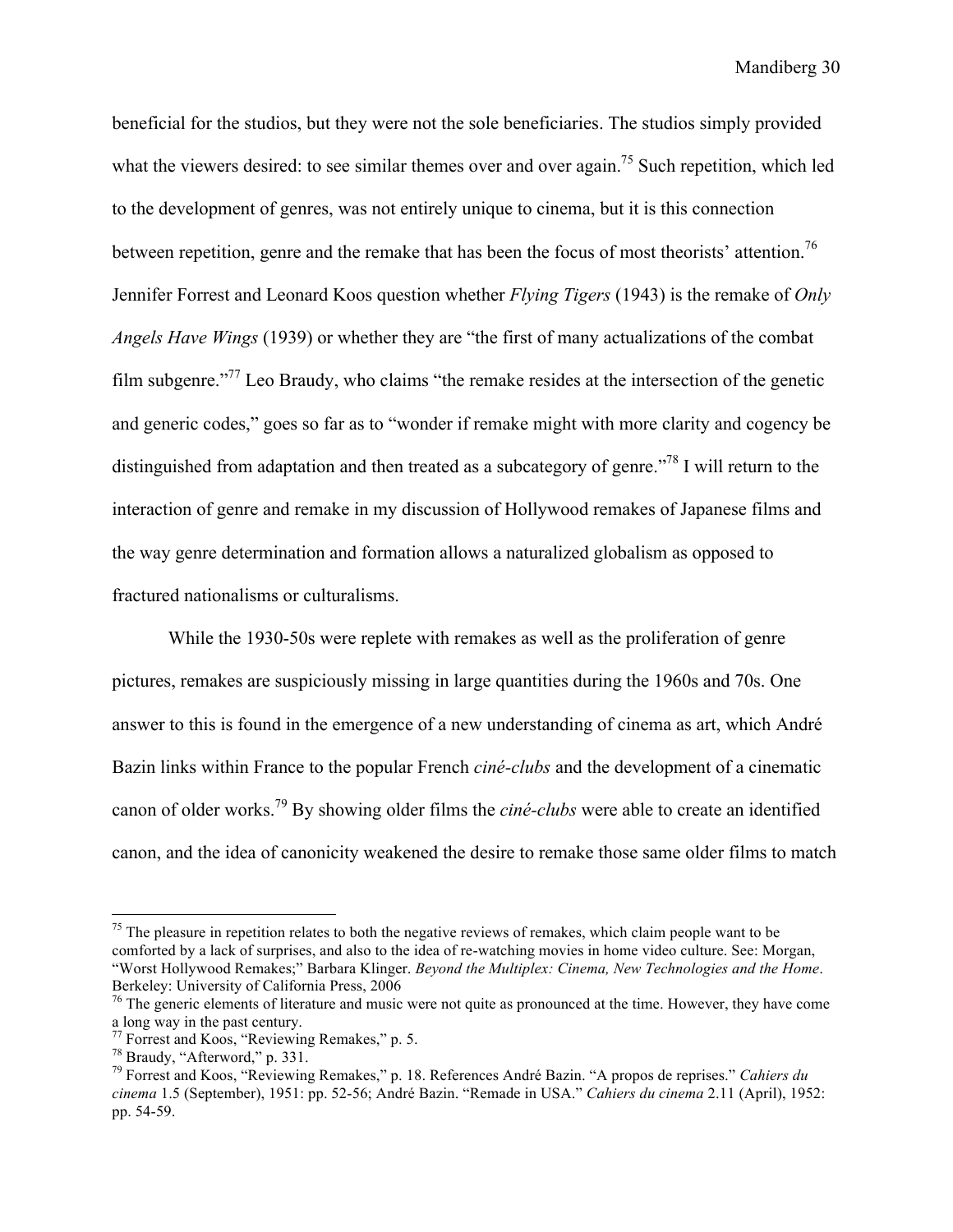beneficial for the studios, but they were not the sole beneficiaries. The studios simply provided what the viewers desired: to see similar themes over and over again.[75] Such repetition, which led to the development of genres, was not entirely unique to cinema, but it is this connection between repetition, genre and the remake that has been the focus of most theorists' attention.[76] Jennifer Forrest and Leonard Koos question whether *Flying Tigers* (1943) is the remake of *Only Angels Have Wings* (1939) or whether they are "the first of many actualizations of the combat film subgenre."[77] Leo Braudy, who claims "the remake resides at the intersection of the genetic and generic codes," goes so far as to "wonder if remake might with more clarity and cogency be distinguished from adaptation and then treated as a subcategory of genre."[78] I will return to the interaction of genre and remake in my discussion of Hollywood remakes of Japanese films and the way genre determination and formation allows a naturalized globalism as opposed to fractured nationalisms or culturalisms.

While the 1930-50s were replete with remakes as well as the proliferation of genre pictures, remakes are suspiciously missing in large quantities during the 1960s and 70s. One answer to this is found in the emergence of a new understanding of cinema as art, which André Bazin links within France to the popular French *ciné-clubs* and the development of a cinematic canon of older works.[79] By showing older films the *ciné-clubs* were able to create an identified canon, and the idea of canonicity weakened the desire to remake those same older films to match

---

[75] The pleasure in repetition relates to both the negative reviews of remakes, which claim people want to be comforted by a lack of surprises, and also to the idea of re-watching movies in home video culture. See: Morgan, "Worst Hollywood Remakes;" Barbara Klinger. *Beyond the Multiplex: Cinema, New Technologies and the Home*. Berkeley: University of California Press, 2006

[76] The generic elements of literature and music were not quite as pronounced at the time. However, they have come a long way in the past century.

[77] Forrest and Koos, "Reviewing Remakes," p. 5.

[78] Braudy, "Afterword," p. 331.

[79] Forrest and Koos, "Reviewing Remakes," p. 18. References André Bazin. "A propos de reprises." *Cahiers du cinema* 1.5 (September), 1951: pp. 52-56; André Bazin. "Remade in USA." *Cahiers du cinema* 2.11 (April), 1952: pp. 54-59.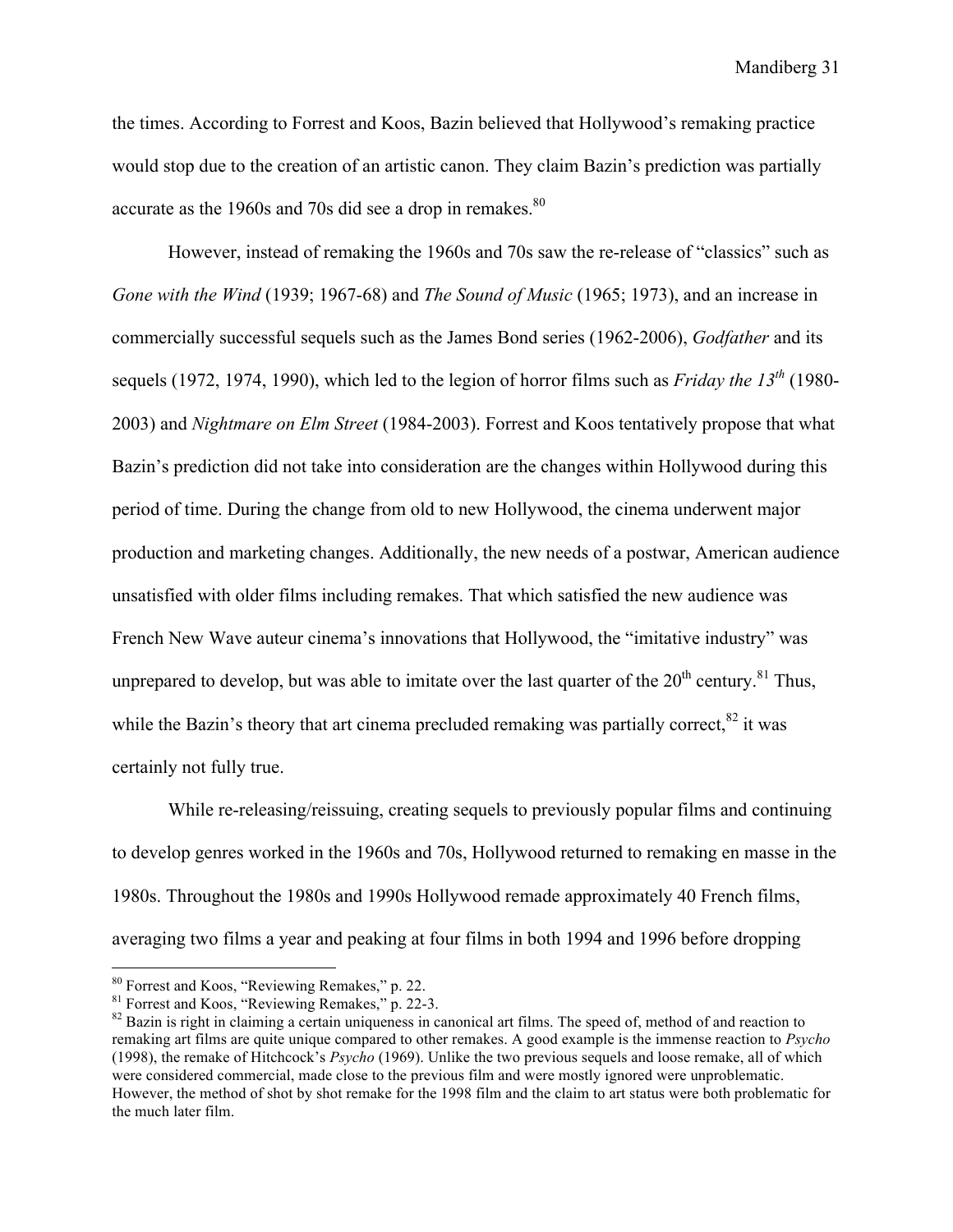the times. According to Forrest and Koos, Bazin believed that Hollywood's remaking practice would stop due to the creation of an artistic canon. They claim Bazin's prediction was partially accurate as the 1960s and 70s did see a drop in remakes.[80]

However, instead of remaking the 1960s and 70s saw the re-release of "classics" such as *Gone with the Wind* (1939; 1967-68) and *The Sound of Music* (1965; 1973), and an increase in commercially successful sequels such as the James Bond series (1962-2006), *Godfather* and its sequels (1972, 1974, 1990), which led to the legion of horror films such as *Friday the 13th* (1980-2003) and *Nightmare on Elm Street* (1984-2003). Forrest and Koos tentatively propose that what Bazin's prediction did not take into consideration are the changes within Hollywood during this period of time. During the change from old to new Hollywood, the cinema underwent major production and marketing changes. Additionally, the new needs of a postwar, American audience unsatisfied with older films including remakes. That which satisfied the new audience was French New Wave auteur cinema's innovations that Hollywood, the "imitative industry" was unprepared to develop, but was able to imitate over the last quarter of the 20th century.[81] Thus, while the Bazin's theory that art cinema precluded remaking was partially correct,[82] it was certainly not fully true.

While re-releasing/reissuing, creating sequels to previously popular films and continuing to develop genres worked in the 1960s and 70s, Hollywood returned to remaking en masse in the 1980s. Throughout the 1980s and 1990s Hollywood remade approximately 40 French films, averaging two films a year and peaking at four films in both 1994 and 1996 before dropping

---

[80] Forrest and Koos, "Reviewing Remakes," p. 22.

[81] Forrest and Koos, "Reviewing Remakes," p. 22-3.

[82] Bazin is right in claiming a certain uniqueness in canonical art films. The speed of, method of and reaction to remaking art films are quite unique compared to other remakes. A good example is the immense reaction to *Psycho* (1998), the remake of Hitchcock's *Psycho* (1969). Unlike the two previous sequels and loose remake, all of which were considered commercial, made close to the previous film and were mostly ignored were unproblematic. However, the method of shot by shot remake for the 1998 film and the claim to art status were both problematic for the much later film.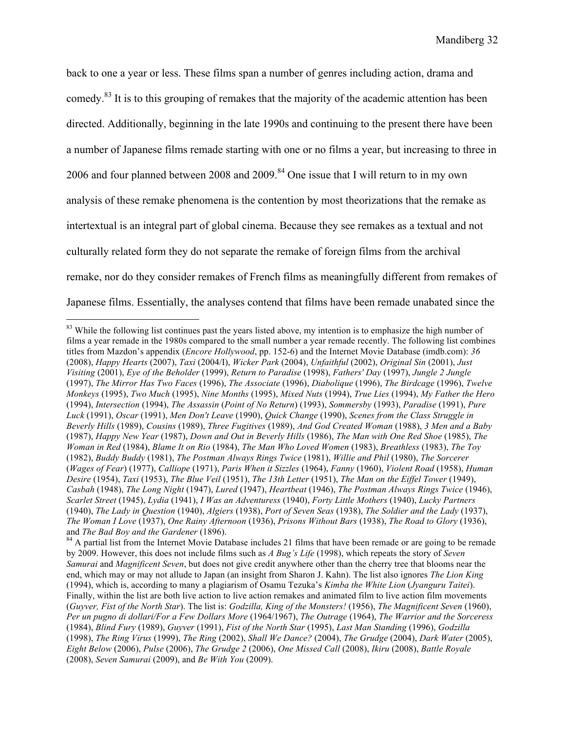back to one a year or less. These films span a number of genres including action, drama and comedy.[83] It is to this grouping of remakes that the majority of the academic attention has been directed. Additionally, beginning in the late 1990s and continuing to the present there have been a number of Japanese films remade starting with one or no films a year, but increasing to three in 2006 and four planned between 2008 and 2009.[84] One issue that I will return to in my own analysis of these remake phenomena is the contention by most theorizations that the remake as intertextual is an integral part of global cinema. Because they see remakes as a textual and not culturally related form they do not separate the remake of foreign films from the archival remake, nor do they consider remakes of French films as meaningfully different from remakes of Japanese films. Essentially, the analyses contend that films have been remade unabated since the

---

[83] While the following list continues past the years listed above, my intention is to emphasize the high number of films a year remade in the 1980s compared to the small number a year remade recently. The following list combines titles from Mazdon's appendix (*Encore Hollywood*, pp. 152-6) and the Internet Movie Database (imdb.com): *36* (2008), *Happy Hearts* (2007), *Taxi* (2004/I), *Wicker Park* (2004), *Unfaithful* (2002), *Original Sin* (2001), *Just Visiting* (2001), *Eye of the Beholder* (1999), *Return to Paradise* (1998), *Fathers' Day* (1997), *Jungle 2 Jungle* (1997), *The Mirror Has Two Faces* (1996), *The Associate* (1996), *Diabolique* (1996), *The Birdcage* (1996), *Twelve Monkeys* (1995), *Two Much* (1995), *Nine Months* (1995), *Mixed Nuts* (1994), *True Lies* (1994), *My Father the Hero* (1994), *Intersection* (1994), *The Assassin* (*Point of No Return*) (1993), *Sommersby* (1993), *Paradise* (1991), *Pure Luck* (1991), *Oscar* (1991), *Men Don't Leave* (1990), *Quick Change* (1990), *Scenes from the Class Struggle in Beverly Hills* (1989), *Cousins* (1989), *Three Fugitives* (1989), *And God Created Woman* (1988), *3 Men and a Baby* (1987), *Happy New Year* (1987), *Down and Out in Beverly Hills* (1986), *The Man with One Red Shoe* (1985), *The Woman in Red* (1984), *Blame It on Rio* (1984), *The Man Who Loved Women* (1983), *Breathless* (1983), *The Toy* (1982), *Buddy Buddy* (1981), *The Postman Always Rings Twice* (1981), *Willie and Phil* (1980), *The Sorcerer* (*Wages of Fear*) (1977), *Calliope* (1971), *Paris When it Sizzles* (1964), *Fanny* (1960), *Violent Road* (1958), *Human Desire* (1954), *Taxi* (1953), *The Blue Veil* (1951), *The 13th Letter* (1951), *The Man on the Eiffel Tower* (1949), *Casbah* (1948), *The Long Night* (1947), *Lured* (1947), *Heartbeat* (1946), *The Postman Always Rings Twice* (1946), *Scarlet Street* (1945), *Lydia* (1941), *I Was an Adventuress* (1940), *Forty Little Mothers* (1940), *Lucky Partners* (1940), *The Lady in Question* (1940), *Algiers* (1938), *Port of Seven Seas* (1938), *The Soldier and the Lady* (1937), *The Woman I Love* (1937), *One Rainy Afternoon* (1936), *Prisons Without Bars* (1938), *The Road to Glory* (1936), and *The Bad Boy and the Gardener* (1896).

[84] A partial list from the Internet Movie Database includes 21 films that have been remade or are going to be remade by 2009. However, this does not include films such as *A Bug's Life* (1998), which repeats the story of *Seven Samurai* and *Magnificent Seven*, but does not give credit anywhere other than the cherry tree that blooms near the end, which may or may not allude to Japan (an insight from Sharon J. Kahn). The list also ignores *The Lion King* (1994), which is, according to many a plagiarism of Osamu Tezuka's *Kimba the White Lion* (*Jyanguru Taitei*). Finally, within the list are both live action to live action remakes and animated film to live action film movements (*Guyver, Fist of the North Star*). The list is: *Godzilla, King of the Monsters!* (1956), *The Magnificent Seven* (1960), *Per un pugno di dollari/For a Few Dollars More* (1964/1967), *The Outrage* (1964), *The Warrior and the Sorceress* (1984), *Blind Fury* (1989), *Guyver* (1991), *Fist of the North Star* (1995), *Last Man Standing* (1996), *Godzilla* (1998), *The Ring Virus* (1999), *The Ring* (2002), *Shall We Dance?* (2004), *The Grudge* (2004), *Dark Water* (2005), *Eight Below* (2006), *Pulse* (2006), *The Grudge 2* (2006), *One Missed Call* (2008), *Ikiru* (2008), *Battle Royale* (2008), *Seven Samurai* (2009), and *Be With You* (2009).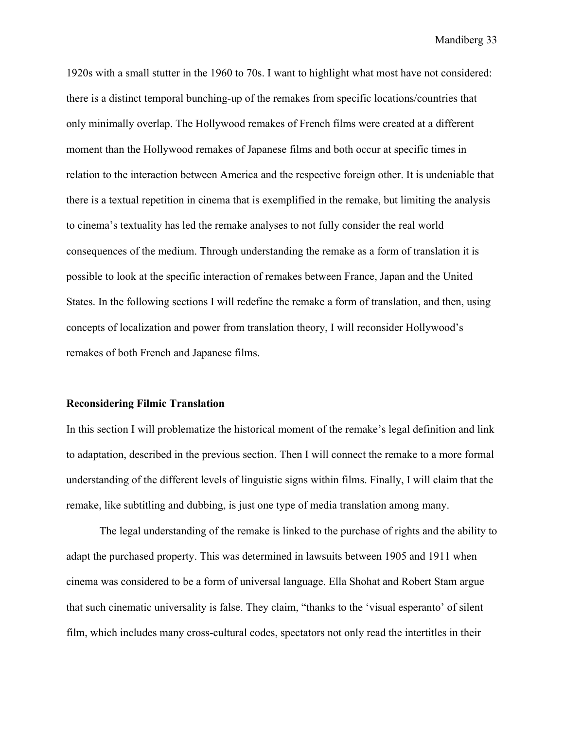1920s with a small stutter in the 1960 to 70s. I want to highlight what most have not considered: there is a distinct temporal bunching-up of the remakes from specific locations/countries that only minimally overlap. The Hollywood remakes of French films were created at a different moment than the Hollywood remakes of Japanese films and both occur at specific times in relation to the interaction between America and the respective foreign other. It is undeniable that there is a textual repetition in cinema that is exemplified in the remake, but limiting the analysis to cinema's textuality has led the remake analyses to not fully consider the real world consequences of the medium. Through understanding the remake as a form of translation it is possible to look at the specific interaction of remakes between France, Japan and the United States. In the following sections I will redefine the remake a form of translation, and then, using concepts of localization and power from translation theory, I will reconsider Hollywood's remakes of both French and Japanese films.

### Reconsidering Filmic Translation

In this section I will problematize the historical moment of the remake's legal definition and link to adaptation, described in the previous section. Then I will connect the remake to a more formal understanding of the different levels of linguistic signs within films. Finally, I will claim that the remake, like subtitling and dubbing, is just one type of media translation among many.

The legal understanding of the remake is linked to the purchase of rights and the ability to adapt the purchased property. This was determined in lawsuits between 1905 and 1911 when cinema was considered to be a form of universal language. Ella Shohat and Robert Stam argue that such cinematic universality is false. They claim, "thanks to the 'visual esperanto' of silent film, which includes many cross-cultural codes, spectators not only read the intertitles in their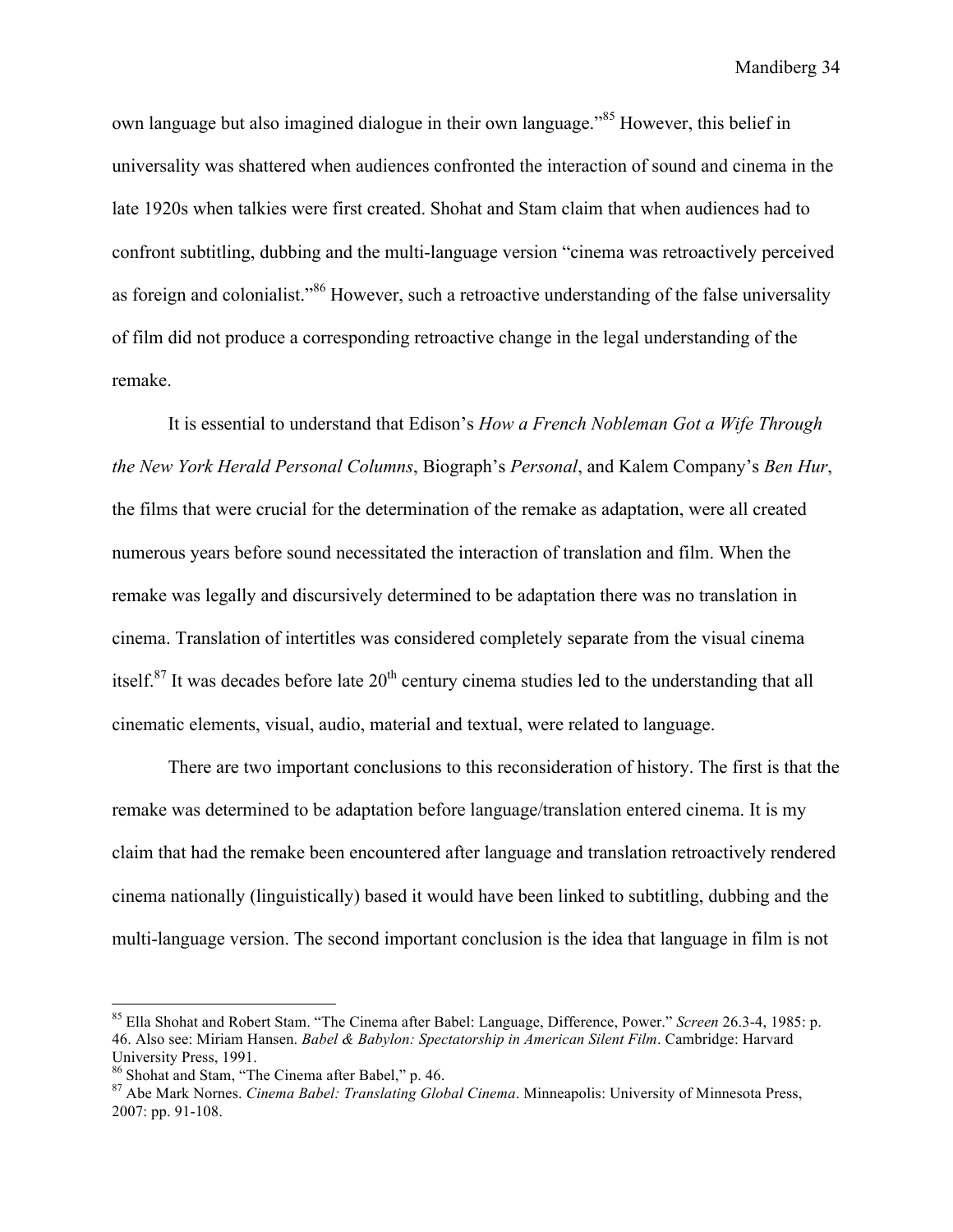own language but also imagined dialogue in their own language."[85] However, this belief in universality was shattered when audiences confronted the interaction of sound and cinema in the late 1920s when talkies were first created. Shohat and Stam claim that when audiences had to confront subtitling, dubbing and the multi-language version "cinema was retroactively perceived as foreign and colonialist."[86] However, such a retroactive understanding of the false universality of film did not produce a corresponding retroactive change in the legal understanding of the remake.

It is essential to understand that Edison's *How a French Nobleman Got a Wife Through the New York Herald Personal Columns*, Biograph's *Personal*, and Kalem Company's *Ben Hur*, the films that were crucial for the determination of the remake as adaptation, were all created numerous years before sound necessitated the interaction of translation and film. When the remake was legally and discursively determined to be adaptation there was no translation in cinema. Translation of intertitles was considered completely separate from the visual cinema itself.[87] It was decades before late 20th century cinema studies led to the understanding that all cinematic elements, visual, audio, material and textual, were related to language.

There are two important conclusions to this reconsideration of history. The first is that the remake was determined to be adaptation before language/translation entered cinema. It is my claim that had the remake been encountered after language and translation retroactively rendered cinema nationally (linguistically) based it would have been linked to subtitling, dubbing and the multi-language version. The second important conclusion is the idea that language in film is not

---

[85] Ella Shohat and Robert Stam. "The Cinema after Babel: Language, Difference, Power." *Screen* 26.3-4, 1985: p. 46. Also see: Miriam Hansen. *Babel & Babylon: Spectatorship in American Silent Film*. Cambridge: Harvard University Press, 1991.

[86] Shohat and Stam, "The Cinema after Babel," p. 46.

[87] Abe Mark Nornes. *Cinema Babel: Translating Global Cinema*. Minneapolis: University of Minnesota Press, 2007: pp. 91-108.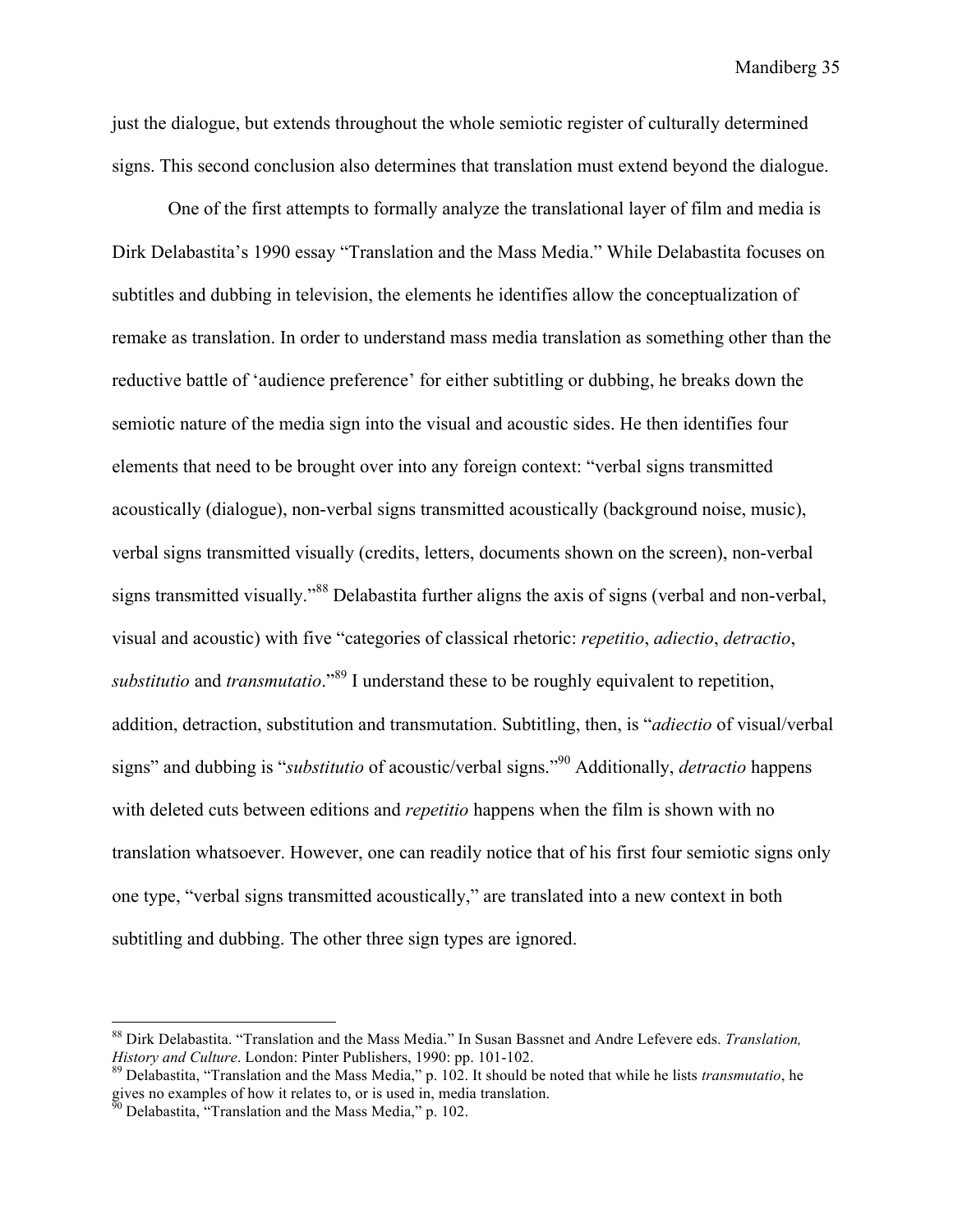just the dialogue, but extends throughout the whole semiotic register of culturally determined signs. This second conclusion also determines that translation must extend beyond the dialogue.

One of the first attempts to formally analyze the translational layer of film and media is Dirk Delabastita's 1990 essay "Translation and the Mass Media." While Delabastita focuses on subtitles and dubbing in television, the elements he identifies allow the conceptualization of remake as translation. In order to understand mass media translation as something other than the reductive battle of 'audience preference' for either subtitling or dubbing, he breaks down the semiotic nature of the media sign into the visual and acoustic sides. He then identifies four elements that need to be brought over into any foreign context: "verbal signs transmitted acoustically (dialogue), non-verbal signs transmitted acoustically (background noise, music), verbal signs transmitted visually (credits, letters, documents shown on the screen), non-verbal signs transmitted visually."[88] Delabastita further aligns the axis of signs (verbal and non-verbal, visual and acoustic) with five "categories of classical rhetoric: *repetitio*, *adiectio*, *detractio*, *substitutio* and *transmutatio*."[89] I understand these to be roughly equivalent to repetition, addition, detraction, substitution and transmutation. Subtitling, then, is "*adiectio* of visual/verbal signs" and dubbing is "*substitutio* of acoustic/verbal signs."[90] Additionally, *detractio* happens with deleted cuts between editions and *repetitio* happens when the film is shown with no translation whatsoever. However, one can readily notice that of his first four semiotic signs only one type, "verbal signs transmitted acoustically," are translated into a new context in both subtitling and dubbing. The other three sign types are ignored.

---

[88] Dirk Delabastita. "Translation and the Mass Media." In Susan Bassnet and Andre Lefevere eds. *Translation, History and Culture*. London: Pinter Publishers, 1990: pp. 101-102.

[89] Delabastita, "Translation and the Mass Media," p. 102. It should be noted that while he lists *transmutatio*, he gives no examples of how it relates to, or is used in, media translation.

[90] Delabastita, "Translation and the Mass Media," p. 102.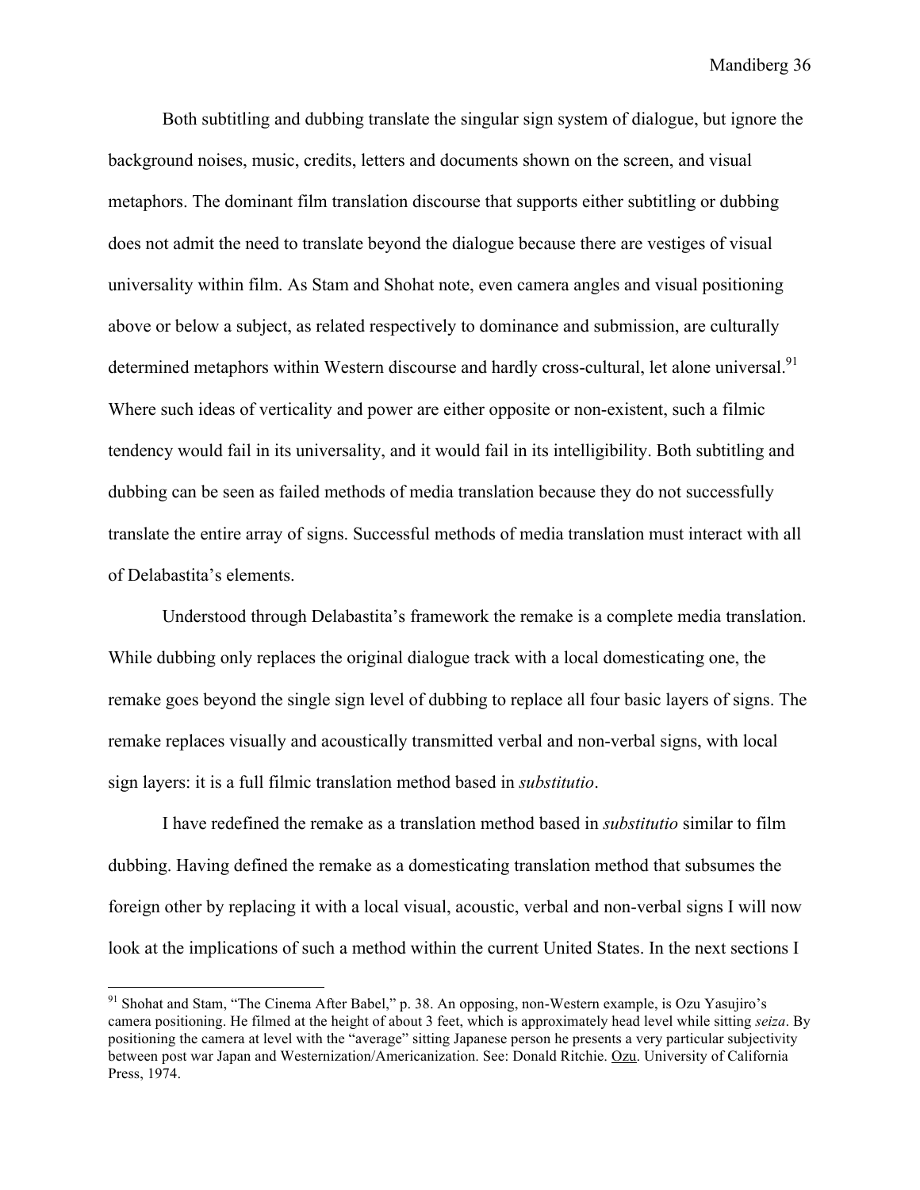Both subtitling and dubbing translate the singular sign system of dialogue, but ignore the background noises, music, credits, letters and documents shown on the screen, and visual metaphors. The dominant film translation discourse that supports either subtitling or dubbing does not admit the need to translate beyond the dialogue because there are vestiges of visual universality within film. As Stam and Shohat note, even camera angles and visual positioning above or below a subject, as related respectively to dominance and submission, are culturally determined metaphors within Western discourse and hardly cross-cultural, let alone universal.[91] Where such ideas of verticality and power are either opposite or non-existent, such a filmic tendency would fail in its universality, and it would fail in its intelligibility. Both subtitling and dubbing can be seen as failed methods of media translation because they do not successfully translate the entire array of signs. Successful methods of media translation must interact with all of Delabastita's elements.

Understood through Delabastita's framework the remake is a complete media translation. While dubbing only replaces the original dialogue track with a local domesticating one, the remake goes beyond the single sign level of dubbing to replace all four basic layers of signs. The remake replaces visually and acoustically transmitted verbal and non-verbal signs, with local sign layers: it is a full filmic translation method based in *substitutio*.

I have redefined the remake as a translation method based in *substitutio* similar to film dubbing. Having defined the remake as a domesticating translation method that subsumes the foreign other by replacing it with a local visual, acoustic, verbal and non-verbal signs I will now look at the implications of such a method within the current United States. In the next sections I

---

[91] Shohat and Stam, "The Cinema After Babel," p. 38. An opposing, non-Western example, is Ozu Yasujiro's camera positioning. He filmed at the height of about 3 feet, which is approximately head level while sitting *seiza*. By positioning the camera at level with the "average" sitting Japanese person he presents a very particular subjectivity between post war Japan and Westernization/Americanization. See: Donald Ritchie. Ozu. University of California Press, 1974.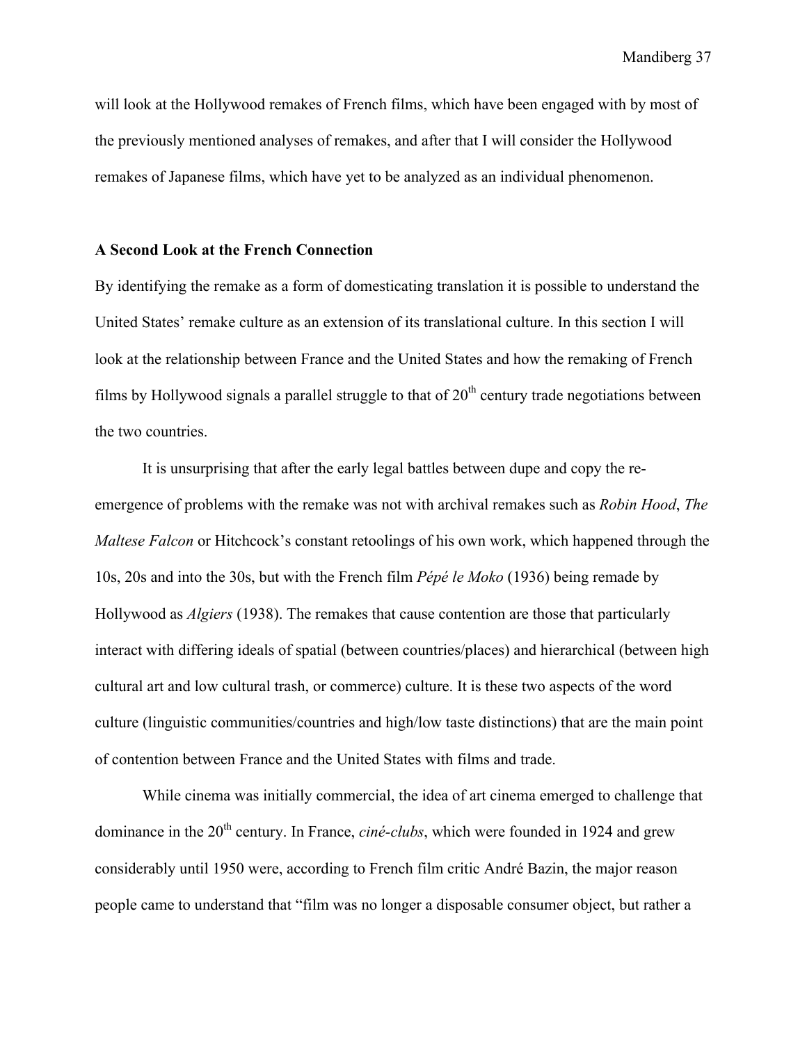will look at the Hollywood remakes of French films, which have been engaged with by most of the previously mentioned analyses of remakes, and after that I will consider the Hollywood remakes of Japanese films, which have yet to be analyzed as an individual phenomenon.

**A Second Look at the French Connection**

By identifying the remake as a form of domesticating translation it is possible to understand the United States' remake culture as an extension of its translational culture. In this section I will look at the relationship between France and the United States and how the remaking of French films by Hollywood signals a parallel struggle to that of 20th century trade negotiations between the two countries.

It is unsurprising that after the early legal battles between dupe and copy the re-emergence of problems with the remake was not with archival remakes such as *Robin Hood*, *The Maltese Falcon* or Hitchcock's constant retoolings of his own work, which happened through the 10s, 20s and into the 30s, but with the French film *Pépé le Moko* (1936) being remade by Hollywood as *Algiers* (1938). The remakes that cause contention are those that particularly interact with differing ideals of spatial (between countries/places) and hierarchical (between high cultural art and low cultural trash, or commerce) culture. It is these two aspects of the word culture (linguistic communities/countries and high/low taste distinctions) that are the main point of contention between France and the United States with films and trade.

While cinema was initially commercial, the idea of art cinema emerged to challenge that dominance in the 20th century. In France, *ciné-clubs*, which were founded in 1924 and grew considerably until 1950 were, according to French film critic André Bazin, the major reason people came to understand that "film was no longer a disposable consumer object, but rather a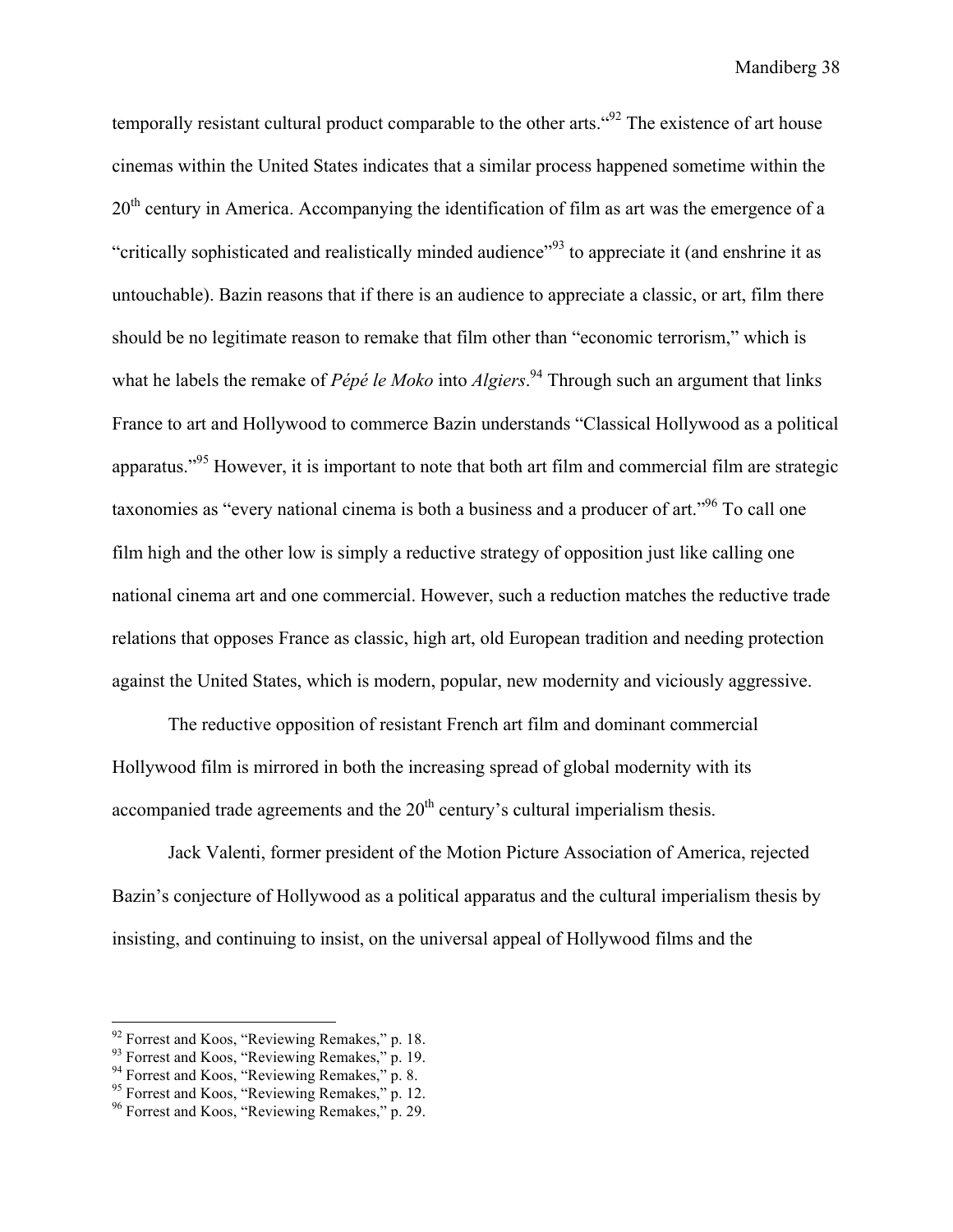temporally resistant cultural product comparable to the other arts."[92] The existence of art house cinemas within the United States indicates that a similar process happened sometime within the 20th century in America. Accompanying the identification of film as art was the emergence of a "critically sophisticated and realistically minded audience"[93] to appreciate it (and enshrine it as untouchable). Bazin reasons that if there is an audience to appreciate a classic, or art, film there should be no legitimate reason to remake that film other than "economic terrorism," which is what he labels the remake of *Pépé le Moko* into *Algiers*.[94] Through such an argument that links France to art and Hollywood to commerce Bazin understands "Classical Hollywood as a political apparatus."[95] However, it is important to note that both art film and commercial film are strategic taxonomies as "every national cinema is both a business and a producer of art."[96] To call one film high and the other low is simply a reductive strategy of opposition just like calling one national cinema art and one commercial. However, such a reduction matches the reductive trade relations that opposes France as classic, high art, old European tradition and needing protection against the United States, which is modern, popular, new modernity and viciously aggressive.

The reductive opposition of resistant French art film and dominant commercial Hollywood film is mirrored in both the increasing spread of global modernity with its accompanied trade agreements and the 20th century's cultural imperialism thesis.

Jack Valenti, former president of the Motion Picture Association of America, rejected Bazin's conjecture of Hollywood as a political apparatus and the cultural imperialism thesis by insisting, and continuing to insist, on the universal appeal of Hollywood films and the

---

[92] Forrest and Koos, "Reviewing Remakes," p. 18.
[93] Forrest and Koos, "Reviewing Remakes," p. 19.
[94] Forrest and Koos, "Reviewing Remakes," p. 8.
[95] Forrest and Koos, "Reviewing Remakes," p. 12.
[96] Forrest and Koos, "Reviewing Remakes," p. 29.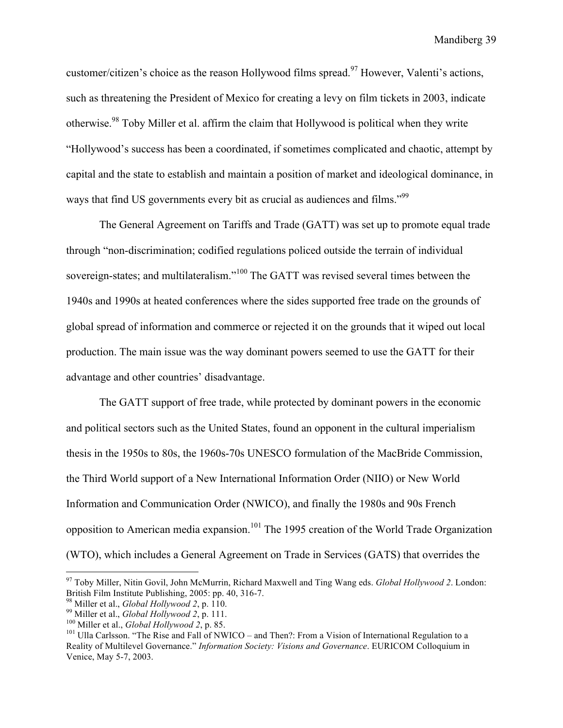customer/citizen's choice as the reason Hollywood films spread.[97] However, Valenti's actions, such as threatening the President of Mexico for creating a levy on film tickets in 2003, indicate otherwise.[98] Toby Miller et al. affirm the claim that Hollywood is political when they write "Hollywood's success has been a coordinated, if sometimes complicated and chaotic, attempt by capital and the state to establish and maintain a position of market and ideological dominance, in ways that find US governments every bit as crucial as audiences and films."[99]

The General Agreement on Tariffs and Trade (GATT) was set up to promote equal trade through "non-discrimination; codified regulations policed outside the terrain of individual sovereign-states; and multilateralism."[100] The GATT was revised several times between the 1940s and 1990s at heated conferences where the sides supported free trade on the grounds of global spread of information and commerce or rejected it on the grounds that it wiped out local production. The main issue was the way dominant powers seemed to use the GATT for their advantage and other countries' disadvantage.

The GATT support of free trade, while protected by dominant powers in the economic and political sectors such as the United States, found an opponent in the cultural imperialism thesis in the 1950s to 80s, the 1960s-70s UNESCO formulation of the MacBride Commission, the Third World support of a New International Information Order (NIIO) or New World Information and Communication Order (NWICO), and finally the 1980s and 90s French opposition to American media expansion.[101] The 1995 creation of the World Trade Organization (WTO), which includes a General Agreement on Trade in Services (GATS) that overrides the

---

[97] Toby Miller, Nitin Govil, John McMurrin, Richard Maxwell and Ting Wang eds. *Global Hollywood 2*. London: British Film Institute Publishing, 2005: pp. 40, 316-7.

[98] Miller et al., *Global Hollywood 2*, p. 110.

[99] Miller et al., *Global Hollywood 2*, p. 111.

[100] Miller et al., *Global Hollywood 2*, p. 85.

[101] Ulla Carlsson. "The Rise and Fall of NWICO – and Then?: From a Vision of International Regulation to a Reality of Multilevel Governance." *Information Society: Visions and Governance*. EURICOM Colloquium in Venice, May 5-7, 2003.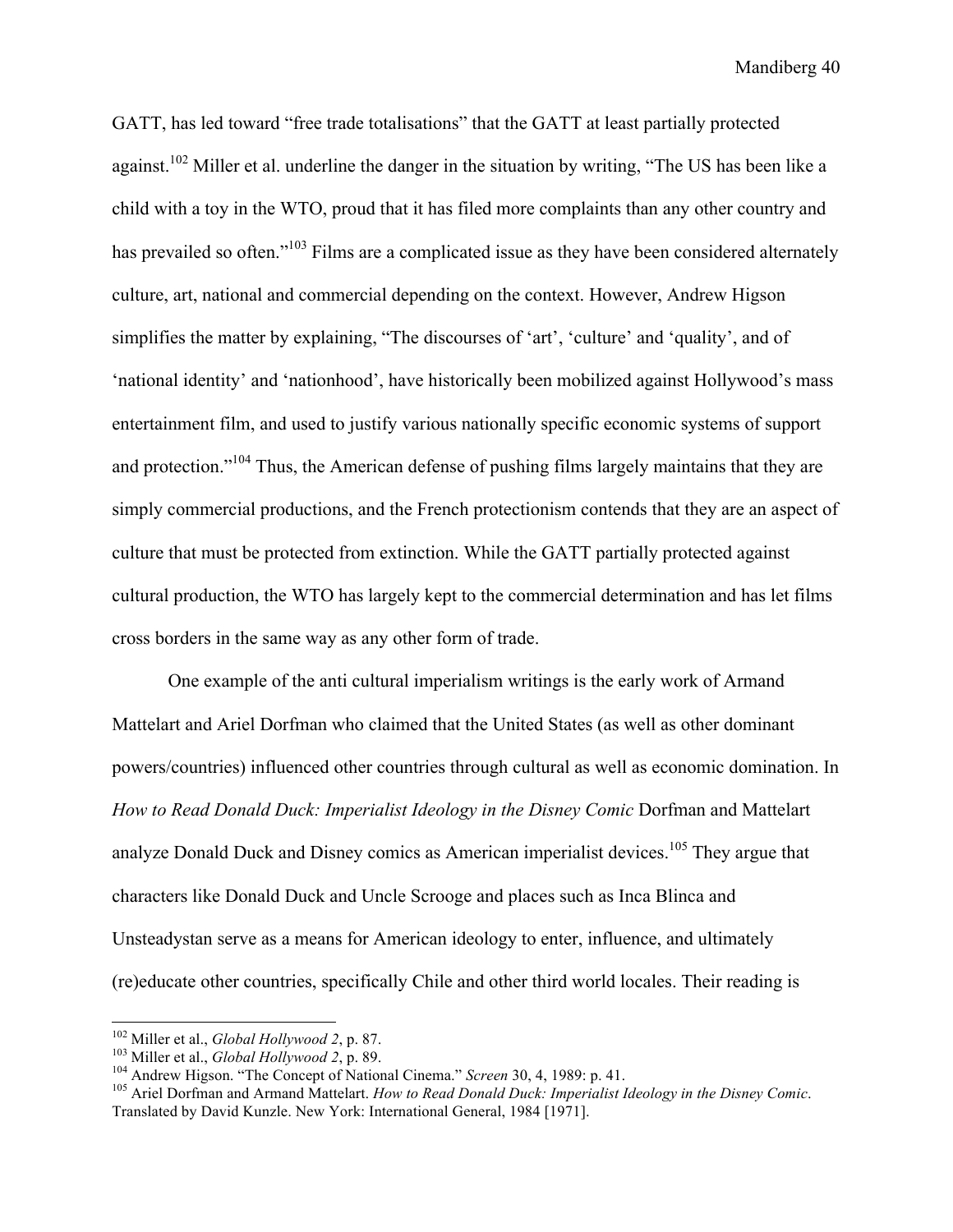GATT, has led toward "free trade totalisations" that the GATT at least partially protected against.[102] Miller et al. underline the danger in the situation by writing, "The US has been like a child with a toy in the WTO, proud that it has filed more complaints than any other country and has prevailed so often."[103] Films are a complicated issue as they have been considered alternately culture, art, national and commercial depending on the context. However, Andrew Higson simplifies the matter by explaining, "The discourses of 'art', 'culture' and 'quality', and of 'national identity' and 'nationhood', have historically been mobilized against Hollywood's mass entertainment film, and used to justify various nationally specific economic systems of support and protection."[104] Thus, the American defense of pushing films largely maintains that they are simply commercial productions, and the French protectionism contends that they are an aspect of culture that must be protected from extinction. While the GATT partially protected against cultural production, the WTO has largely kept to the commercial determination and has let films cross borders in the same way as any other form of trade.

One example of the anti cultural imperialism writings is the early work of Armand Mattelart and Ariel Dorfman who claimed that the United States (as well as other dominant powers/countries) influenced other countries through cultural as well as economic domination. In *How to Read Donald Duck: Imperialist Ideology in the Disney Comic* Dorfman and Mattelart analyze Donald Duck and Disney comics as American imperialist devices.[105] They argue that characters like Donald Duck and Uncle Scrooge and places such as Inca Blinca and Unsteadystan serve as a means for American ideology to enter, influence, and ultimately (re)educate other countries, specifically Chile and other third world locales. Their reading is

---

[102] Miller et al., *Global Hollywood 2*, p. 87.

[103] Miller et al., *Global Hollywood 2*, p. 89.

[104] Andrew Higson. "The Concept of National Cinema." *Screen* 30, 4, 1989: p. 41.

[105] Ariel Dorfman and Armand Mattelart. *How to Read Donald Duck: Imperialist Ideology in the Disney Comic*. Translated by David Kunzle. New York: International General, 1984 [1971].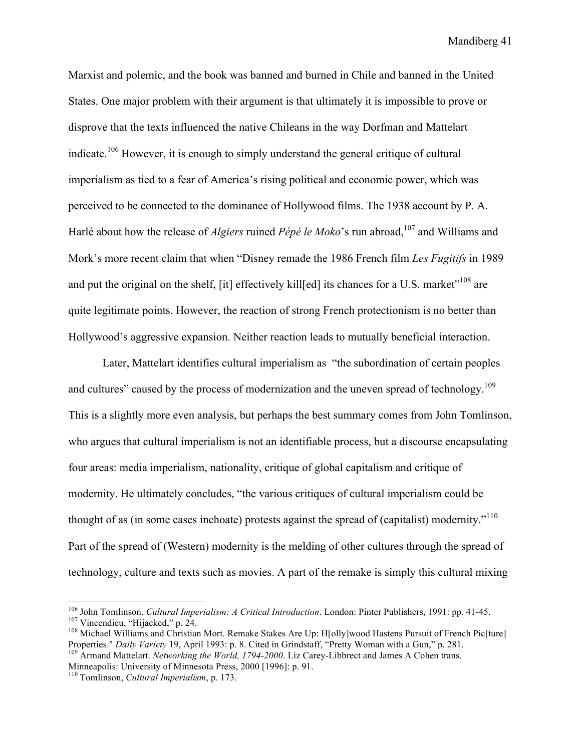Marxist and polemic, and the book was banned and burned in Chile and banned in the United States. One major problem with their argument is that ultimately it is impossible to prove or disprove that the texts influenced the native Chileans in the way Dorfman and Mattelart indicate.[106] However, it is enough to simply understand the general critique of cultural imperialism as tied to a fear of America's rising political and economic power, which was perceived to be connected to the dominance of Hollywood films. The 1938 account by P. A. Harlé about how the release of *Algiers* ruined *Pépé le Moko*'s run abroad,[107] and Williams and Mork's more recent claim that when "Disney remade the 1986 French film *Les Fugitifs* in 1989 and put the original on the shelf, [it] effectively kill[ed] its chances for a U.S. market"[108] are quite legitimate points. However, the reaction of strong French protectionism is no better than Hollywood's aggressive expansion. Neither reaction leads to mutually beneficial interaction.

Later, Mattelart identifies cultural imperialism as "the subordination of certain peoples and cultures" caused by the process of modernization and the uneven spread of technology.[109] This is a slightly more even analysis, but perhaps the best summary comes from John Tomlinson, who argues that cultural imperialism is not an identifiable process, but a discourse encapsulating four areas: media imperialism, nationality, critique of global capitalism and critique of modernity. He ultimately concludes, "the various critiques of cultural imperialism could be thought of as (in some cases inchoate) protests against the spread of (capitalist) modernity."[110] Part of the spread of (Western) modernity is the melding of other cultures through the spread of technology, culture and texts such as movies. A part of the remake is simply this cultural mixing

---

[106] John Tomlinson. *Cultural Imperialism: A Critical Introduction*. London: Pinter Publishers, 1991: pp. 41-45.

[107] Vincendieu, "Hijacked," p. 24.

[108] Michael Williams and Christian Mort. Remake Stakes Are Up: H[olly]wood Hastens Pursuit of French Pic[ture] Properties." *Daily Variety* 19, April 1993: p. 8. Cited in Grindstaff, "Pretty Woman with a Gun," p. 281.

[109] Armand Mattelart. *Networking the World, 1794-2000*. Liz Carey-Libbrect and James A Cohen trans. Minneapolis: University of Minnesota Press, 2000 [1996]: p. 91.

[110] Tomlinson, *Cultural Imperialism*, p. 173.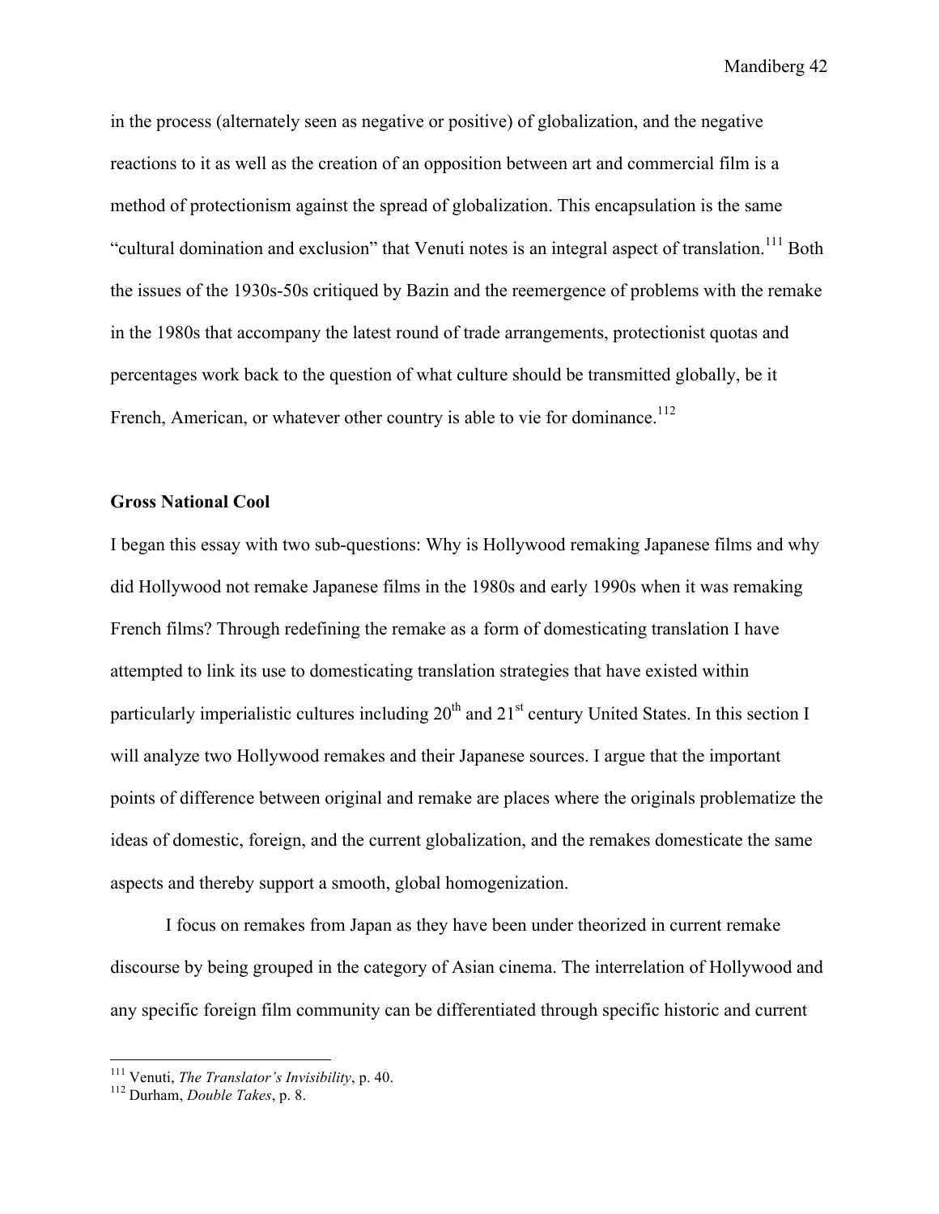in the process (alternately seen as negative or positive) of globalization, and the negative reactions to it as well as the creation of an opposition between art and commercial film is a method of protectionism against the spread of globalization. This encapsulation is the same "cultural domination and exclusion" that Venuti notes is an integral aspect of translation.[111] Both the issues of the 1930s-50s critiqued by Bazin and the reemergence of problems with the remake in the 1980s that accompany the latest round of trade arrangements, protectionist quotas and percentages work back to the question of what culture should be transmitted globally, be it French, American, or whatever other country is able to vie for dominance.[112]

**Gross National Cool**

I began this essay with two sub-questions: Why is Hollywood remaking Japanese films and why did Hollywood not remake Japanese films in the 1980s and early 1990s when it was remaking French films? Through redefining the remake as a form of domesticating translation I have attempted to link its use to domesticating translation strategies that have existed within particularly imperialistic cultures including 20th and 21st century United States. In this section I will analyze two Hollywood remakes and their Japanese sources. I argue that the important points of difference between original and remake are places where the originals problematize the ideas of domestic, foreign, and the current globalization, and the remakes domesticate the same aspects and thereby support a smooth, global homogenization.

I focus on remakes from Japan as they have been under theorized in current remake discourse by being grouped in the category of Asian cinema. The interrelation of Hollywood and any specific foreign film community can be differentiated through specific historic and current

---

[111] Venuti, *The Translator's Invisibility*, p. 40.

[112] Durham, *Double Takes*, p. 8.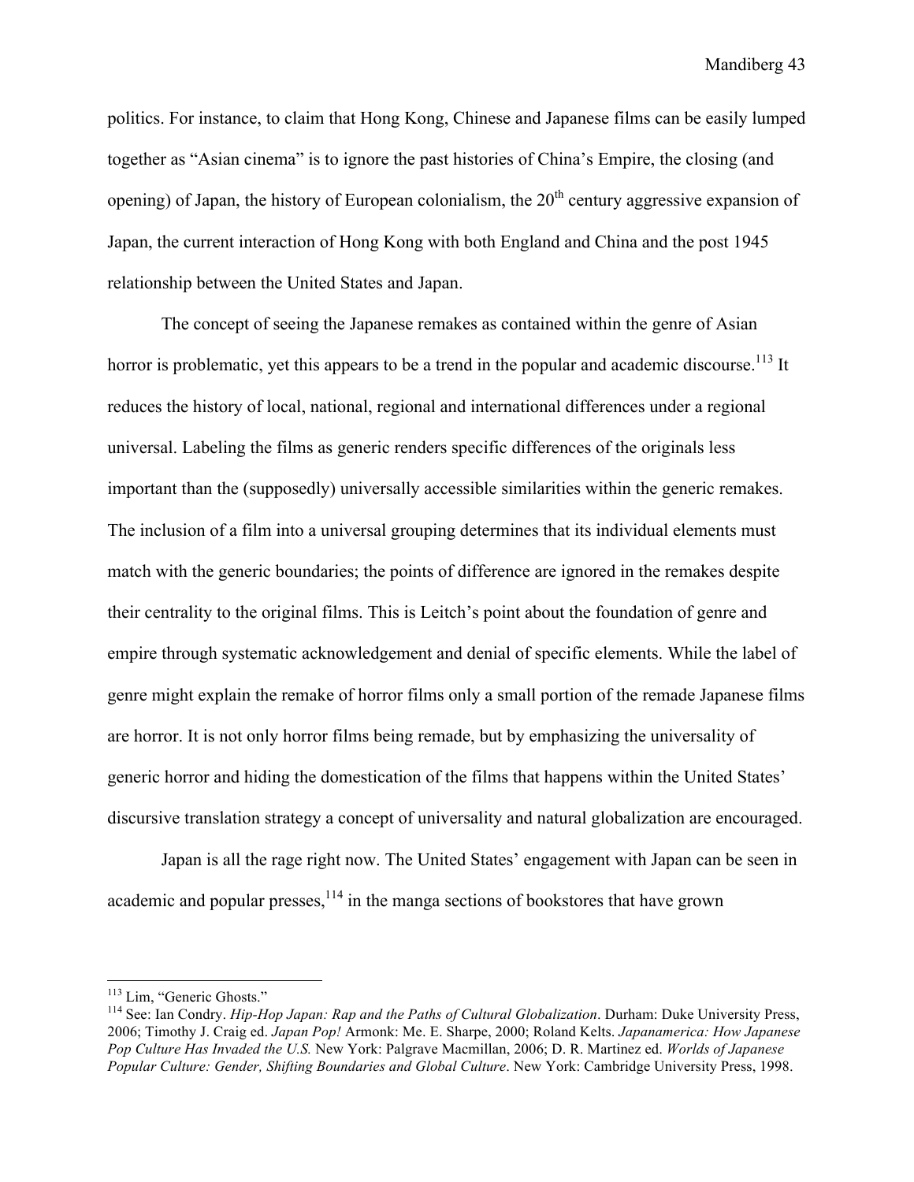politics. For instance, to claim that Hong Kong, Chinese and Japanese films can be easily lumped together as "Asian cinema" is to ignore the past histories of China's Empire, the closing (and opening) of Japan, the history of European colonialism, the 20th century aggressive expansion of Japan, the current interaction of Hong Kong with both England and China and the post 1945 relationship between the United States and Japan.

The concept of seeing the Japanese remakes as contained within the genre of Asian horror is problematic, yet this appears to be a trend in the popular and academic discourse.[113] It reduces the history of local, national, regional and international differences under a regional universal. Labeling the films as generic renders specific differences of the originals less important than the (supposedly) universally accessible similarities within the generic remakes. The inclusion of a film into a universal grouping determines that its individual elements must match with the generic boundaries; the points of difference are ignored in the remakes despite their centrality to the original films. This is Leitch's point about the foundation of genre and empire through systematic acknowledgement and denial of specific elements. While the label of genre might explain the remake of horror films only a small portion of the remade Japanese films are horror. It is not only horror films being remade, but by emphasizing the universality of generic horror and hiding the domestication of the films that happens within the United States' discursive translation strategy a concept of universality and natural globalization are encouraged.

Japan is all the rage right now. The United States' engagement with Japan can be seen in academic and popular presses,[114] in the manga sections of bookstores that have grown

---

[113] Lim, "Generic Ghosts."

[114] See: Ian Condry. *Hip-Hop Japan: Rap and the Paths of Cultural Globalization*. Durham: Duke University Press, 2006; Timothy J. Craig ed. *Japan Pop!* Armonk: Me. E. Sharpe, 2000; Roland Kelts. *Japanamerica: How Japanese Pop Culture Has Invaded the U.S.* New York: Palgrave Macmillan, 2006; D. R. Martinez ed. *Worlds of Japanese Popular Culture: Gender, Shifting Boundaries and Global Culture*. New York: Cambridge University Press, 1998.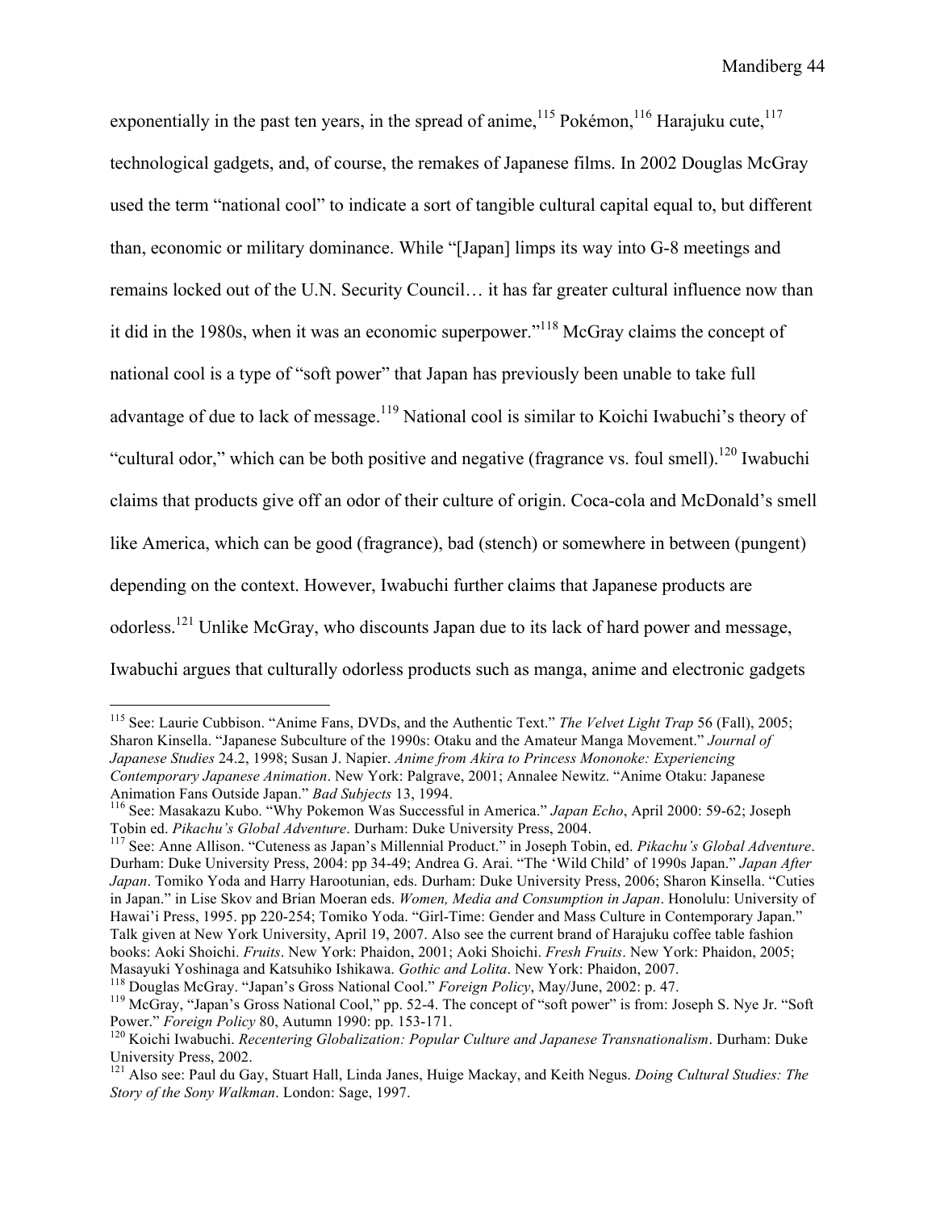exponentially in the past ten years, in the spread of anime,[115] Pokémon,[116] Harajuku cute,[117] technological gadgets, and, of course, the remakes of Japanese films. In 2002 Douglas McGray used the term "national cool" to indicate a sort of tangible cultural capital equal to, but different than, economic or military dominance. While "[Japan] limps its way into G-8 meetings and remains locked out of the U.N. Security Council… it has far greater cultural influence now than it did in the 1980s, when it was an economic superpower."[118] McGray claims the concept of national cool is a type of "soft power" that Japan has previously been unable to take full advantage of due to lack of message.[119] National cool is similar to Koichi Iwabuchi's theory of "cultural odor," which can be both positive and negative (fragrance vs. foul smell).[120] Iwabuchi claims that products give off an odor of their culture of origin. Coca-cola and McDonald's smell like America, which can be good (fragrance), bad (stench) or somewhere in between (pungent) depending on the context. However, Iwabuchi further claims that Japanese products are odorless.[121] Unlike McGray, who discounts Japan due to its lack of hard power and message, Iwabuchi argues that culturally odorless products such as manga, anime and electronic gadgets

---

[115] See: Laurie Cubbison. "Anime Fans, DVDs, and the Authentic Text." *The Velvet Light Trap* 56 (Fall), 2005; Sharon Kinsella. "Japanese Subculture of the 1990s: Otaku and the Amateur Manga Movement." *Journal of Japanese Studies* 24.2, 1998; Susan J. Napier. *Anime from Akira to Princess Mononoke: Experiencing Contemporary Japanese Animation*. New York: Palgrave, 2001; Annalee Newitz. "Anime Otaku: Japanese Animation Fans Outside Japan." *Bad Subjects* 13, 1994.

[116] See: Masakazu Kubo. "Why Pokemon Was Successful in America." *Japan Echo*, April 2000: 59-62; Joseph Tobin ed. *Pikachu's Global Adventure*. Durham: Duke University Press, 2004.

[117] See: Anne Allison. "Cuteness as Japan's Millennial Product." in Joseph Tobin, ed. *Pikachu's Global Adventure*. Durham: Duke University Press, 2004: pp 34-49; Andrea G. Arai. "The 'Wild Child' of 1990s Japan." *Japan After Japan*. Tomiko Yoda and Harry Harootunian, eds. Durham: Duke University Press, 2006; Sharon Kinsella. "Cuties in Japan." in Lise Skov and Brian Moeran eds. *Women, Media and Consumption in Japan*. Honolulu: University of Hawai'i Press, 1995. pp 220-254; Tomiko Yoda. "Girl-Time: Gender and Mass Culture in Contemporary Japan." Talk given at New York University, April 19, 2007. Also see the current brand of Harajuku coffee table fashion books: Aoki Shoichi. *Fruits*. New York: Phaidon, 2001; Aoki Shoichi. *Fresh Fruits*. New York: Phaidon, 2005; Masayuki Yoshinaga and Katsuhiko Ishikawa. *Gothic and Lolita*. New York: Phaidon, 2007.

[118] Douglas McGray. "Japan's Gross National Cool." *Foreign Policy*, May/June, 2002: p. 47.

[119] McGray, "Japan's Gross National Cool," pp. 52-4. The concept of "soft power" is from: Joseph S. Nye Jr. "Soft Power." *Foreign Policy* 80, Autumn 1990: pp. 153-171.

[120] Koichi Iwabuchi. *Recentering Globalization: Popular Culture and Japanese Transnationalism*. Durham: Duke University Press, 2002.

[121] Also see: Paul du Gay, Stuart Hall, Linda Janes, Huige Mackay, and Keith Negus. *Doing Cultural Studies: The Story of the Sony Walkman*. London: Sage, 1997.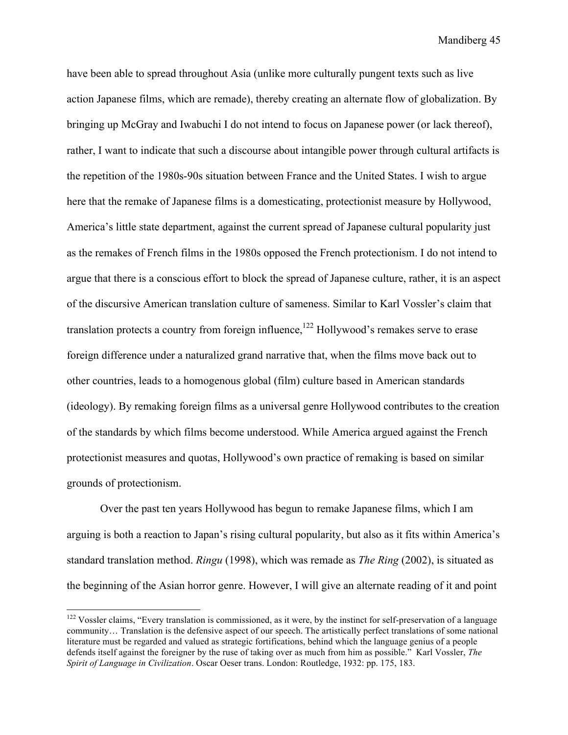have been able to spread throughout Asia (unlike more culturally pungent texts such as live action Japanese films, which are remade), thereby creating an alternate flow of globalization. By bringing up McGray and Iwabuchi I do not intend to focus on Japanese power (or lack thereof), rather, I want to indicate that such a discourse about intangible power through cultural artifacts is the repetition of the 1980s-90s situation between France and the United States. I wish to argue here that the remake of Japanese films is a domesticating, protectionist measure by Hollywood, America's little state department, against the current spread of Japanese cultural popularity just as the remakes of French films in the 1980s opposed the French protectionism. I do not intend to argue that there is a conscious effort to block the spread of Japanese culture, rather, it is an aspect of the discursive American translation culture of sameness. Similar to Karl Vossler's claim that translation protects a country from foreign influence,[122] Hollywood's remakes serve to erase foreign difference under a naturalized grand narrative that, when the films move back out to other countries, leads to a homogenous global (film) culture based in American standards (ideology). By remaking foreign films as a universal genre Hollywood contributes to the creation of the standards by which films become understood. While America argued against the French protectionist measures and quotas, Hollywood's own practice of remaking is based on similar grounds of protectionism.

Over the past ten years Hollywood has begun to remake Japanese films, which I am arguing is both a reaction to Japan's rising cultural popularity, but also as it fits within America's standard translation method. *Ringu* (1998), which was remade as *The Ring* (2002), is situated as the beginning of the Asian horror genre. However, I will give an alternate reading of it and point

---

[122] Vossler claims, "Every translation is commissioned, as it were, by the instinct for self-preservation of a language community… Translation is the defensive aspect of our speech. The artistically perfect translations of some national literature must be regarded and valued as strategic fortifications, behind which the language genius of a people defends itself against the foreigner by the ruse of taking over as much from him as possible." Karl Vossler, *The Spirit of Language in Civilization*. Oscar Oeser trans. London: Routledge, 1932: pp. 175, 183.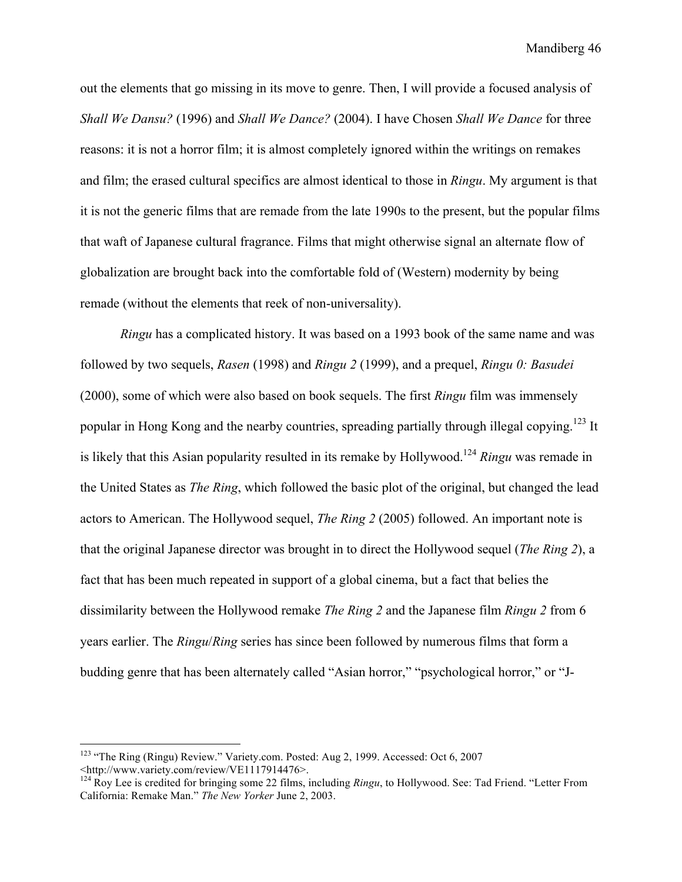out the elements that go missing in its move to genre. Then, I will provide a focused analysis of *Shall We Dansu?* (1996) and *Shall We Dance?* (2004). I have Chosen *Shall We Dance* for three reasons: it is not a horror film; it is almost completely ignored within the writings on remakes and film; the erased cultural specifics are almost identical to those in *Ringu*. My argument is that it is not the generic films that are remade from the late 1990s to the present, but the popular films that waft of Japanese cultural fragrance. Films that might otherwise signal an alternate flow of globalization are brought back into the comfortable fold of (Western) modernity by being remade (without the elements that reek of non-universality).

*Ringu* has a complicated history. It was based on a 1993 book of the same name and was followed by two sequels, *Rasen* (1998) and *Ringu 2* (1999), and a prequel, *Ringu 0: Basudei* (2000), some of which were also based on book sequels. The first *Ringu* film was immensely popular in Hong Kong and the nearby countries, spreading partially through illegal copying.[123] It is likely that this Asian popularity resulted in its remake by Hollywood.[124] *Ringu* was remade in the United States as *The Ring*, which followed the basic plot of the original, but changed the lead actors to American. The Hollywood sequel, *The Ring 2* (2005) followed. An important note is that the original Japanese director was brought in to direct the Hollywood sequel (*The Ring 2*), a fact that has been much repeated in support of a global cinema, but a fact that belies the dissimilarity between the Hollywood remake *The Ring 2* and the Japanese film *Ringu 2* from 6 years earlier. The *Ringu*/*Ring* series has since been followed by numerous films that form a budding genre that has been alternately called "Asian horror," "psychological horror," or "J-

---

[123] "The Ring (Ringu) Review." Variety.com. Posted: Aug 2, 1999. Accessed: Oct 6, 2007 <http://www.variety.com/review/VE1117914476>.

[124] Roy Lee is credited for bringing some 22 films, including *Ringu*, to Hollywood. See: Tad Friend. "Letter From California: Remake Man." *The New Yorker* June 2, 2003.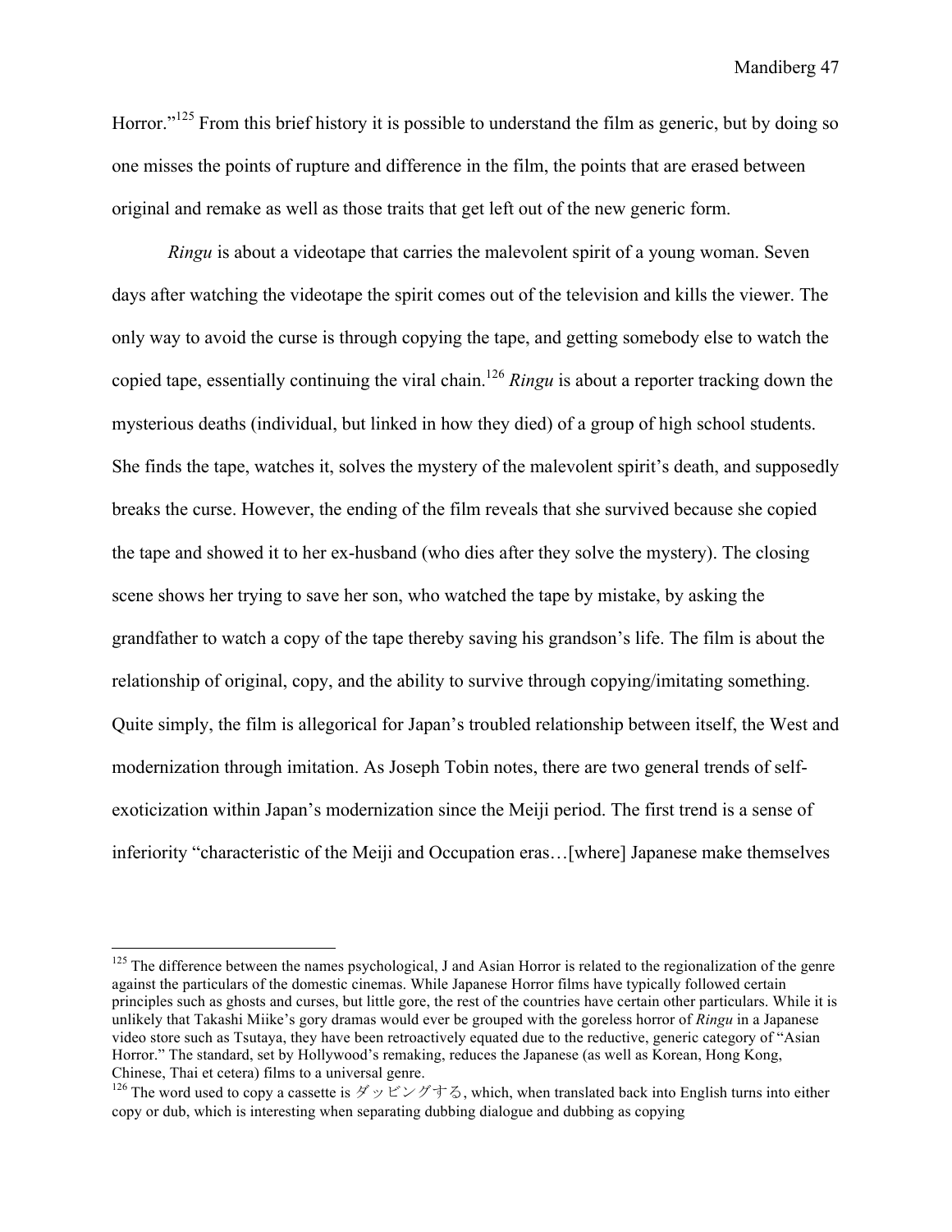Horror."[125] From this brief history it is possible to understand the film as generic, but by doing so one misses the points of rupture and difference in the film, the points that are erased between original and remake as well as those traits that get left out of the new generic form.

*Ringu* is about a videotape that carries the malevolent spirit of a young woman. Seven days after watching the videotape the spirit comes out of the television and kills the viewer. The only way to avoid the curse is through copying the tape, and getting somebody else to watch the copied tape, essentially continuing the viral chain.[126] *Ringu* is about a reporter tracking down the mysterious deaths (individual, but linked in how they died) of a group of high school students. She finds the tape, watches it, solves the mystery of the malevolent spirit's death, and supposedly breaks the curse. However, the ending of the film reveals that she survived because she copied the tape and showed it to her ex-husband (who dies after they solve the mystery). The closing scene shows her trying to save her son, who watched the tape by mistake, by asking the grandfather to watch a copy of the tape thereby saving his grandson's life. The film is about the relationship of original, copy, and the ability to survive through copying/imitating something. Quite simply, the film is allegorical for Japan's troubled relationship between itself, the West and modernization through imitation. As Joseph Tobin notes, there are two general trends of self-exoticization within Japan's modernization since the Meiji period. The first trend is a sense of inferiority "characteristic of the Meiji and Occupation eras…[where] Japanese make themselves

---

[125] The difference between the names psychological, J and Asian Horror is related to the regionalization of the genre against the particulars of the domestic cinemas. While Japanese Horror films have typically followed certain principles such as ghosts and curses, but little gore, the rest of the countries have certain other particulars. While it is unlikely that Takashi Miike's gory dramas would ever be grouped with the goreless horror of *Ringu* in a Japanese video store such as Tsutaya, they have been retroactively equated due to the reductive, generic category of "Asian Horror." The standard, set by Hollywood's remaking, reduces the Japanese (as well as Korean, Hong Kong, Chinese, Thai et cetera) films to a universal genre.

[126] The word used to copy a cassette is ダッビングする, which, when translated back into English turns into either copy or dub, which is interesting when separating dubbing dialogue and dubbing as copying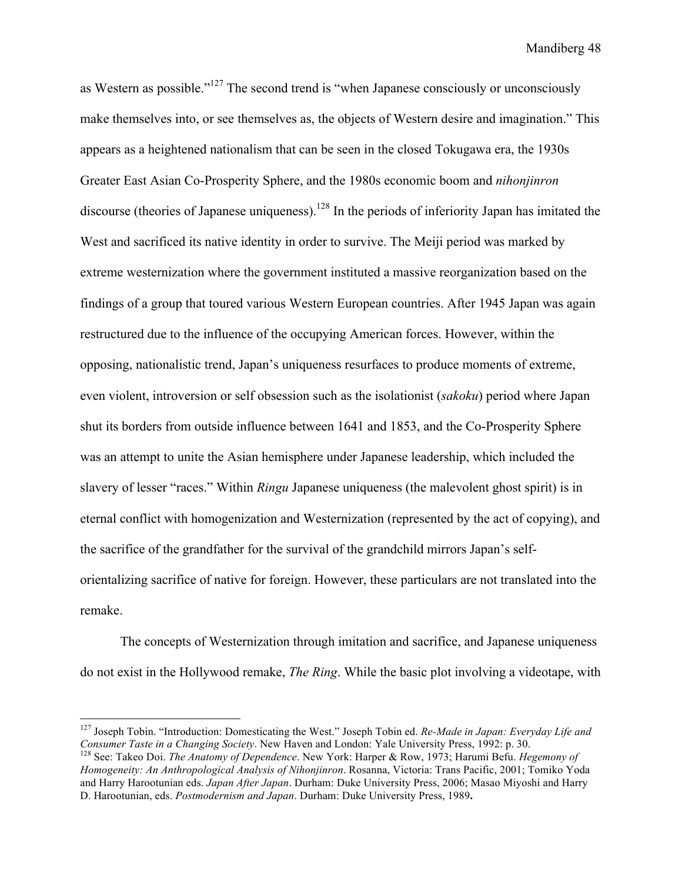as Western as possible."[127] The second trend is "when Japanese consciously or unconsciously make themselves into, or see themselves as, the objects of Western desire and imagination." This appears as a heightened nationalism that can be seen in the closed Tokugawa era, the 1930s Greater East Asian Co-Prosperity Sphere, and the 1980s economic boom and *nihonjinron* discourse (theories of Japanese uniqueness).[128] In the periods of inferiority Japan has imitated the West and sacrificed its native identity in order to survive. The Meiji period was marked by extreme westernization where the government instituted a massive reorganization based on the findings of a group that toured various Western European countries. After 1945 Japan was again restructured due to the influence of the occupying American forces. However, within the opposing, nationalistic trend, Japan's uniqueness resurfaces to produce moments of extreme, even violent, introversion or self obsession such as the isolationist (*sakoku*) period where Japan shut its borders from outside influence between 1641 and 1853, and the Co-Prosperity Sphere was an attempt to unite the Asian hemisphere under Japanese leadership, which included the slavery of lesser "races." Within *Ringu* Japanese uniqueness (the malevolent ghost spirit) is in eternal conflict with homogenization and Westernization (represented by the act of copying), and the sacrifice of the grandfather for the survival of the grandchild mirrors Japan's self-orientalizing sacrifice of native for foreign. However, these particulars are not translated into the remake.

The concepts of Westernization through imitation and sacrifice, and Japanese uniqueness do not exist in the Hollywood remake, *The Ring*. While the basic plot involving a videotape, with

---

[127] Joseph Tobin. "Introduction: Domesticating the West." Joseph Tobin ed. *Re-Made in Japan: Everyday Life and Consumer Taste in a Changing Society*. New Haven and London: Yale University Press, 1992: p. 30.

[128] See: Takeo Doi. *The Anatomy of Dependence*. New York: Harper & Row, 1973; Harumi Befu. *Hegemony of Homogeneity: An Anthropological Analysis of Nihonjinron*. Rosanna, Victoria: Trans Pacific, 2001; Tomiko Yoda and Harry Harootunian eds. *Japan After Japan*. Durham: Duke University Press, 2006; Masao Miyoshi and Harry D. Harootunian, eds. *Postmodernism and Japan*. Durham: Duke University Press, 1989**.**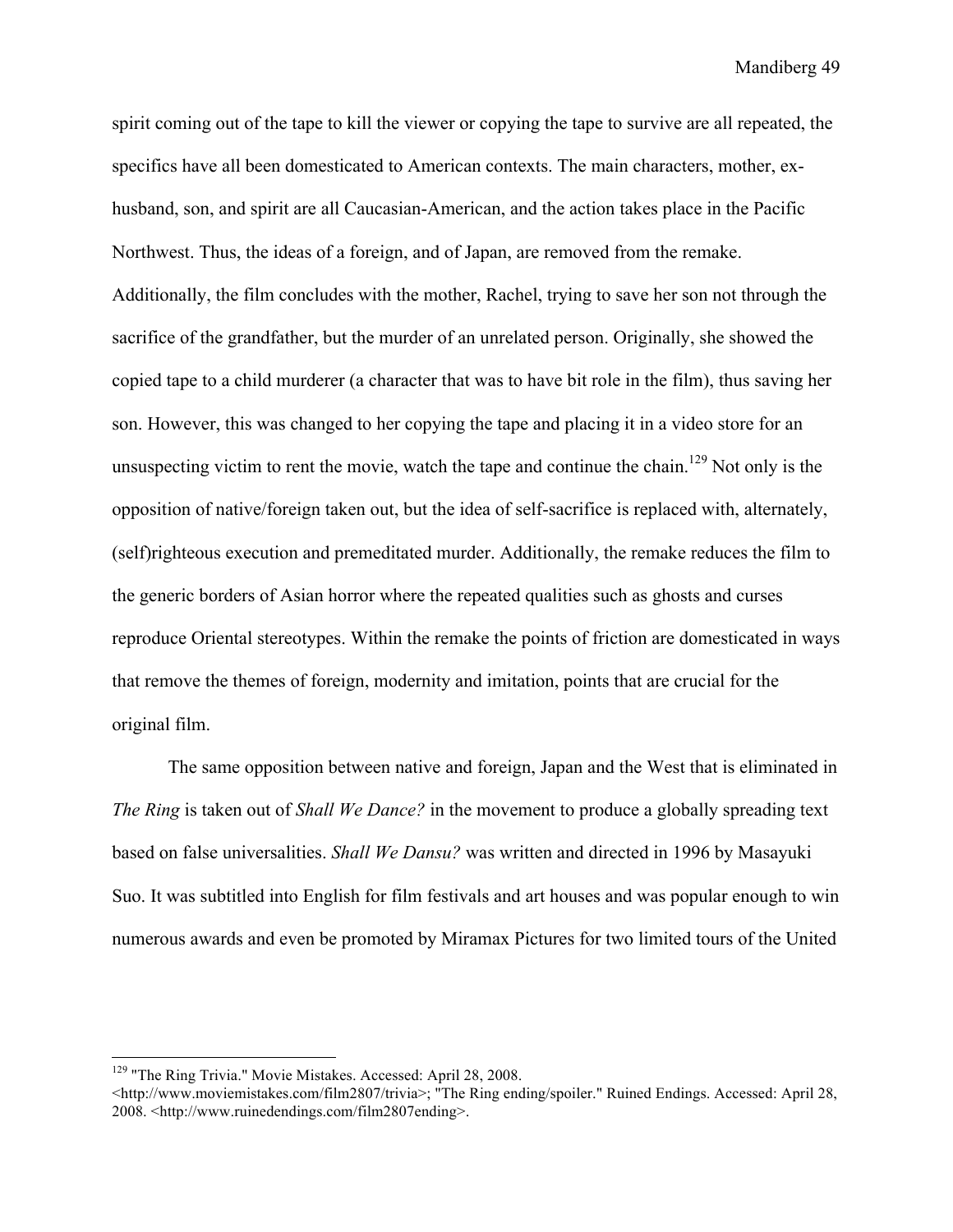spirit coming out of the tape to kill the viewer or copying the tape to survive are all repeated, the specifics have all been domesticated to American contexts. The main characters, mother, ex-husband, son, and spirit are all Caucasian-American, and the action takes place in the Pacific Northwest. Thus, the ideas of a foreign, and of Japan, are removed from the remake. Additionally, the film concludes with the mother, Rachel, trying to save her son not through the sacrifice of the grandfather, but the murder of an unrelated person. Originally, she showed the copied tape to a child murderer (a character that was to have bit role in the film), thus saving her son. However, this was changed to her copying the tape and placing it in a video store for an unsuspecting victim to rent the movie, watch the tape and continue the chain.[129] Not only is the opposition of native/foreign taken out, but the idea of self-sacrifice is replaced with, alternately, (self)righteous execution and premeditated murder. Additionally, the remake reduces the film to the generic borders of Asian horror where the repeated qualities such as ghosts and curses reproduce Oriental stereotypes. Within the remake the points of friction are domesticated in ways that remove the themes of foreign, modernity and imitation, points that are crucial for the original film.

The same opposition between native and foreign, Japan and the West that is eliminated in *The Ring* is taken out of *Shall We Dance?* in the movement to produce a globally spreading text based on false universalities. *Shall We Dansu?* was written and directed in 1996 by Masayuki Suo. It was subtitled into English for film festivals and art houses and was popular enough to win numerous awards and even be promoted by Miramax Pictures for two limited tours of the United

---

[129] "The Ring Trivia." Movie Mistakes. Accessed: April 28, 2008. <http://www.moviemistakes.com/film2807/trivia>; "The Ring ending/spoiler." Ruined Endings. Accessed: April 28, 2008. <http://www.ruinedendings.com/film2807ending>.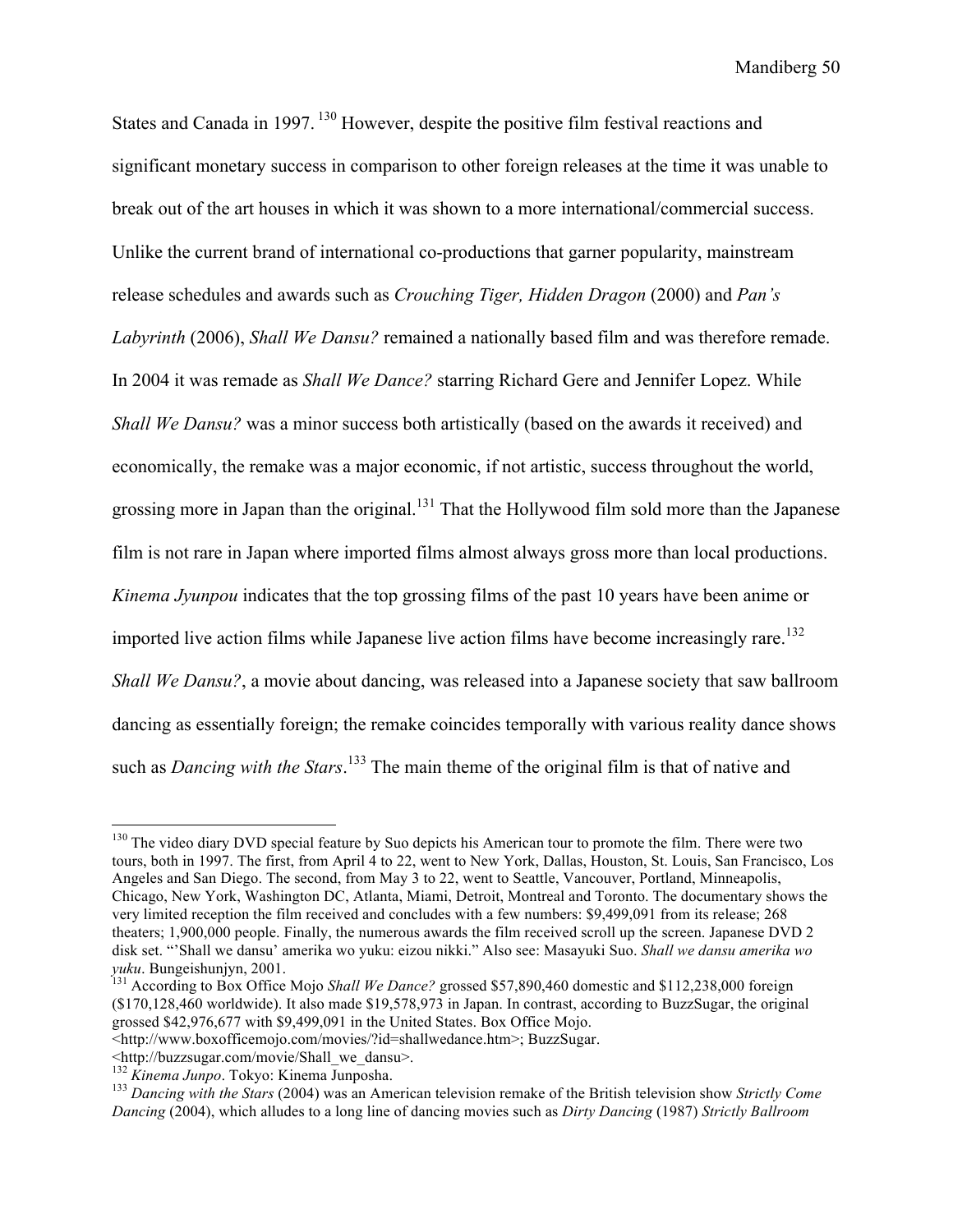States and Canada in 1997.[130] However, despite the positive film festival reactions and significant monetary success in comparison to other foreign releases at the time it was unable to break out of the art houses in which it was shown to a more international/commercial success. Unlike the current brand of international co-productions that garner popularity, mainstream release schedules and awards such as *Crouching Tiger, Hidden Dragon* (2000) and *Pan's Labyrinth* (2006), *Shall We Dansu?* remained a nationally based film and was therefore remade. In 2004 it was remade as *Shall We Dance?* starring Richard Gere and Jennifer Lopez. While *Shall We Dansu?* was a minor success both artistically (based on the awards it received) and economically, the remake was a major economic, if not artistic, success throughout the world, grossing more in Japan than the original.[131] That the Hollywood film sold more than the Japanese film is not rare in Japan where imported films almost always gross more than local productions. *Kinema Jyunpou* indicates that the top grossing films of the past 10 years have been anime or imported live action films while Japanese live action films have become increasingly rare.[132] *Shall We Dansu?*, a movie about dancing, was released into a Japanese society that saw ballroom dancing as essentially foreign; the remake coincides temporally with various reality dance shows such as *Dancing with the Stars*.[133] The main theme of the original film is that of native and

---

[130] The video diary DVD special feature by Suo depicts his American tour to promote the film. There were two tours, both in 1997. The first, from April 4 to 22, went to New York, Dallas, Houston, St. Louis, San Francisco, Los Angeles and San Diego. The second, from May 3 to 22, went to Seattle, Vancouver, Portland, Minneapolis, Chicago, New York, Washington DC, Atlanta, Miami, Detroit, Montreal and Toronto. The documentary shows the very limited reception the film received and concludes with a few numbers: $9,499,091 from its release; 268 theaters; 1,900,000 people. Finally, the numerous awards the film received scroll up the screen. Japanese DVD 2 disk set. "'Shall we dansu' amerika wo yuku: eizou nikki." Also see: Masayuki Suo. *Shall we dansu amerika wo yuku*. Bungeishunjyn, 2001.

[131] According to Box Office Mojo *Shall We Dance?* grossed $57,890,460 domestic and $112,238,000 foreign ($170,128,460 worldwide). It also made $19,578,973 in Japan. In contrast, according to BuzzSugar, the original grossed $42,976,677 with $9,499,091 in the United States. Box Office Mojo. <http://www.boxofficemojo.com/movies/?id=shallwedance.htm>; BuzzSugar. <http://buzzsugar.com/movie/Shall_we_dansu>.

[132] *Kinema Junpo*. Tokyo: Kinema Junposha.

[133] *Dancing with the Stars* (2004) was an American television remake of the British television show *Strictly Come Dancing* (2004), which alludes to a long line of dancing movies such as *Dirty Dancing* (1987) *Strictly Ballroom*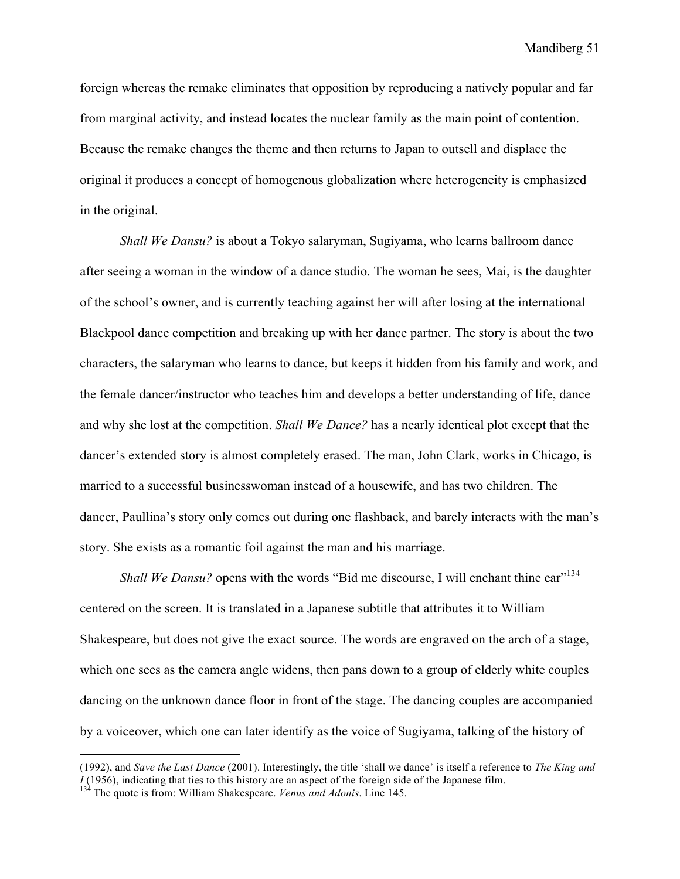foreign whereas the remake eliminates that opposition by reproducing a natively popular and far from marginal activity, and instead locates the nuclear family as the main point of contention. Because the remake changes the theme and then returns to Japan to outsell and displace the original it produces a concept of homogenous globalization where heterogeneity is emphasized in the original.

*Shall We Dansu?* is about a Tokyo salaryman, Sugiyama, who learns ballroom dance after seeing a woman in the window of a dance studio. The woman he sees, Mai, is the daughter of the school's owner, and is currently teaching against her will after losing at the international Blackpool dance competition and breaking up with her dance partner. The story is about the two characters, the salaryman who learns to dance, but keeps it hidden from his family and work, and the female dancer/instructor who teaches him and develops a better understanding of life, dance and why she lost at the competition. *Shall We Dance?* has a nearly identical plot except that the dancer's extended story is almost completely erased. The man, John Clark, works in Chicago, is married to a successful businesswoman instead of a housewife, and has two children. The dancer, Paullina's story only comes out during one flashback, and barely interacts with the man's story. She exists as a romantic foil against the man and his marriage.

*Shall We Dansu?* opens with the words "Bid me discourse, I will enchant thine ear"[134] centered on the screen. It is translated in a Japanese subtitle that attributes it to William Shakespeare, but does not give the exact source. The words are engraved on the arch of a stage, which one sees as the camera angle widens, then pans down to a group of elderly white couples dancing on the unknown dance floor in front of the stage. The dancing couples are accompanied by a voiceover, which one can later identify as the voice of Sugiyama, talking of the history of

---

(1992), and *Save the Last Dance* (2001). Interestingly, the title 'shall we dance' is itself a reference to *The King and I* (1956), indicating that ties to this history are an aspect of the foreign side of the Japanese film.

[134] The quote is from: William Shakespeare. *Venus and Adonis*. Line 145.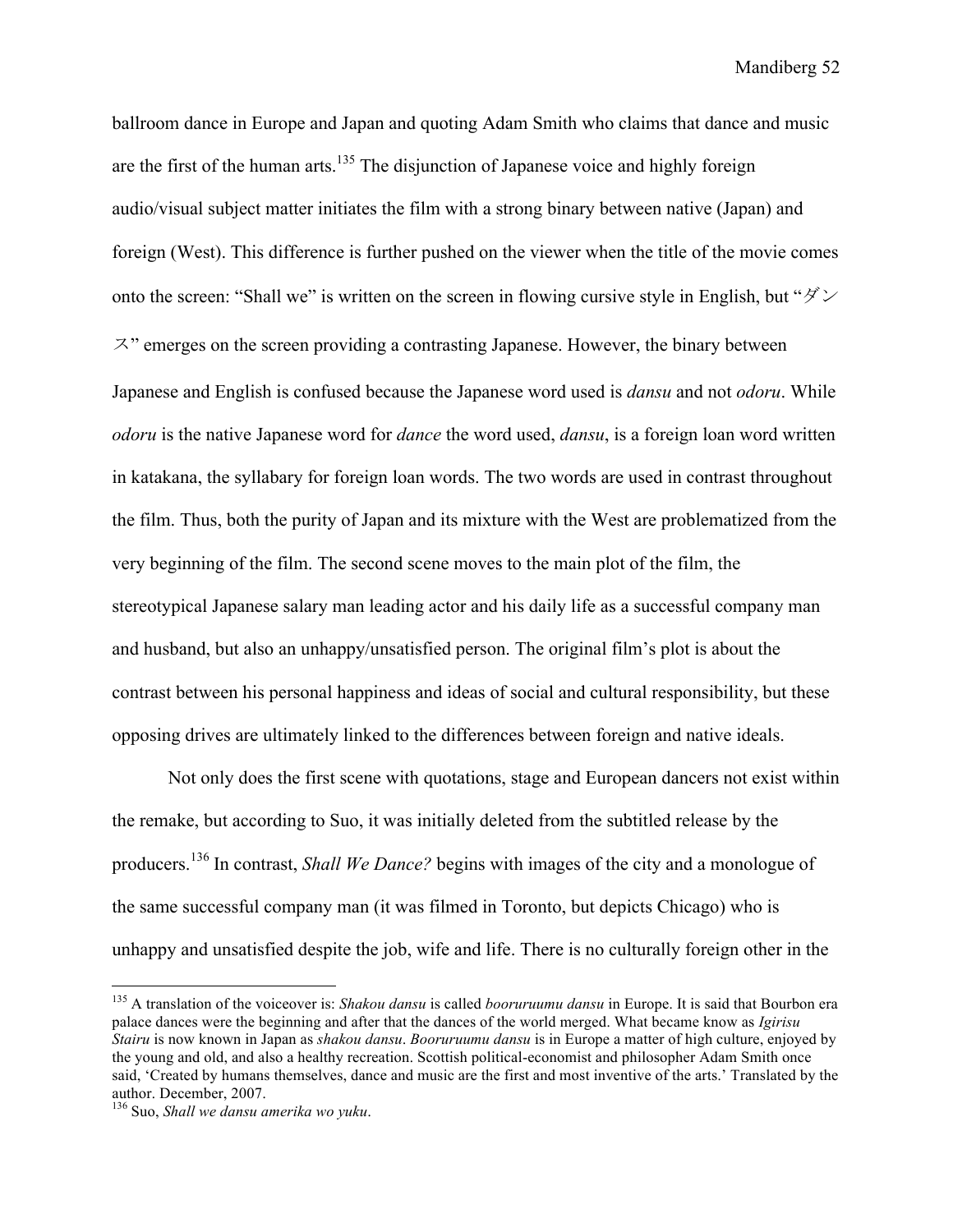ballroom dance in Europe and Japan and quoting Adam Smith who claims that dance and music are the first of the human arts.[135] The disjunction of Japanese voice and highly foreign audio/visual subject matter initiates the film with a strong binary between native (Japan) and foreign (West). This difference is further pushed on the viewer when the title of the movie comes onto the screen: "Shall we" is written on the screen in flowing cursive style in English, but "ダンス" emerges on the screen providing a contrasting Japanese. However, the binary between Japanese and English is confused because the Japanese word used is *dansu* and not *odoru*. While *odoru* is the native Japanese word for *dance* the word used, *dansu*, is a foreign loan word written in katakana, the syllabary for foreign loan words. The two words are used in contrast throughout the film. Thus, both the purity of Japan and its mixture with the West are problematized from the very beginning of the film. The second scene moves to the main plot of the film, the stereotypical Japanese salary man leading actor and his daily life as a successful company man and husband, but also an unhappy/unsatisfied person. The original film's plot is about the contrast between his personal happiness and ideas of social and cultural responsibility, but these opposing drives are ultimately linked to the differences between foreign and native ideals.

Not only does the first scene with quotations, stage and European dancers not exist within the remake, but according to Suo, it was initially deleted from the subtitled release by the producers.[136] In contrast, *Shall We Dance?* begins with images of the city and a monologue of the same successful company man (it was filmed in Toronto, but depicts Chicago) who is unhappy and unsatisfied despite the job, wife and life. There is no culturally foreign other in the

---

[135] A translation of the voiceover is: *Shakou dansu* is called *booruruumu dansu* in Europe. It is said that Bourbon era palace dances were the beginning and after that the dances of the world merged. What became know as *Igirisu Stairu* is now known in Japan as *shakou dansu*. *Booruruumu dansu* is in Europe a matter of high culture, enjoyed by the young and old, and also a healthy recreation. Scottish political-economist and philosopher Adam Smith once said, 'Created by humans themselves, dance and music are the first and most inventive of the arts.' Translated by the author. December, 2007.

[136] Suo, *Shall we dansu amerika wo yuku*.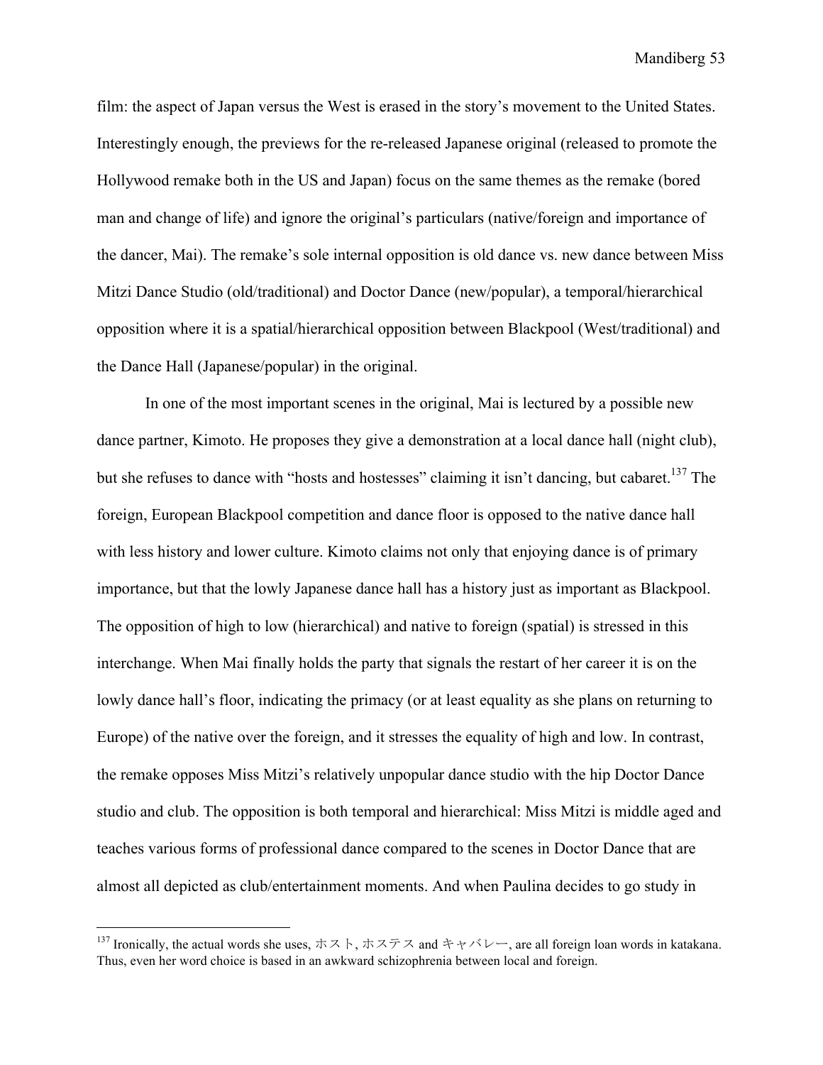film: the aspect of Japan versus the West is erased in the story's movement to the United States. Interestingly enough, the previews for the re-released Japanese original (released to promote the Hollywood remake both in the US and Japan) focus on the same themes as the remake (bored man and change of life) and ignore the original's particulars (native/foreign and importance of the dancer, Mai). The remake's sole internal opposition is old dance vs. new dance between Miss Mitzi Dance Studio (old/traditional) and Doctor Dance (new/popular), a temporal/hierarchical opposition where it is a spatial/hierarchical opposition between Blackpool (West/traditional) and the Dance Hall (Japanese/popular) in the original.

In one of the most important scenes in the original, Mai is lectured by a possible new dance partner, Kimoto. He proposes they give a demonstration at a local dance hall (night club), but she refuses to dance with "hosts and hostesses" claiming it isn't dancing, but cabaret.[137] The foreign, European Blackpool competition and dance floor is opposed to the native dance hall with less history and lower culture. Kimoto claims not only that enjoying dance is of primary importance, but that the lowly Japanese dance hall has a history just as important as Blackpool. The opposition of high to low (hierarchical) and native to foreign (spatial) is stressed in this interchange. When Mai finally holds the party that signals the restart of her career it is on the lowly dance hall's floor, indicating the primacy (or at least equality as she plans on returning to Europe) of the native over the foreign, and it stresses the equality of high and low. In contrast, the remake opposes Miss Mitzi's relatively unpopular dance studio with the hip Doctor Dance studio and club. The opposition is both temporal and hierarchical: Miss Mitzi is middle aged and teaches various forms of professional dance compared to the scenes in Doctor Dance that are almost all depicted as club/entertainment moments. And when Paulina decides to go study in

[137] Ironically, the actual words she uses, ホスト, ホステス and キャバレー, are all foreign loan words in katakana. Thus, even her word choice is based in an awkward schizophrenia between local and foreign.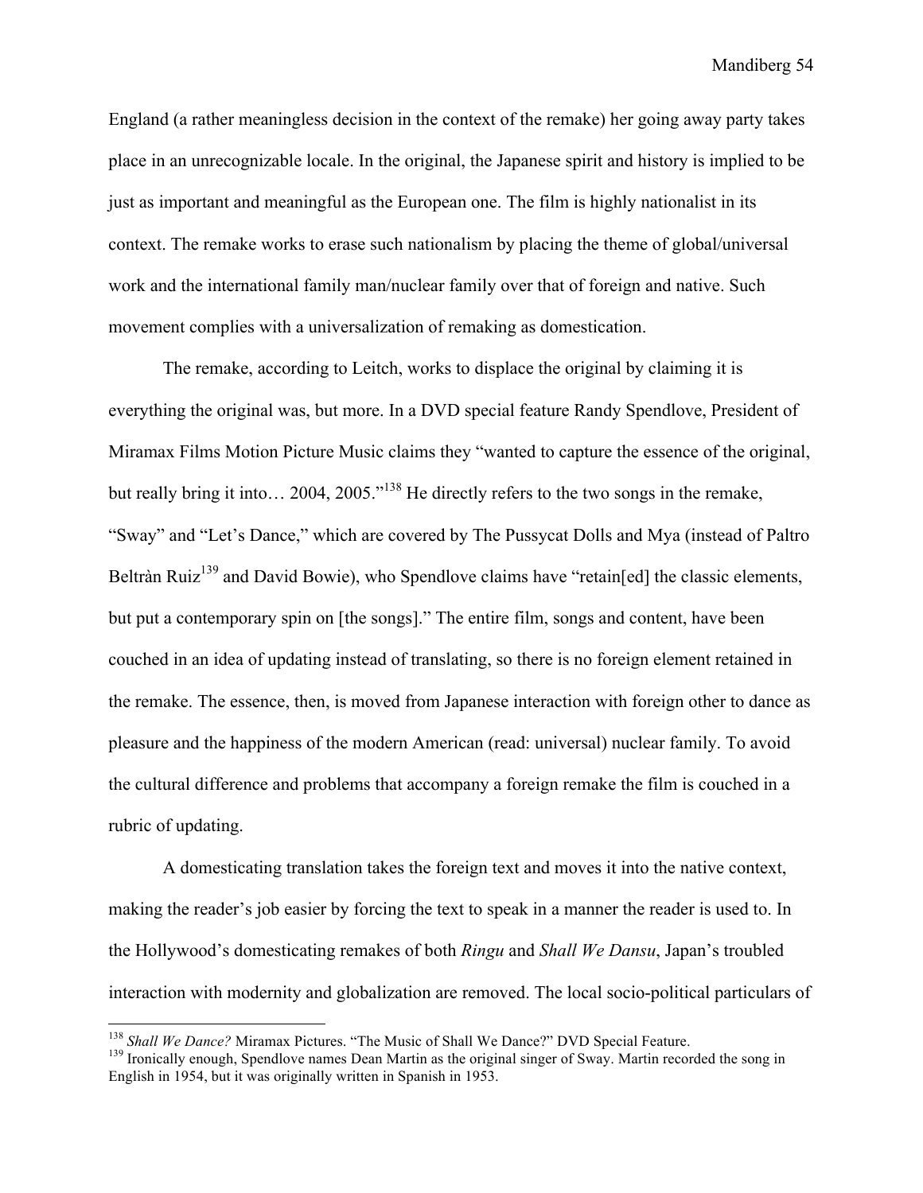England (a rather meaningless decision in the context of the remake) her going away party takes place in an unrecognizable locale. In the original, the Japanese spirit and history is implied to be just as important and meaningful as the European one. The film is highly nationalist in its context. The remake works to erase such nationalism by placing the theme of global/universal work and the international family man/nuclear family over that of foreign and native. Such movement complies with a universalization of remaking as domestication.

The remake, according to Leitch, works to displace the original by claiming it is everything the original was, but more. In a DVD special feature Randy Spendlove, President of Miramax Films Motion Picture Music claims they "wanted to capture the essence of the original, but really bring it into… 2004, 2005."[138] He directly refers to the two songs in the remake, "Sway" and "Let's Dance," which are covered by The Pussycat Dolls and Mya (instead of Paltro Beltràn Ruiz[139] and David Bowie), who Spendlove claims have "retain[ed] the classic elements, but put a contemporary spin on [the songs]." The entire film, songs and content, have been couched in an idea of updating instead of translating, so there is no foreign element retained in the remake. The essence, then, is moved from Japanese interaction with foreign other to dance as pleasure and the happiness of the modern American (read: universal) nuclear family. To avoid the cultural difference and problems that accompany a foreign remake the film is couched in a rubric of updating.

A domesticating translation takes the foreign text and moves it into the native context, making the reader's job easier by forcing the text to speak in a manner the reader is used to. In the Hollywood's domesticating remakes of both *Ringu* and *Shall We Dansu*, Japan's troubled interaction with modernity and globalization are removed. The local socio-political particulars of

---

[138] *Shall We Dance?* Miramax Pictures. "The Music of Shall We Dance?" DVD Special Feature.

[139] Ironically enough, Spendlove names Dean Martin as the original singer of Sway. Martin recorded the song in English in 1954, but it was originally written in Spanish in 1953.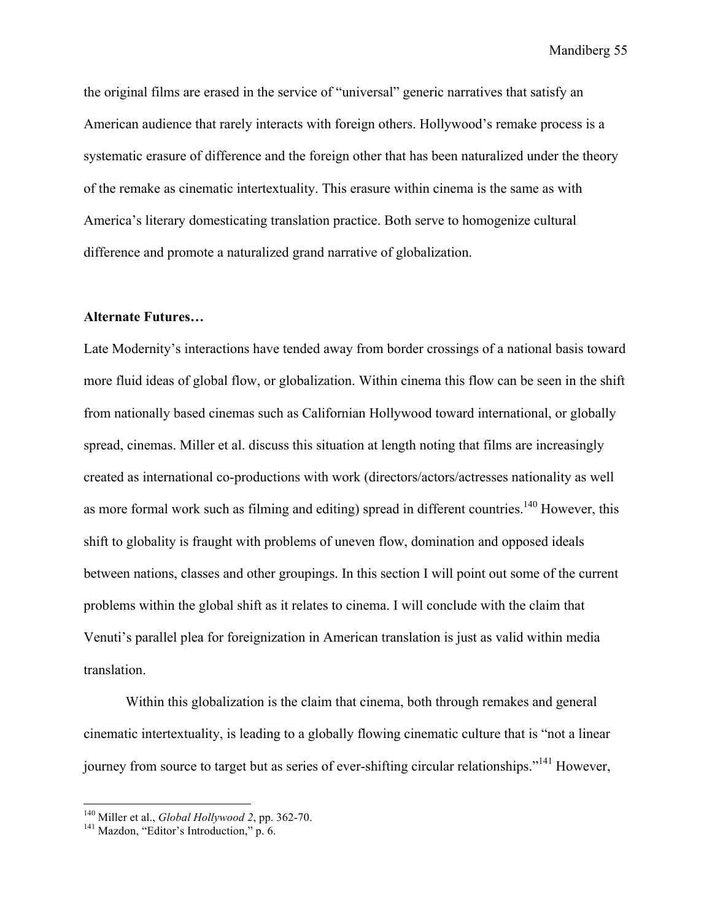the original films are erased in the service of "universal" generic narratives that satisfy an American audience that rarely interacts with foreign others. Hollywood's remake process is a systematic erasure of difference and the foreign other that has been naturalized under the theory of the remake as cinematic intertextuality. This erasure within cinema is the same as with America's literary domesticating translation practice. Both serve to homogenize cultural difference and promote a naturalized grand narrative of globalization.

## Alternate Futures…

Late Modernity's interactions have tended away from border crossings of a national basis toward more fluid ideas of global flow, or globalization. Within cinema this flow can be seen in the shift from nationally based cinemas such as Californian Hollywood toward international, or globally spread, cinemas. Miller et al. discuss this situation at length noting that films are increasingly created as international co-productions with work (directors/actors/actresses nationality as well as more formal work such as filming and editing) spread in different countries.[140] However, this shift to globality is fraught with problems of uneven flow, domination and opposed ideals between nations, classes and other groupings. In this section I will point out some of the current problems within the global shift as it relates to cinema. I will conclude with the claim that Venuti's parallel plea for foreignization in American translation is just as valid within media translation.

Within this globalization is the claim that cinema, both through remakes and general cinematic intertextuality, is leading to a globally flowing cinematic culture that is "not a linear journey from source to target but as series of ever-shifting circular relationships."[141] However,

---

[140] Miller et al., *Global Hollywood 2*, pp. 362-70.

[141] Mazdon, "Editor's Introduction," p. 6.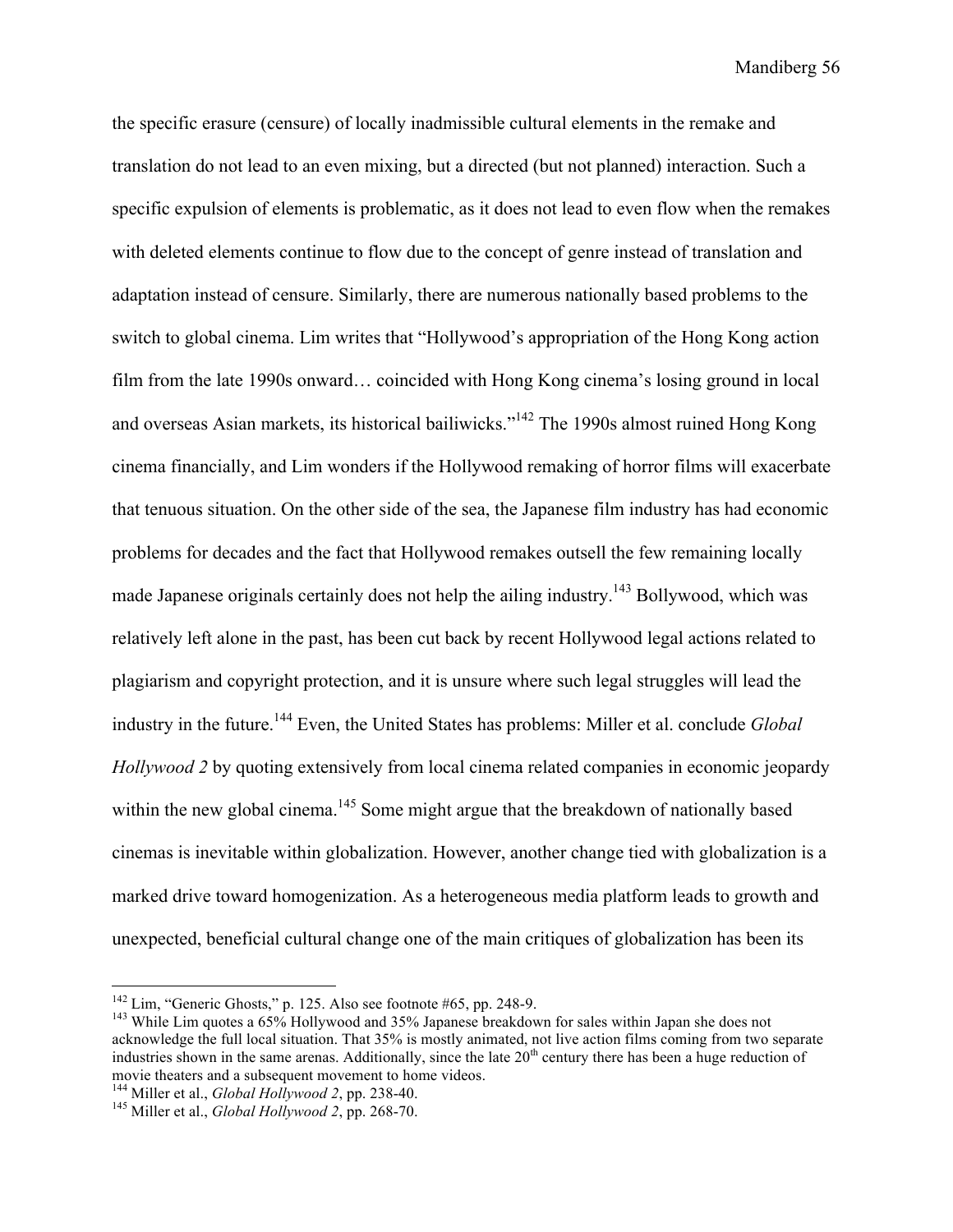the specific erasure (censure) of locally inadmissible cultural elements in the remake and translation do not lead to an even mixing, but a directed (but not planned) interaction. Such a specific expulsion of elements is problematic, as it does not lead to even flow when the remakes with deleted elements continue to flow due to the concept of genre instead of translation and adaptation instead of censure. Similarly, there are numerous nationally based problems to the switch to global cinema. Lim writes that "Hollywood's appropriation of the Hong Kong action film from the late 1990s onward… coincided with Hong Kong cinema's losing ground in local and overseas Asian markets, its historical bailiwicks."[142] The 1990s almost ruined Hong Kong cinema financially, and Lim wonders if the Hollywood remaking of horror films will exacerbate that tenuous situation. On the other side of the sea, the Japanese film industry has had economic problems for decades and the fact that Hollywood remakes outsell the few remaining locally made Japanese originals certainly does not help the ailing industry.[143] Bollywood, which was relatively left alone in the past, has been cut back by recent Hollywood legal actions related to plagiarism and copyright protection, and it is unsure where such legal struggles will lead the industry in the future.[144] Even, the United States has problems: Miller et al. conclude *Global Hollywood 2* by quoting extensively from local cinema related companies in economic jeopardy within the new global cinema.[145] Some might argue that the breakdown of nationally based cinemas is inevitable within globalization. However, another change tied with globalization is a marked drive toward homogenization. As a heterogeneous media platform leads to growth and unexpected, beneficial cultural change one of the main critiques of globalization has been its

---

[142] Lim, "Generic Ghosts," p. 125. Also see footnote #65, pp. 248-9.

[143] While Lim quotes a 65% Hollywood and 35% Japanese breakdown for sales within Japan she does not acknowledge the full local situation. That 35% is mostly animated, not live action films coming from two separate industries shown in the same arenas. Additionally, since the late 20th century there has been a huge reduction of movie theaters and a subsequent movement to home videos.

[144] Miller et al., *Global Hollywood 2*, pp. 238-40.

[145] Miller et al., *Global Hollywood 2*, pp. 268-70.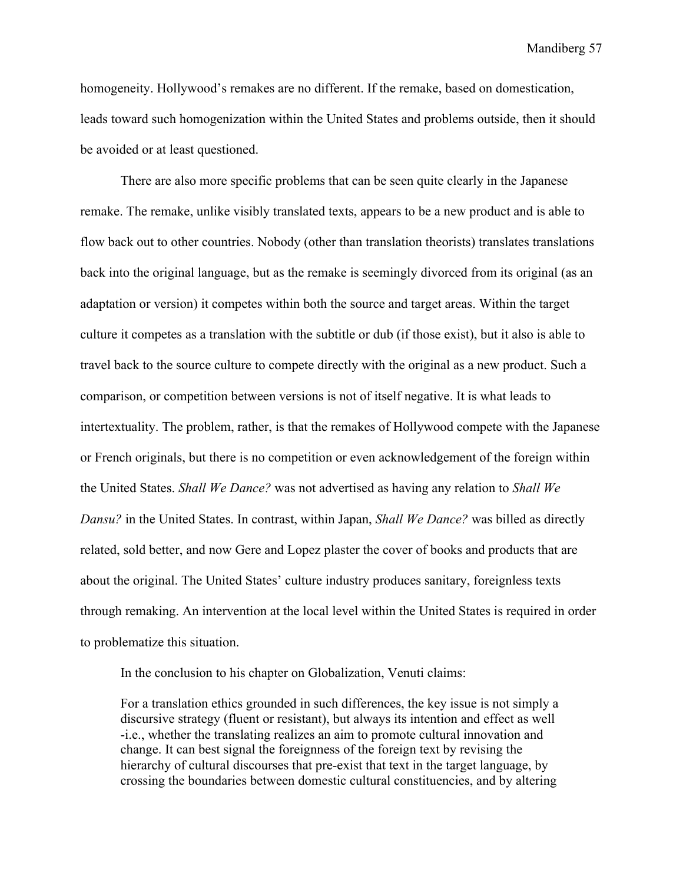homogeneity. Hollywood's remakes are no different. If the remake, based on domestication, leads toward such homogenization within the United States and problems outside, then it should be avoided or at least questioned.

There are also more specific problems that can be seen quite clearly in the Japanese remake. The remake, unlike visibly translated texts, appears to be a new product and is able to flow back out to other countries. Nobody (other than translation theorists) translates translations back into the original language, but as the remake is seemingly divorced from its original (as an adaptation or version) it competes within both the source and target areas. Within the target culture it competes as a translation with the subtitle or dub (if those exist), but it also is able to travel back to the source culture to compete directly with the original as a new product. Such a comparison, or competition between versions is not of itself negative. It is what leads to intertextuality. The problem, rather, is that the remakes of Hollywood compete with the Japanese or French originals, but there is no competition or even acknowledgement of the foreign within the United States. *Shall We Dance?* was not advertised as having any relation to *Shall We Dansu?* in the United States. In contrast, within Japan, *Shall We Dance?* was billed as directly related, sold better, and now Gere and Lopez plaster the cover of books and products that are about the original. The United States' culture industry produces sanitary, foreignless texts through remaking. An intervention at the local level within the United States is required in order to problematize this situation.

In the conclusion to his chapter on Globalization, Venuti claims:

> For a translation ethics grounded in such differences, the key issue is not simply a discursive strategy (fluent or resistant), but always its intention and effect as well -i.e., whether the translating realizes an aim to promote cultural innovation and change. It can best signal the foreignness of the foreign text by revising the hierarchy of cultural discourses that pre-exist that text in the target language, by crossing the boundaries between domestic cultural constituencies, and by altering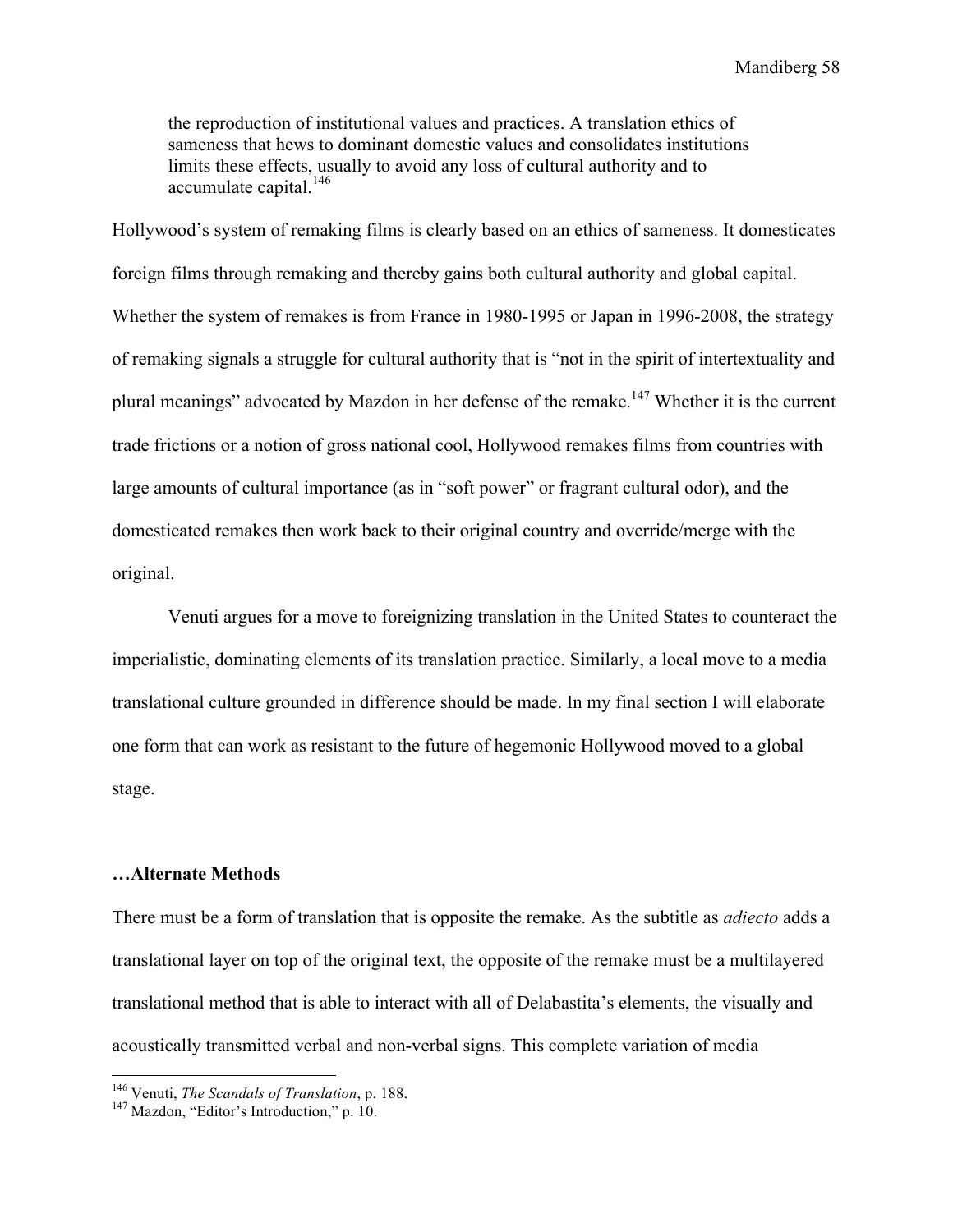> the reproduction of institutional values and practices. A translation ethics of sameness that hews to dominant domestic values and consolidates institutions limits these effects, usually to avoid any loss of cultural authority and to accumulate capital.[146]

Hollywood's system of remaking films is clearly based on an ethics of sameness. It domesticates foreign films through remaking and thereby gains both cultural authority and global capital. Whether the system of remakes is from France in 1980-1995 or Japan in 1996-2008, the strategy of remaking signals a struggle for cultural authority that is "not in the spirit of intertextuality and plural meanings" advocated by Mazdon in her defense of the remake.[147] Whether it is the current trade frictions or a notion of gross national cool, Hollywood remakes films from countries with large amounts of cultural importance (as in "soft power" or fragrant cultural odor), and the domesticated remakes then work back to their original country and override/merge with the original.

Venuti argues for a move to foreignizing translation in the United States to counteract the imperialistic, dominating elements of its translation practice. Similarly, a local move to a media translational culture grounded in difference should be made. In my final section I will elaborate one form that can work as resistant to the future of hegemonic Hollywood moved to a global stage.

### …Alternate Methods

There must be a form of translation that is opposite the remake. As the subtitle as *adiecto* adds a translational layer on top of the original text, the opposite of the remake must be a multilayered translational method that is able to interact with all of Delabastita's elements, the visually and acoustically transmitted verbal and non-verbal signs. This complete variation of media

---

[146] Venuti, *The Scandals of Translation*, p. 188.

[147] Mazdon, "Editor's Introduction," p. 10.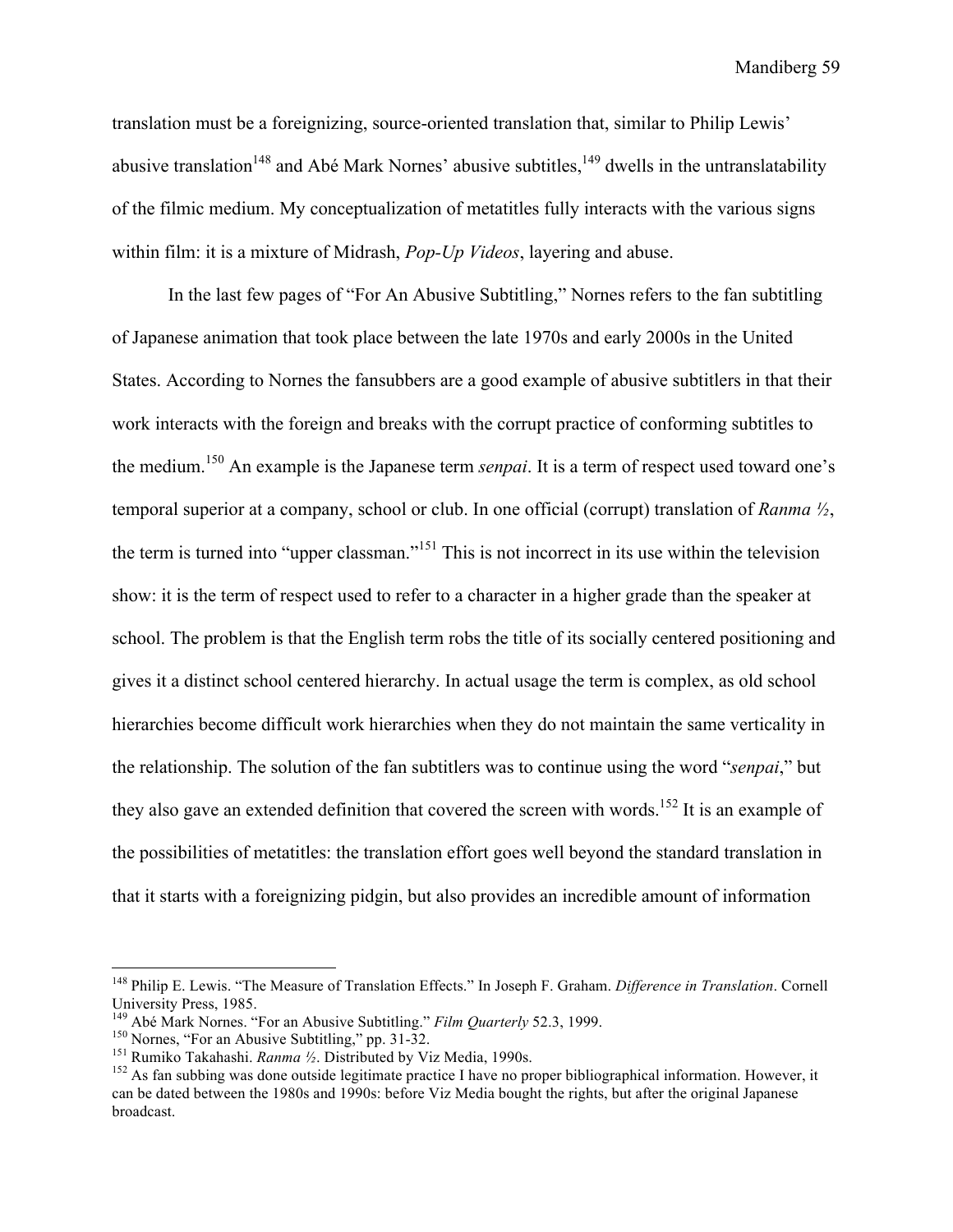translation must be a foreignizing, source-oriented translation that, similar to Philip Lewis' abusive translation[148] and Abé Mark Nornes' abusive subtitles,[149] dwells in the untranslatability of the filmic medium. My conceptualization of metatitles fully interacts with the various signs within film: it is a mixture of Midrash, *Pop-Up Videos*, layering and abuse.

In the last few pages of "For An Abusive Subtitling," Nornes refers to the fan subtitling of Japanese animation that took place between the late 1970s and early 2000s in the United States. According to Nornes the fansubbers are a good example of abusive subtitlers in that their work interacts with the foreign and breaks with the corrupt practice of conforming subtitles to the medium.[150] An example is the Japanese term *senpai*. It is a term of respect used toward one's temporal superior at a company, school or club. In one official (corrupt) translation of *Ranma ½*, the term is turned into "upper classman."[151] This is not incorrect in its use within the television show: it is the term of respect used to refer to a character in a higher grade than the speaker at school. The problem is that the English term robs the title of its socially centered positioning and gives it a distinct school centered hierarchy. In actual usage the term is complex, as old school hierarchies become difficult work hierarchies when they do not maintain the same verticality in the relationship. The solution of the fan subtitlers was to continue using the word "*senpai*," but they also gave an extended definition that covered the screen with words.[152] It is an example of the possibilities of metatitles: the translation effort goes well beyond the standard translation in that it starts with a foreignizing pidgin, but also provides an incredible amount of information

---

[148] Philip E. Lewis. "The Measure of Translation Effects." In Joseph F. Graham. *Difference in Translation*. Cornell University Press, 1985.

[149] Abé Mark Nornes. "For an Abusive Subtitling." *Film Quarterly* 52.3, 1999.

[150] Nornes, "For an Abusive Subtitling," pp. 31-32.

[151] Rumiko Takahashi. *Ranma ½*. Distributed by Viz Media, 1990s.

[152] As fan subbing was done outside legitimate practice I have no proper bibliographical information. However, it can be dated between the 1980s and 1990s: before Viz Media bought the rights, but after the original Japanese broadcast.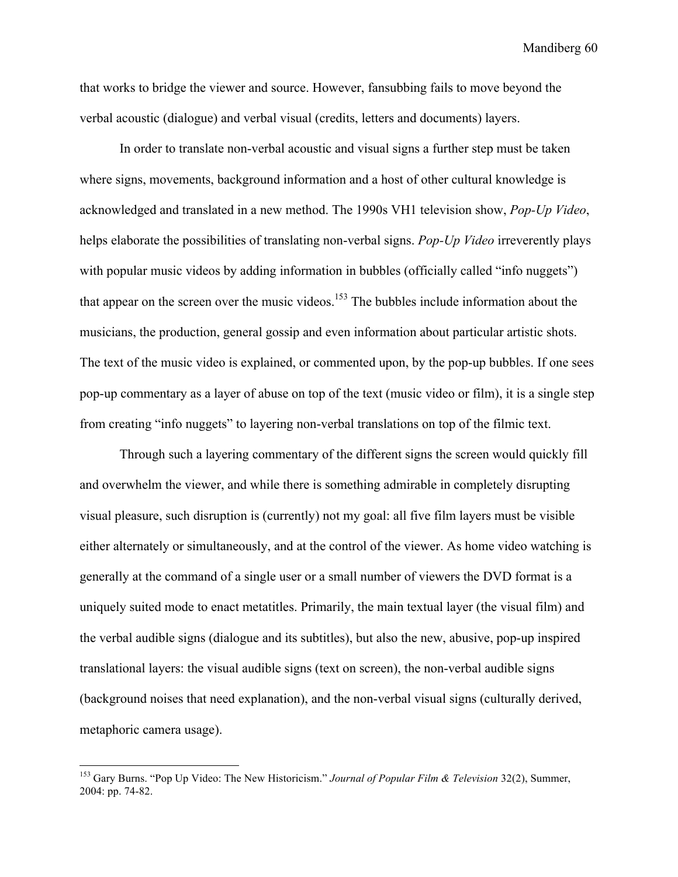that works to bridge the viewer and source. However, fansubbing fails to move beyond the verbal acoustic (dialogue) and verbal visual (credits, letters and documents) layers.

In order to translate non-verbal acoustic and visual signs a further step must be taken where signs, movements, background information and a host of other cultural knowledge is acknowledged and translated in a new method. The 1990s VH1 television show, *Pop-Up Video*, helps elaborate the possibilities of translating non-verbal signs. *Pop-Up Video* irreverently plays with popular music videos by adding information in bubbles (officially called "info nuggets") that appear on the screen over the music videos.[153] The bubbles include information about the musicians, the production, general gossip and even information about particular artistic shots. The text of the music video is explained, or commented upon, by the pop-up bubbles. If one sees pop-up commentary as a layer of abuse on top of the text (music video or film), it is a single step from creating "info nuggets" to layering non-verbal translations on top of the filmic text.

Through such a layering commentary of the different signs the screen would quickly fill and overwhelm the viewer, and while there is something admirable in completely disrupting visual pleasure, such disruption is (currently) not my goal: all five film layers must be visible either alternately or simultaneously, and at the control of the viewer. As home video watching is generally at the command of a single user or a small number of viewers the DVD format is a uniquely suited mode to enact metatitles. Primarily, the main textual layer (the visual film) and the verbal audible signs (dialogue and its subtitles), but also the new, abusive, pop-up inspired translational layers: the visual audible signs (text on screen), the non-verbal audible signs (background noises that need explanation), and the non-verbal visual signs (culturally derived, metaphoric camera usage).

---

[153] Gary Burns. "Pop Up Video: The New Historicism." *Journal of Popular Film & Television* 32(2), Summer, 2004: pp. 74-82.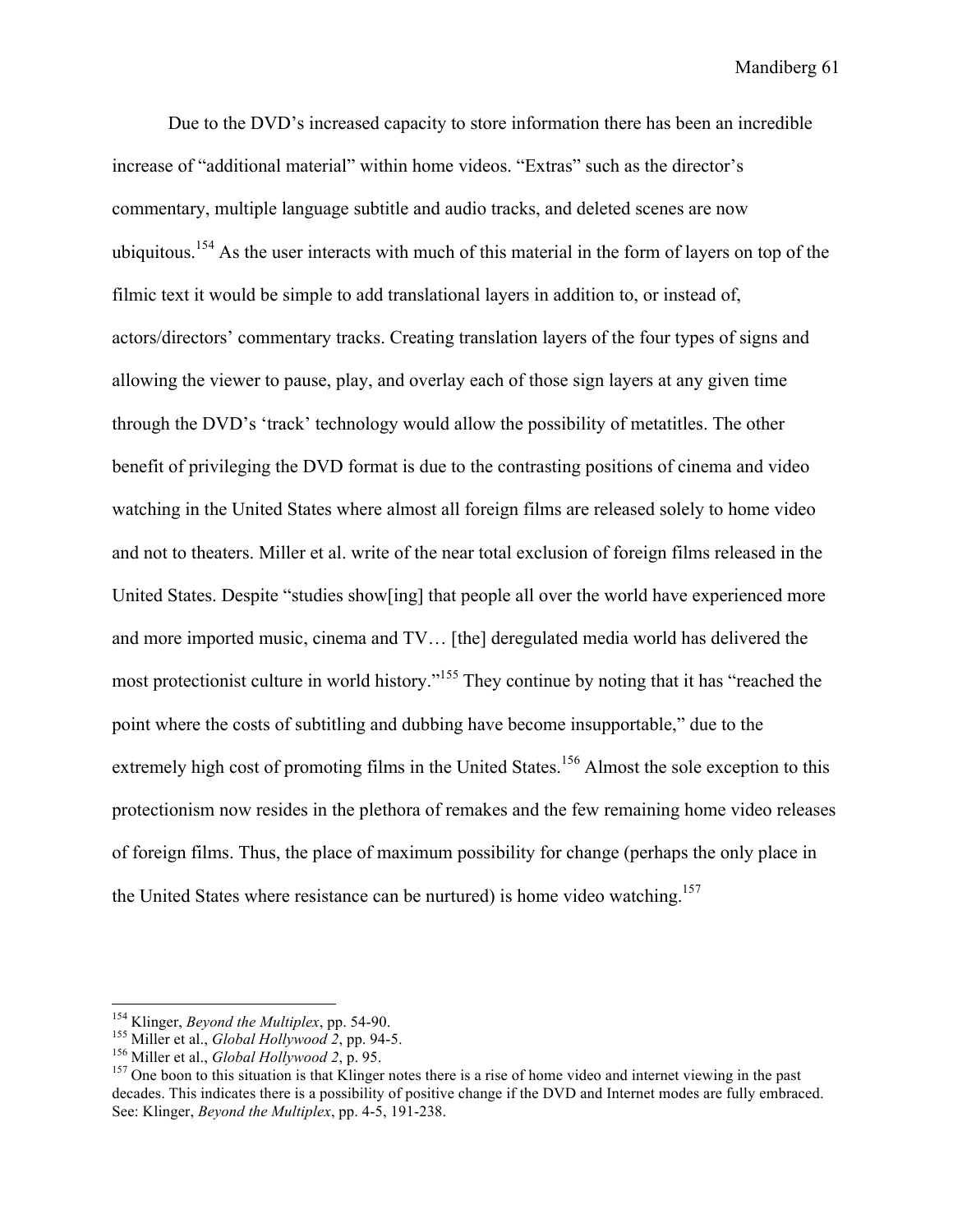Due to the DVD's increased capacity to store information there has been an incredible increase of "additional material" within home videos. "Extras" such as the director's commentary, multiple language subtitle and audio tracks, and deleted scenes are now ubiquitous.[154] As the user interacts with much of this material in the form of layers on top of the filmic text it would be simple to add translational layers in addition to, or instead of, actors/directors' commentary tracks. Creating translation layers of the four types of signs and allowing the viewer to pause, play, and overlay each of those sign layers at any given time through the DVD's 'track' technology would allow the possibility of metatitles. The other benefit of privileging the DVD format is due to the contrasting positions of cinema and video watching in the United States where almost all foreign films are released solely to home video and not to theaters. Miller et al. write of the near total exclusion of foreign films released in the United States. Despite "studies show[ing] that people all over the world have experienced more and more imported music, cinema and TV… [the] deregulated media world has delivered the most protectionist culture in world history."[155] They continue by noting that it has "reached the point where the costs of subtitling and dubbing have become insupportable," due to the extremely high cost of promoting films in the United States.[156] Almost the sole exception to this protectionism now resides in the plethora of remakes and the few remaining home video releases of foreign films. Thus, the place of maximum possibility for change (perhaps the only place in the United States where resistance can be nurtured) is home video watching.[157]

---

[154] Klinger, *Beyond the Multiplex*, pp. 54-90.

[155] Miller et al., *Global Hollywood 2*, pp. 94-5.

[156] Miller et al., *Global Hollywood 2*, p. 95.

[157] One boon to this situation is that Klinger notes there is a rise of home video and internet viewing in the past decades. This indicates there is a possibility of positive change if the DVD and Internet modes are fully embraced. See: Klinger, *Beyond the Multiplex*, pp. 4-5, 191-238.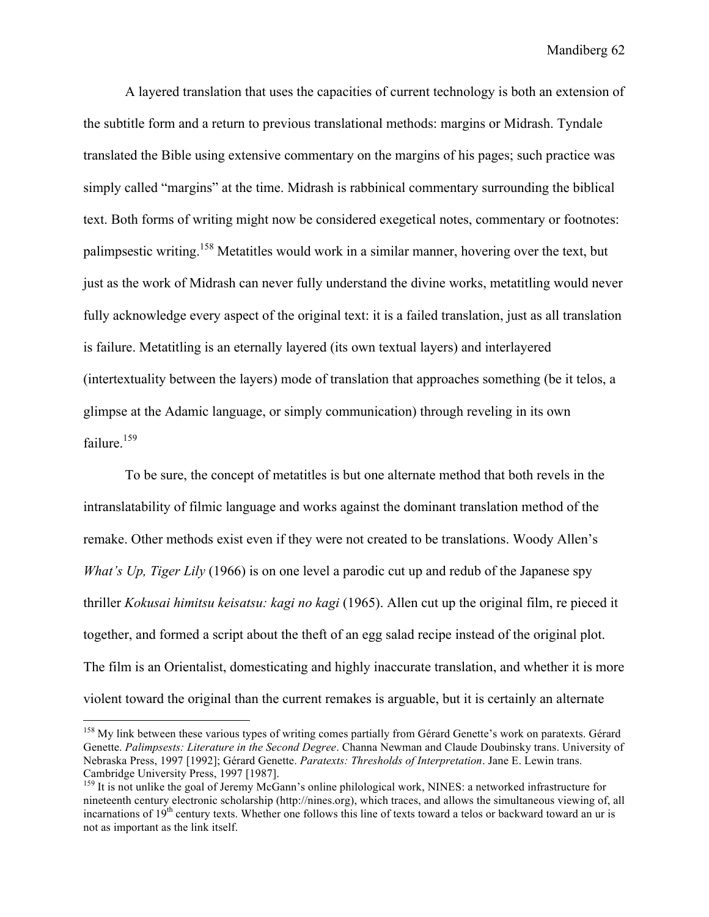A layered translation that uses the capacities of current technology is both an extension of the subtitle form and a return to previous translational methods: margins or Midrash. Tyndale translated the Bible using extensive commentary on the margins of his pages; such practice was simply called "margins" at the time. Midrash is rabbinical commentary surrounding the biblical text. Both forms of writing might now be considered exegetical notes, commentary or footnotes: palimpsestic writing.[158] Metatitles would work in a similar manner, hovering over the text, but just as the work of Midrash can never fully understand the divine works, metatitling would never fully acknowledge every aspect of the original text: it is a failed translation, just as all translation is failure. Metatitling is an eternally layered (its own textual layers) and interlayered (intertextuality between the layers) mode of translation that approaches something (be it telos, a glimpse at the Adamic language, or simply communication) through reveling in its own failure.[159]

To be sure, the concept of metatitles is but one alternate method that both revels in the intranslatability of filmic language and works against the dominant translation method of the remake. Other methods exist even if they were not created to be translations. Woody Allen's *What's Up, Tiger Lily* (1966) is on one level a parodic cut up and redub of the Japanese spy thriller *Kokusai himitsu keisatsu: kagi no kagi* (1965). Allen cut up the original film, re pieced it together, and formed a script about the theft of an egg salad recipe instead of the original plot. The film is an Orientalist, domesticating and highly inaccurate translation, and whether it is more violent toward the original than the current remakes is arguable, but it is certainly an alternate

---

[158] My link between these various types of writing comes partially from Gérard Genette's work on paratexts. Gérard Genette. *Palimpsests: Literature in the Second Degree*. Channa Newman and Claude Doubinsky trans. University of Nebraska Press, 1997 [1992]; Gérard Genette. *Paratexts: Thresholds of Interpretation*. Jane E. Lewin trans. Cambridge University Press, 1997 [1987].

[159] It is not unlike the goal of Jeremy McGann's online philological work, NINES: a networked infrastructure for nineteenth century electronic scholarship (http://nines.org), which traces, and allows the simultaneous viewing of, all incarnations of 19th century texts. Whether one follows this line of texts toward a telos or backward toward an ur is not as important as the link itself.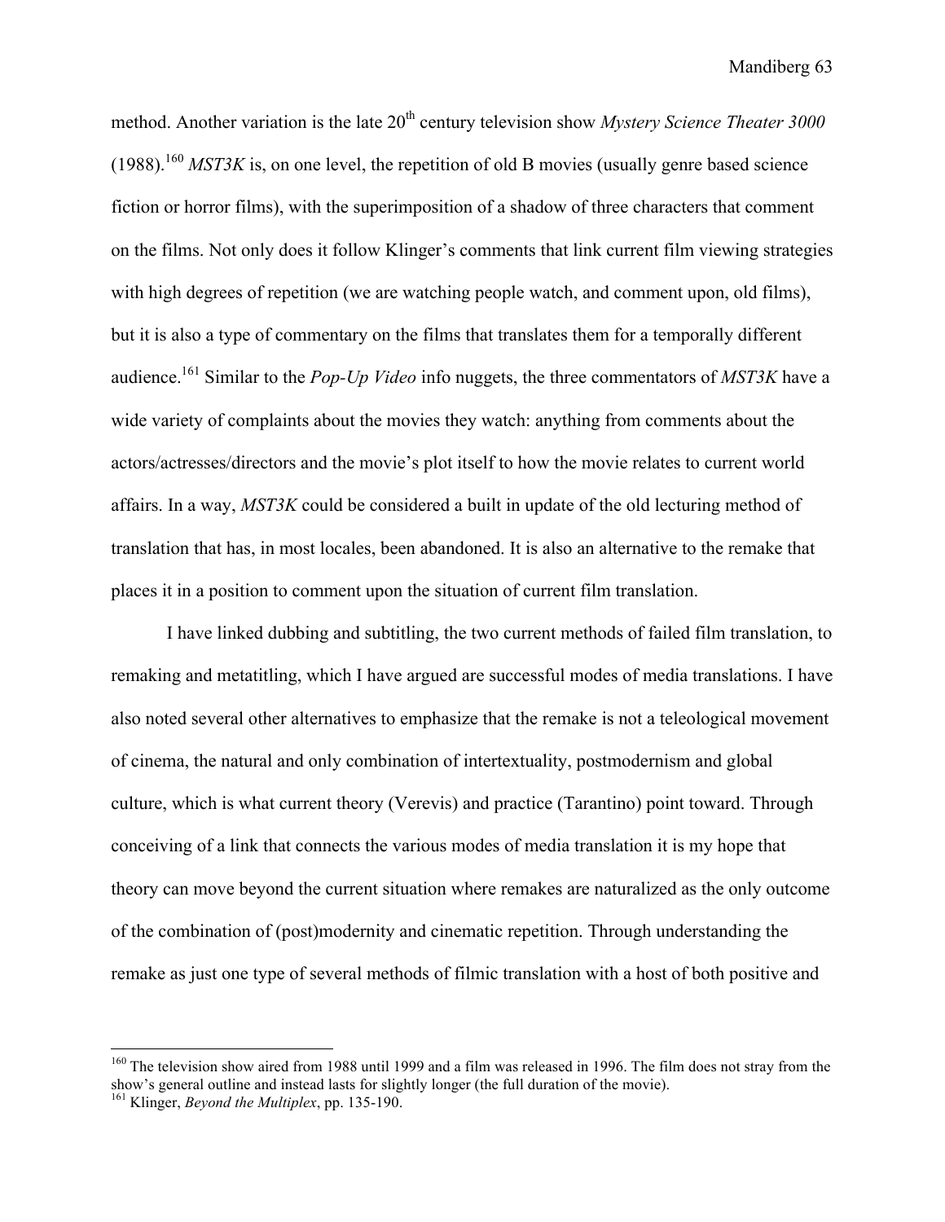method. Another variation is the late 20th century television show *Mystery Science Theater 3000* (1988).[160] *MST3K* is, on one level, the repetition of old B movies (usually genre based science fiction or horror films), with the superimposition of a shadow of three characters that comment on the films. Not only does it follow Klinger's comments that link current film viewing strategies with high degrees of repetition (we are watching people watch, and comment upon, old films), but it is also a type of commentary on the films that translates them for a temporally different audience.[161] Similar to the *Pop-Up Video* info nuggets, the three commentators of *MST3K* have a wide variety of complaints about the movies they watch: anything from comments about the actors/actresses/directors and the movie's plot itself to how the movie relates to current world affairs. In a way, *MST3K* could be considered a built in update of the old lecturing method of translation that has, in most locales, been abandoned. It is also an alternative to the remake that places it in a position to comment upon the situation of current film translation.

I have linked dubbing and subtitling, the two current methods of failed film translation, to remaking and metatitling, which I have argued are successful modes of media translations. I have also noted several other alternatives to emphasize that the remake is not a teleological movement of cinema, the natural and only combination of intertextuality, postmodernism and global culture, which is what current theory (Verevis) and practice (Tarantino) point toward. Through conceiving of a link that connects the various modes of media translation it is my hope that theory can move beyond the current situation where remakes are naturalized as the only outcome of the combination of (post)modernity and cinematic repetition. Through understanding the remake as just one type of several methods of filmic translation with a host of both positive and

---

[160] The television show aired from 1988 until 1999 and a film was released in 1996. The film does not stray from the show's general outline and instead lasts for slightly longer (the full duration of the movie).

[161] Klinger, *Beyond the Multiplex*, pp. 135-190.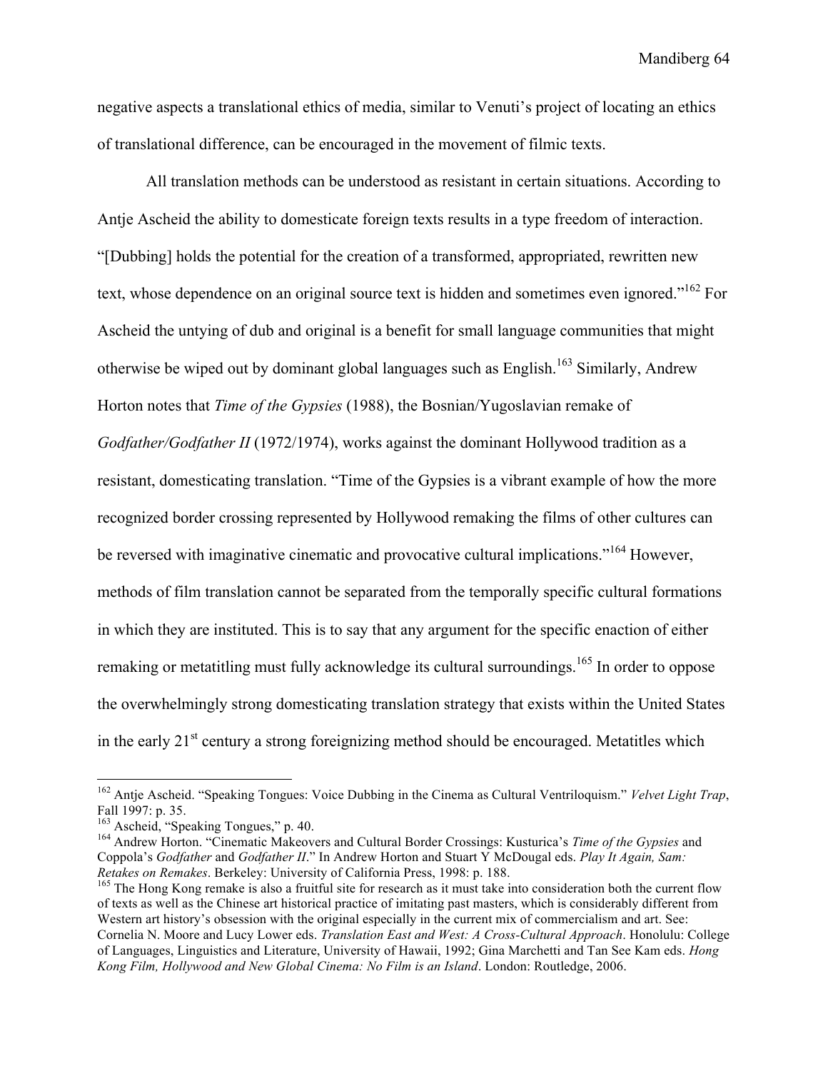negative aspects a translational ethics of media, similar to Venuti's project of locating an ethics of translational difference, can be encouraged in the movement of filmic texts.

All translation methods can be understood as resistant in certain situations. According to Antje Ascheid the ability to domesticate foreign texts results in a type freedom of interaction. "[Dubbing] holds the potential for the creation of a transformed, appropriated, rewritten new text, whose dependence on an original source text is hidden and sometimes even ignored."[162] For Ascheid the untying of dub and original is a benefit for small language communities that might otherwise be wiped out by dominant global languages such as English.[163] Similarly, Andrew Horton notes that *Time of the Gypsies* (1988), the Bosnian/Yugoslavian remake of *Godfather/Godfather II* (1972/1974), works against the dominant Hollywood tradition as a resistant, domesticating translation. "Time of the Gypsies is a vibrant example of how the more recognized border crossing represented by Hollywood remaking the films of other cultures can be reversed with imaginative cinematic and provocative cultural implications."[164] However, methods of film translation cannot be separated from the temporally specific cultural formations in which they are instituted. This is to say that any argument for the specific enaction of either remaking or metatitling must fully acknowledge its cultural surroundings.[165] In order to oppose the overwhelmingly strong domesticating translation strategy that exists within the United States in the early 21st century a strong foreignizing method should be encouraged. Metatitles which

---

[162] Antje Ascheid. "Speaking Tongues: Voice Dubbing in the Cinema as Cultural Ventriloquism." *Velvet Light Trap*, Fall 1997: p. 35.

[163] Ascheid, "Speaking Tongues," p. 40.

[164] Andrew Horton. "Cinematic Makeovers and Cultural Border Crossings: Kusturica's *Time of the Gypsies* and Coppola's *Godfather* and *Godfather II*." In Andrew Horton and Stuart Y McDougal eds. *Play It Again, Sam: Retakes on Remakes*. Berkeley: University of California Press, 1998: p. 188.

[165] The Hong Kong remake is also a fruitful site for research as it must take into consideration both the current flow of texts as well as the Chinese art historical practice of imitating past masters, which is considerably different from Western art history's obsession with the original especially in the current mix of commercialism and art. See: Cornelia N. Moore and Lucy Lower eds. *Translation East and West: A Cross-Cultural Approach*. Honolulu: College of Languages, Linguistics and Literature, University of Hawaii, 1992; Gina Marchetti and Tan See Kam eds. *Hong Kong Film, Hollywood and New Global Cinema: No Film is an Island*. London: Routledge, 2006.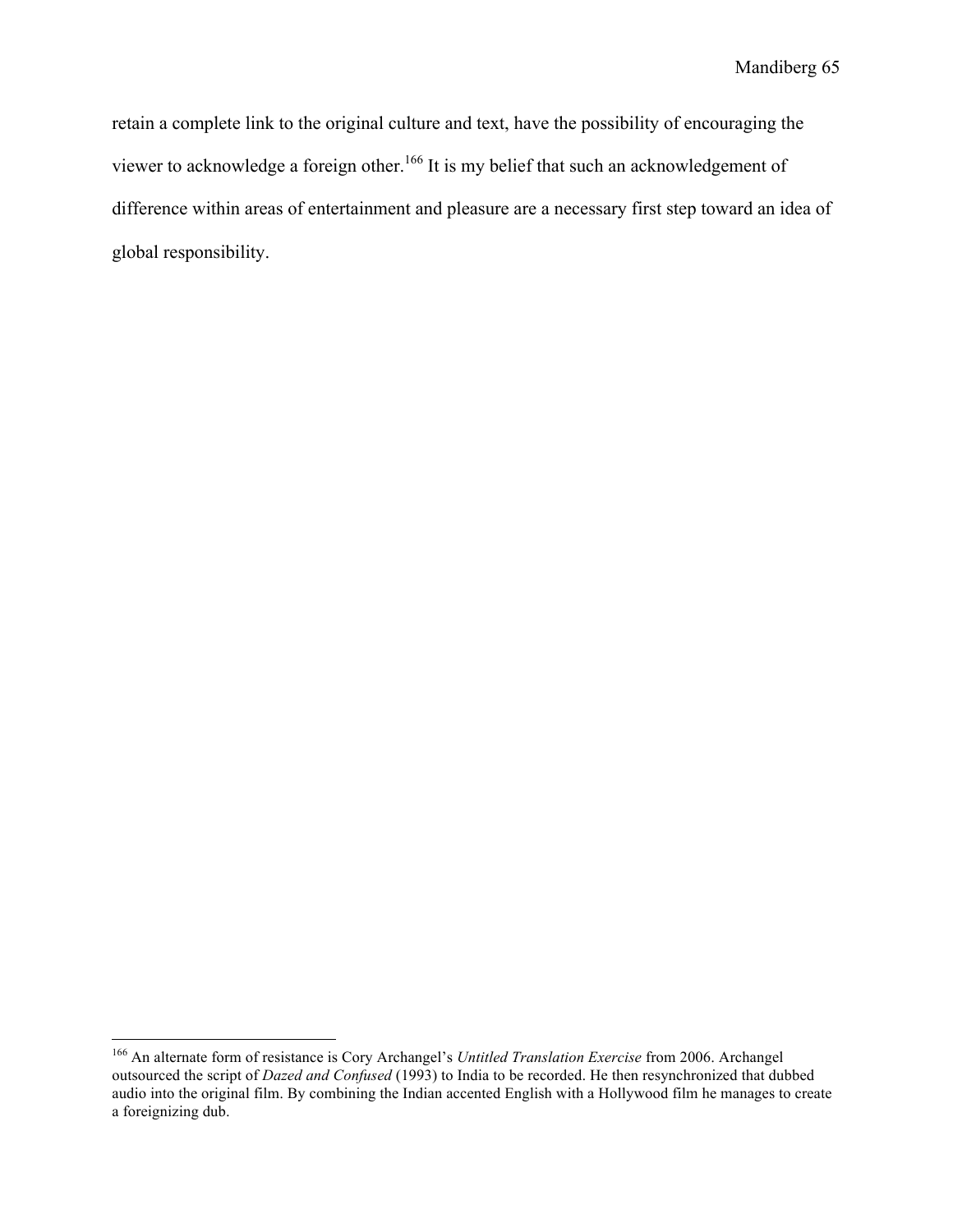retain a complete link to the original culture and text, have the possibility of encouraging the viewer to acknowledge a foreign other.[166] It is my belief that such an acknowledgement of difference within areas of entertainment and pleasure are a necessary first step toward an idea of global responsibility.

---

[166] An alternate form of resistance is Cory Archangel's *Untitled Translation Exercise* from 2006. Archangel outsourced the script of *Dazed and Confused* (1993) to India to be recorded. He then resynchronized that dubbed audio into the original film. By combining the Indian accented English with a Hollywood film he manages to create a foreignizing dub.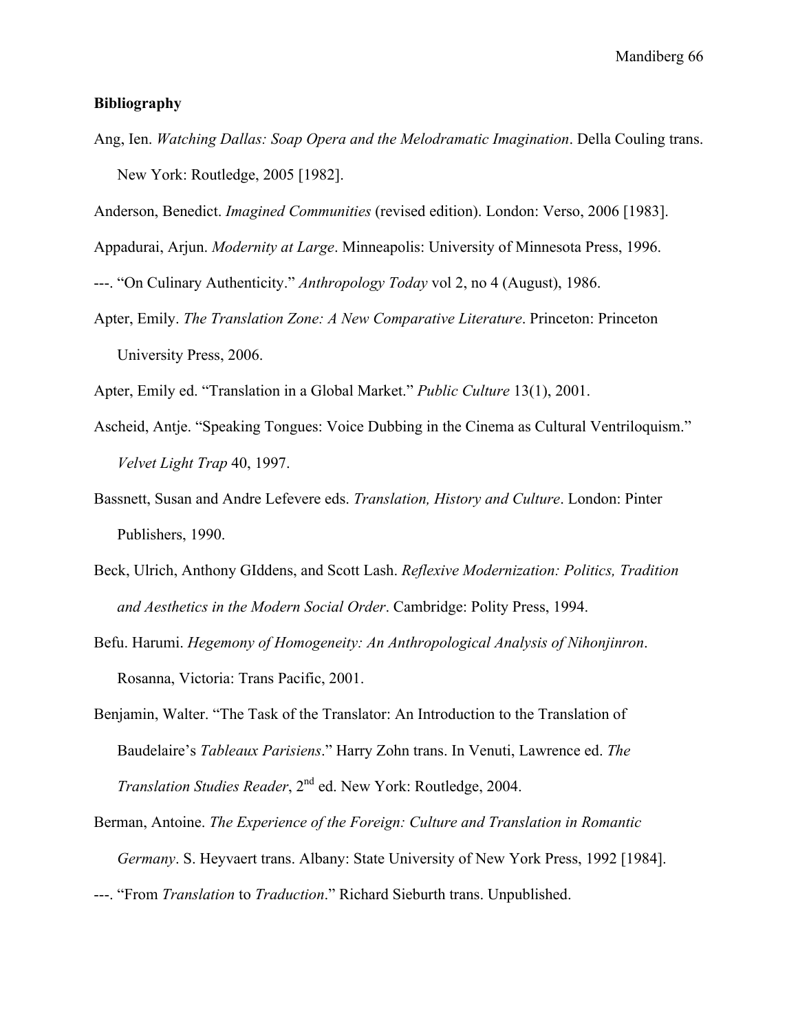**Bibliography**

Ang, Ien. *Watching Dallas: Soap Opera and the Melodramatic Imagination*. Della Couling trans. New York: Routledge, 2005 [1982].

Anderson, Benedict. *Imagined Communities* (revised edition). London: Verso, 2006 [1983].

Appadurai, Arjun. *Modernity at Large*. Minneapolis: University of Minnesota Press, 1996.

---. "On Culinary Authenticity." *Anthropology Today* vol 2, no 4 (August), 1986.

Apter, Emily. *The Translation Zone: A New Comparative Literature*. Princeton: Princeton University Press, 2006.

Apter, Emily ed. "Translation in a Global Market." *Public Culture* 13(1), 2001.

Ascheid, Antje. "Speaking Tongues: Voice Dubbing in the Cinema as Cultural Ventriloquism." *Velvet Light Trap* 40, 1997.

Bassnett, Susan and Andre Lefevere eds. *Translation, History and Culture*. London: Pinter Publishers, 1990.

Beck, Ulrich, Anthony GIddens, and Scott Lash. *Reflexive Modernization: Politics, Tradition and Aesthetics in the Modern Social Order*. Cambridge: Polity Press, 1994.

Befu. Harumi. *Hegemony of Homogeneity: An Anthropological Analysis of Nihonjinron*. Rosanna, Victoria: Trans Pacific, 2001.

Benjamin, Walter. "The Task of the Translator: An Introduction to the Translation of Baudelaire's *Tableaux Parisiens*." Harry Zohn trans. In Venuti, Lawrence ed. *The Translation Studies Reader*, 2nd ed. New York: Routledge, 2004.

Berman, Antoine. *The Experience of the Foreign: Culture and Translation in Romantic Germany*. S. Heyvaert trans. Albany: State University of New York Press, 1992 [1984].

---. "From *Translation* to *Traduction*." Richard Sieburth trans. Unpublished.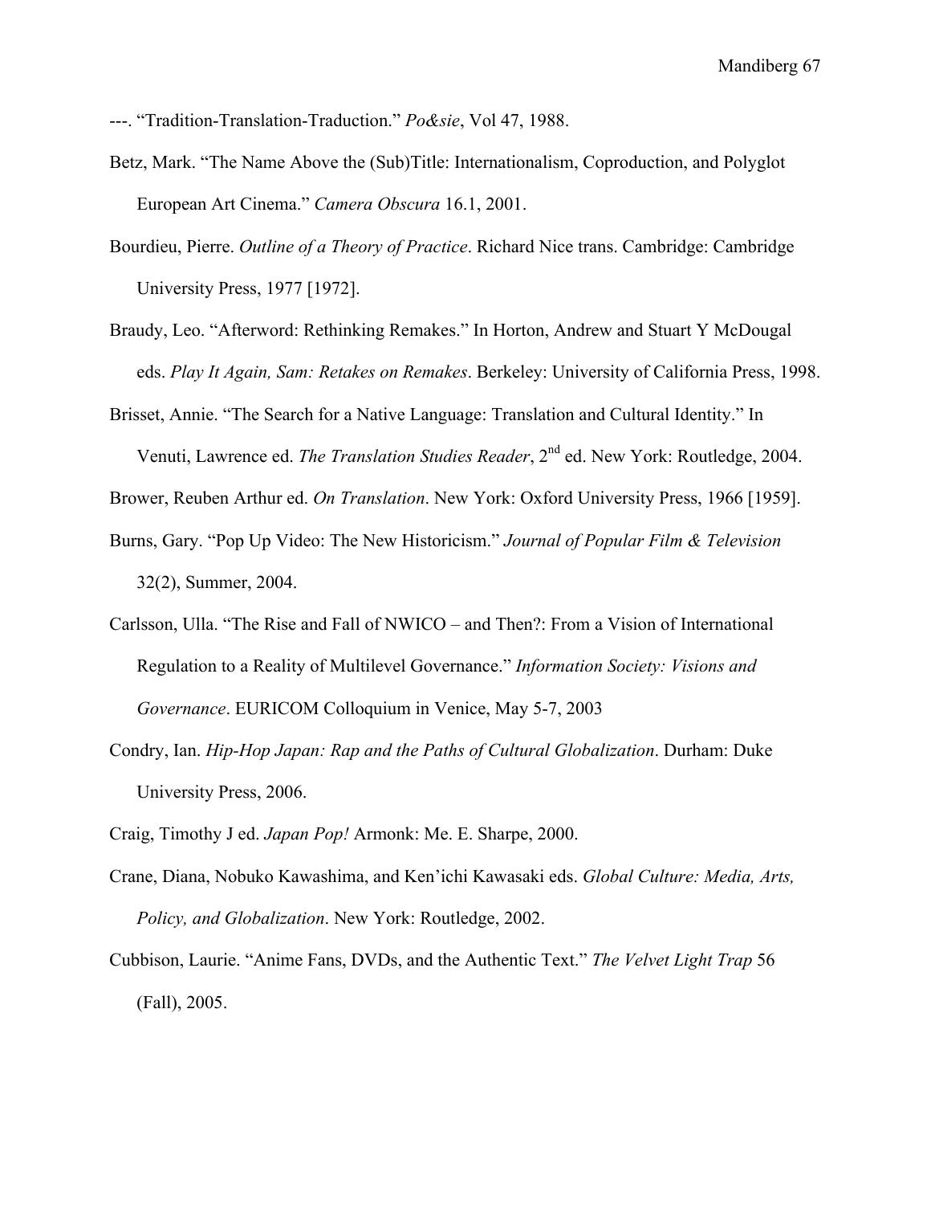---. "Tradition-Translation-Traduction." *Po&sie*, Vol 47, 1988.

Betz, Mark. "The Name Above the (Sub)Title: Internationalism, Coproduction, and Polyglot European Art Cinema." *Camera Obscura* 16.1, 2001.

Bourdieu, Pierre. *Outline of a Theory of Practice*. Richard Nice trans. Cambridge: Cambridge University Press, 1977 [1972].

Braudy, Leo. "Afterword: Rethinking Remakes." In Horton, Andrew and Stuart Y McDougal eds. *Play It Again, Sam: Retakes on Remakes*. Berkeley: University of California Press, 1998.

Brisset, Annie. "The Search for a Native Language: Translation and Cultural Identity." In Venuti, Lawrence ed. *The Translation Studies Reader*, 2nd ed. New York: Routledge, 2004.

Brower, Reuben Arthur ed. *On Translation*. New York: Oxford University Press, 1966 [1959].

Burns, Gary. "Pop Up Video: The New Historicism." *Journal of Popular Film & Television* 32(2), Summer, 2004.

Carlsson, Ulla. "The Rise and Fall of NWICO – and Then?: From a Vision of International Regulation to a Reality of Multilevel Governance." *Information Society: Visions and Governance*. EURICOM Colloquium in Venice, May 5-7, 2003

Condry, Ian. *Hip-Hop Japan: Rap and the Paths of Cultural Globalization*. Durham: Duke University Press, 2006.

Craig, Timothy J ed. *Japan Pop!* Armonk: Me. E. Sharpe, 2000.

Crane, Diana, Nobuko Kawashima, and Ken'ichi Kawasaki eds. *Global Culture: Media, Arts, Policy, and Globalization*. New York: Routledge, 2002.

Cubbison, Laurie. "Anime Fans, DVDs, and the Authentic Text." *The Velvet Light Trap* 56 (Fall), 2005.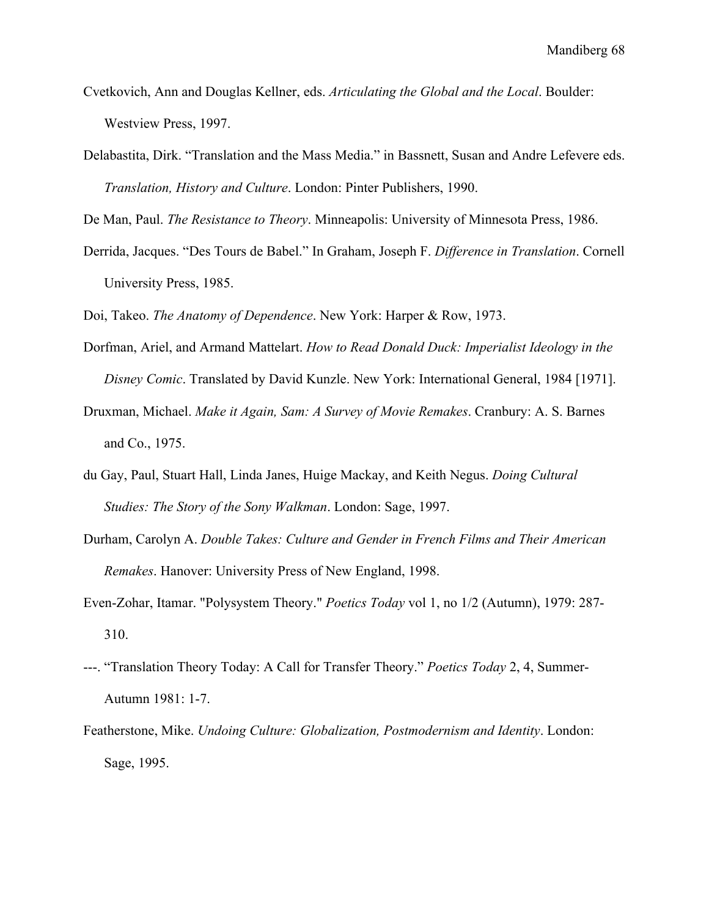Cvetkovich, Ann and Douglas Kellner, eds. *Articulating the Global and the Local*. Boulder: Westview Press, 1997.

Delabastita, Dirk. "Translation and the Mass Media." in Bassnett, Susan and Andre Lefevere eds. *Translation, History and Culture*. London: Pinter Publishers, 1990.

De Man, Paul. *The Resistance to Theory*. Minneapolis: University of Minnesota Press, 1986.

Derrida, Jacques. "Des Tours de Babel." In Graham, Joseph F. *Difference in Translation*. Cornell University Press, 1985.

Doi, Takeo. *The Anatomy of Dependence*. New York: Harper & Row, 1973.

Dorfman, Ariel, and Armand Mattelart. *How to Read Donald Duck: Imperialist Ideology in the Disney Comic*. Translated by David Kunzle. New York: International General, 1984 [1971].

Druxman, Michael. *Make it Again, Sam: A Survey of Movie Remakes*. Cranbury: A. S. Barnes and Co., 1975.

du Gay, Paul, Stuart Hall, Linda Janes, Huige Mackay, and Keith Negus. *Doing Cultural Studies: The Story of the Sony Walkman*. London: Sage, 1997.

Durham, Carolyn A. *Double Takes: Culture and Gender in French Films and Their American Remakes*. Hanover: University Press of New England, 1998.

Even-Zohar, Itamar. "Polysystem Theory." *Poetics Today* vol 1, no 1/2 (Autumn), 1979: 287-310.

---. "Translation Theory Today: A Call for Transfer Theory." *Poetics Today* 2, 4, Summer-Autumn 1981: 1-7.

Featherstone, Mike. *Undoing Culture: Globalization, Postmodernism and Identity*. London: Sage, 1995.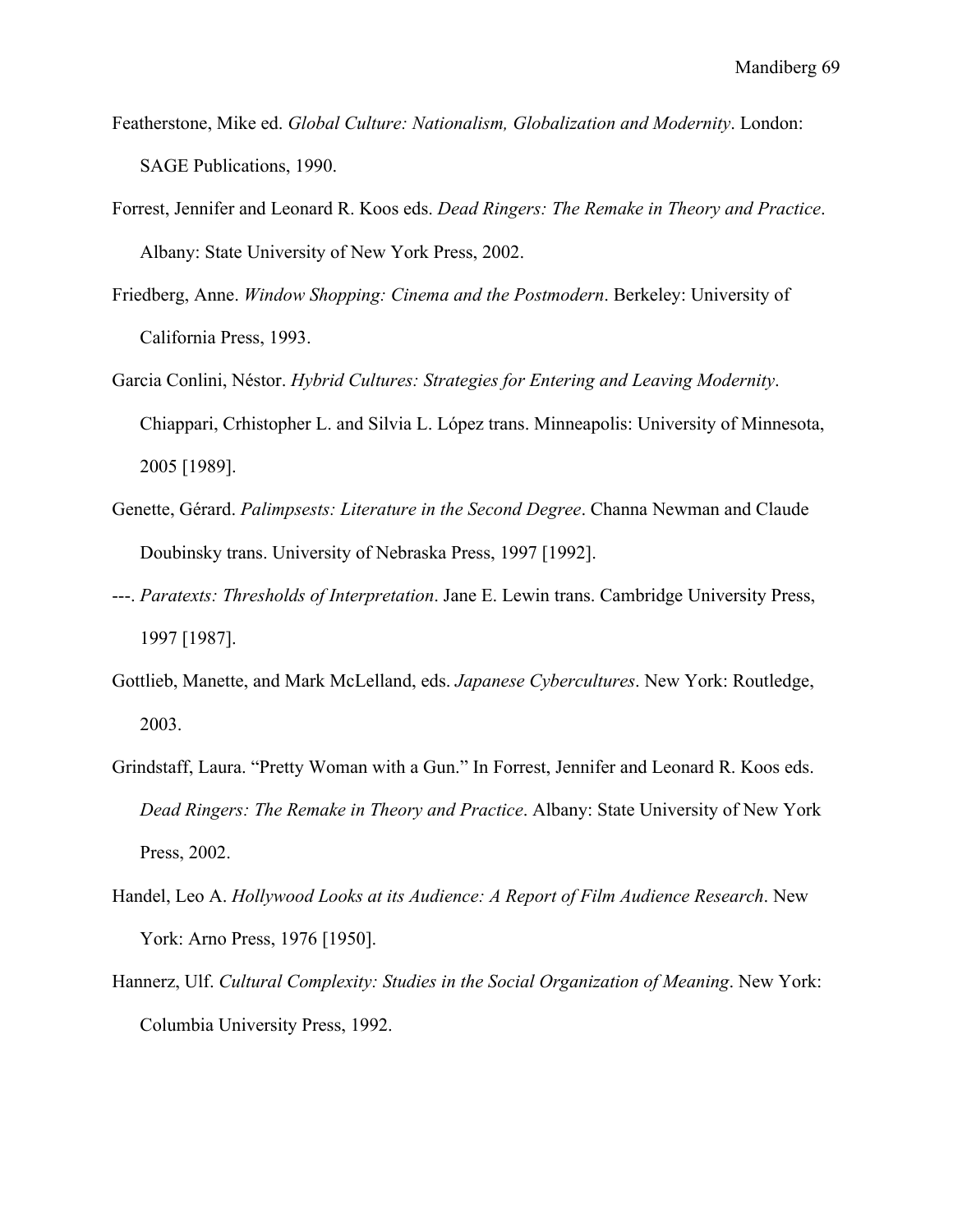Featherstone, Mike ed. *Global Culture: Nationalism, Globalization and Modernity*. London: SAGE Publications, 1990.

Forrest, Jennifer and Leonard R. Koos eds. *Dead Ringers: The Remake in Theory and Practice*. Albany: State University of New York Press, 2002.

Friedberg, Anne. *Window Shopping: Cinema and the Postmodern*. Berkeley: University of California Press, 1993.

Garcia Conlini, Néstor. *Hybrid Cultures: Strategies for Entering and Leaving Modernity*. Chiappari, Crhistopher L. and Silvia L. López trans. Minneapolis: University of Minnesota, 2005 [1989].

Genette, Gérard. *Palimpsests: Literature in the Second Degree*. Channa Newman and Claude Doubinsky trans. University of Nebraska Press, 1997 [1992].

---. *Paratexts: Thresholds of Interpretation*. Jane E. Lewin trans. Cambridge University Press, 1997 [1987].

Gottlieb, Manette, and Mark McLelland, eds. *Japanese Cybercultures*. New York: Routledge, 2003.

Grindstaff, Laura. "Pretty Woman with a Gun." In Forrest, Jennifer and Leonard R. Koos eds. *Dead Ringers: The Remake in Theory and Practice*. Albany: State University of New York Press, 2002.

Handel, Leo A. *Hollywood Looks at its Audience: A Report of Film Audience Research*. New York: Arno Press, 1976 [1950].

Hannerz, Ulf. *Cultural Complexity: Studies in the Social Organization of Meaning*. New York: Columbia University Press, 1992.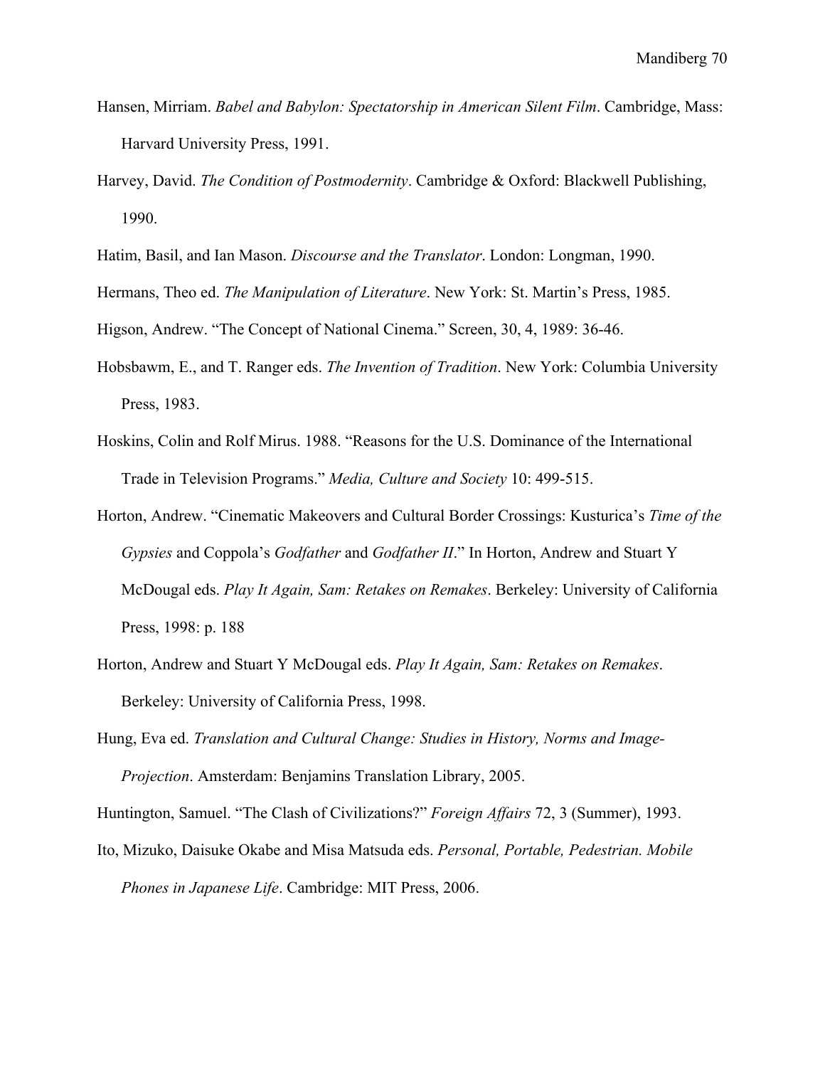Hansen, Mirriam. *Babel and Babylon: Spectatorship in American Silent Film*. Cambridge, Mass: Harvard University Press, 1991.

Harvey, David. *The Condition of Postmodernity*. Cambridge & Oxford: Blackwell Publishing, 1990.

Hatim, Basil, and Ian Mason. *Discourse and the Translator*. London: Longman, 1990.

Hermans, Theo ed. *The Manipulation of Literature*. New York: St. Martin's Press, 1985.

Higson, Andrew. "The Concept of National Cinema." Screen, 30, 4, 1989: 36-46.

Hobsbawm, E., and T. Ranger eds. *The Invention of Tradition*. New York: Columbia University Press, 1983.

Hoskins, Colin and Rolf Mirus. 1988. "Reasons for the U.S. Dominance of the International Trade in Television Programs." *Media, Culture and Society* 10: 499-515.

Horton, Andrew. "Cinematic Makeovers and Cultural Border Crossings: Kusturica's *Time of the Gypsies* and Coppola's *Godfather* and *Godfather II*." In Horton, Andrew and Stuart Y McDougal eds. *Play It Again, Sam: Retakes on Remakes*. Berkeley: University of California Press, 1998: p. 188

Horton, Andrew and Stuart Y McDougal eds. *Play It Again, Sam: Retakes on Remakes*. Berkeley: University of California Press, 1998.

Hung, Eva ed. *Translation and Cultural Change: Studies in History, Norms and Image-Projection*. Amsterdam: Benjamins Translation Library, 2005.

Huntington, Samuel. "The Clash of Civilizations?" *Foreign Affairs* 72, 3 (Summer), 1993.

Ito, Mizuko, Daisuke Okabe and Misa Matsuda eds. *Personal, Portable, Pedestrian. Mobile Phones in Japanese Life*. Cambridge: MIT Press, 2006.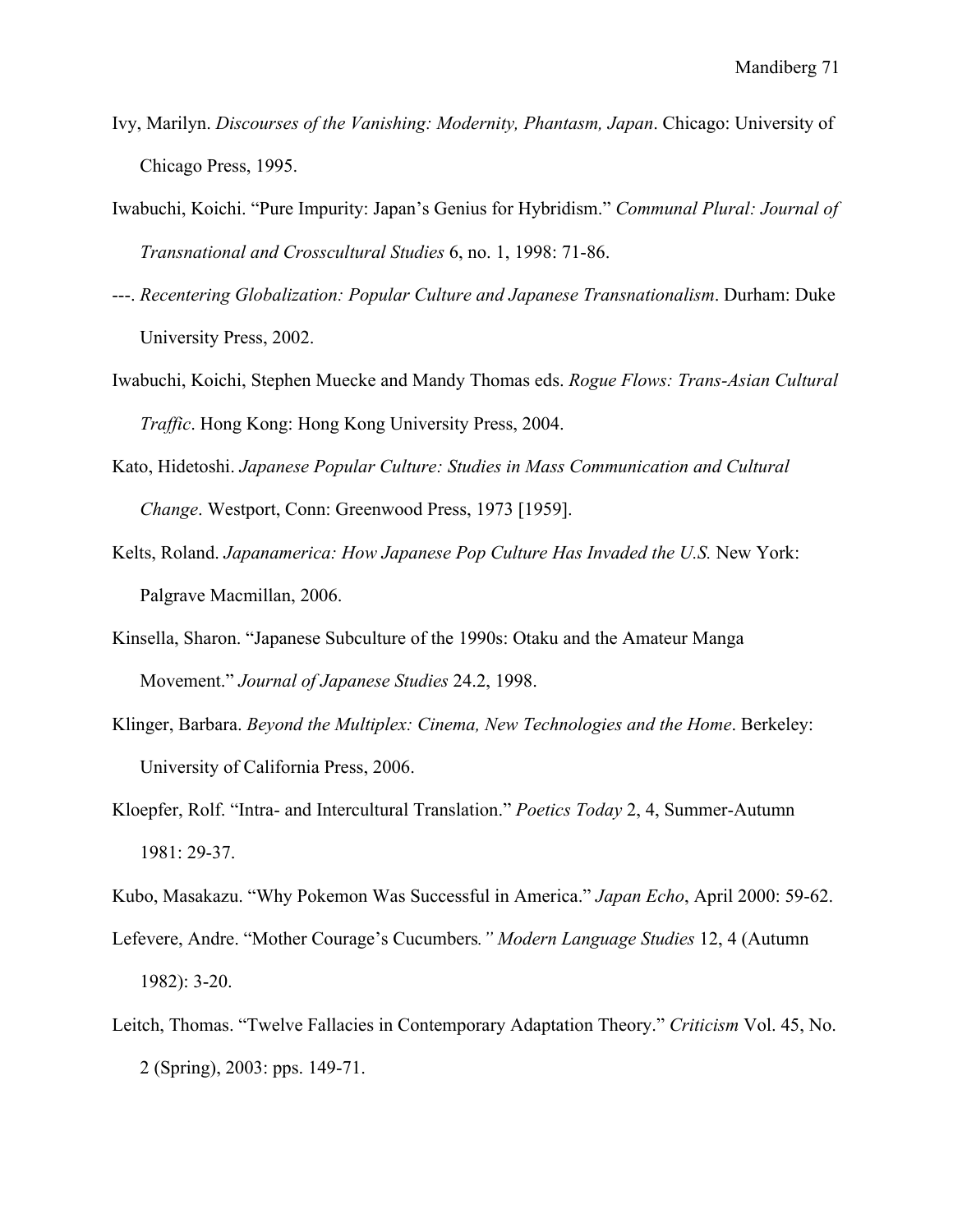Ivy, Marilyn. *Discourses of the Vanishing: Modernity, Phantasm, Japan*. Chicago: University of Chicago Press, 1995.

Iwabuchi, Koichi. "Pure Impurity: Japan's Genius for Hybridism." *Communal Plural: Journal of Transnational and Crosscultural Studies* 6, no. 1, 1998: 71-86.

---. *Recentering Globalization: Popular Culture and Japanese Transnationalism*. Durham: Duke University Press, 2002.

Iwabuchi, Koichi, Stephen Muecke and Mandy Thomas eds. *Rogue Flows: Trans-Asian Cultural Traffic*. Hong Kong: Hong Kong University Press, 2004.

Kato, Hidetoshi. *Japanese Popular Culture: Studies in Mass Communication and Cultural Change*. Westport, Conn: Greenwood Press, 1973 [1959].

Kelts, Roland. *Japanamerica: How Japanese Pop Culture Has Invaded the U.S.* New York: Palgrave Macmillan, 2006.

Kinsella, Sharon. "Japanese Subculture of the 1990s: Otaku and the Amateur Manga Movement." *Journal of Japanese Studies* 24.2, 1998.

Klinger, Barbara. *Beyond the Multiplex: Cinema, New Technologies and the Home*. Berkeley: University of California Press, 2006.

Kloepfer, Rolf. "Intra- and Intercultural Translation." *Poetics Today* 2, 4, Summer-Autumn 1981: 29-37.

Kubo, Masakazu. "Why Pokemon Was Successful in America." *Japan Echo*, April 2000: 59-62.

Lefevere, Andre. "Mother Courage's Cucumbers*." Modern Language Studies* 12, 4 (Autumn 1982): 3-20.

Leitch, Thomas. "Twelve Fallacies in Contemporary Adaptation Theory." *Criticism* Vol. 45, No. 2 (Spring), 2003: pps. 149-71.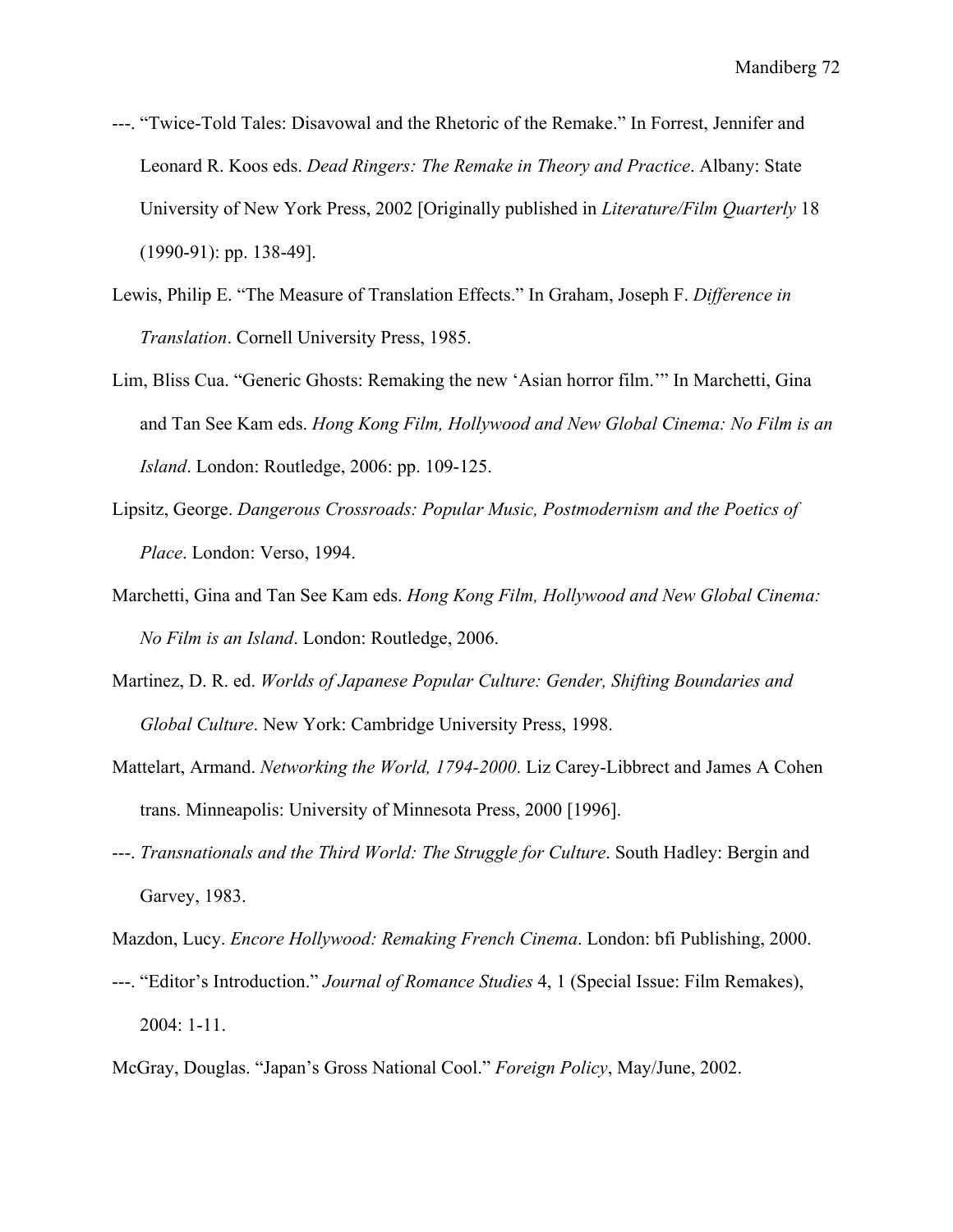---. "Twice-Told Tales: Disavowal and the Rhetoric of the Remake." In Forrest, Jennifer and Leonard R. Koos eds. *Dead Ringers: The Remake in Theory and Practice*. Albany: State University of New York Press, 2002 [Originally published in *Literature/Film Quarterly* 18 (1990-91): pp. 138-49].

Lewis, Philip E. "The Measure of Translation Effects." In Graham, Joseph F. *Difference in Translation*. Cornell University Press, 1985.

Lim, Bliss Cua. "Generic Ghosts: Remaking the new 'Asian horror film.'" In Marchetti, Gina and Tan See Kam eds. *Hong Kong Film, Hollywood and New Global Cinema: No Film is an Island*. London: Routledge, 2006: pp. 109-125.

Lipsitz, George. *Dangerous Crossroads: Popular Music, Postmodernism and the Poetics of Place*. London: Verso, 1994.

Marchetti, Gina and Tan See Kam eds. *Hong Kong Film, Hollywood and New Global Cinema: No Film is an Island*. London: Routledge, 2006.

Martinez, D. R. ed. *Worlds of Japanese Popular Culture: Gender, Shifting Boundaries and Global Culture*. New York: Cambridge University Press, 1998.

Mattelart, Armand. *Networking the World, 1794-2000*. Liz Carey-Libbrect and James A Cohen trans. Minneapolis: University of Minnesota Press, 2000 [1996].

---. *Transnationals and the Third World: The Struggle for Culture*. South Hadley: Bergin and Garvey, 1983.

Mazdon, Lucy. *Encore Hollywood: Remaking French Cinema*. London: bfi Publishing, 2000.

---. "Editor's Introduction." *Journal of Romance Studies* 4, 1 (Special Issue: Film Remakes), 2004: 1-11.

McGray, Douglas. "Japan's Gross National Cool." *Foreign Policy*, May/June, 2002.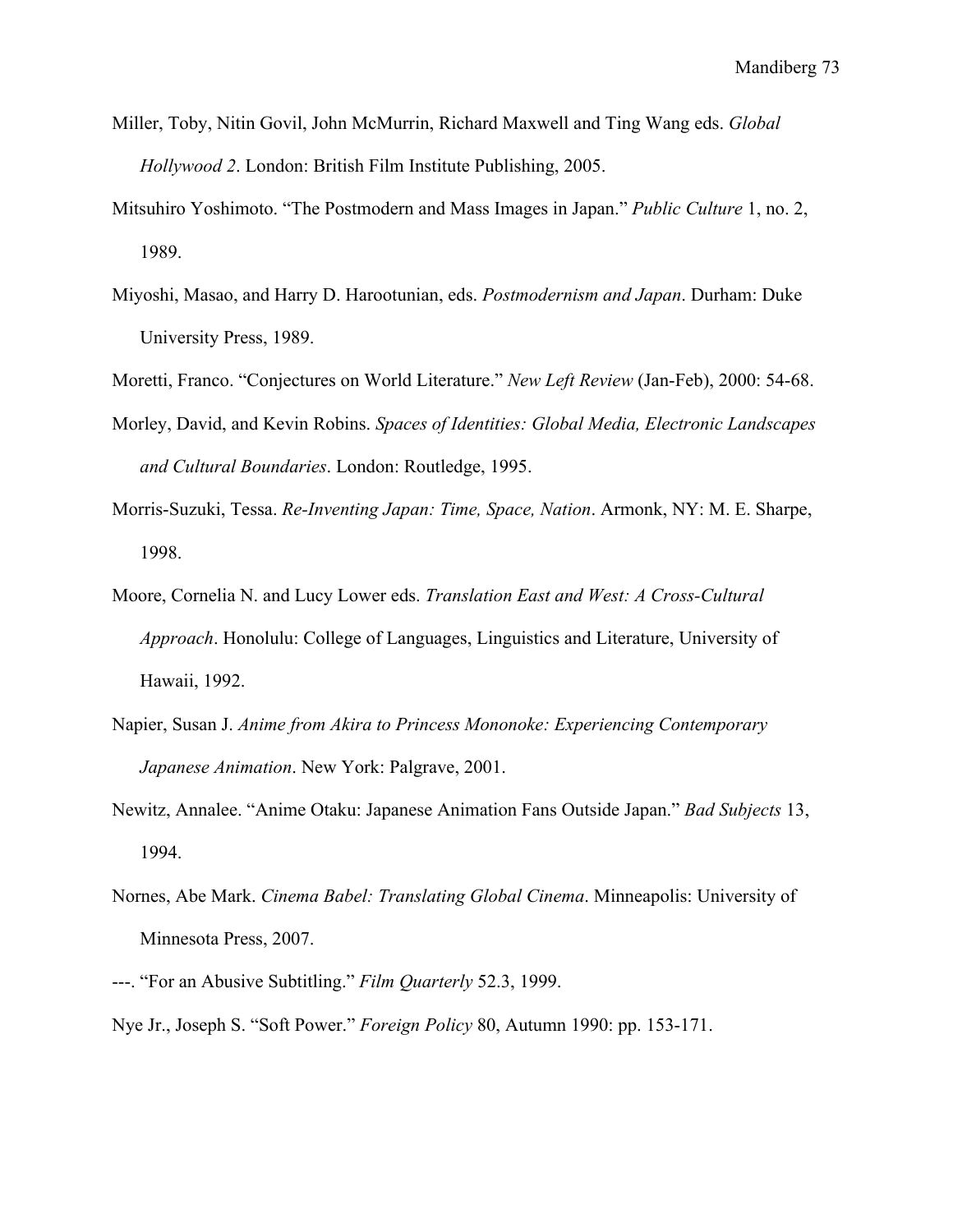Miller, Toby, Nitin Govil, John McMurrin, Richard Maxwell and Ting Wang eds. *Global Hollywood 2*. London: British Film Institute Publishing, 2005.

Mitsuhiro Yoshimoto. "The Postmodern and Mass Images in Japan." *Public Culture* 1, no. 2, 1989.

Miyoshi, Masao, and Harry D. Harootunian, eds. *Postmodernism and Japan*. Durham: Duke University Press, 1989.

Moretti, Franco. "Conjectures on World Literature." *New Left Review* (Jan-Feb), 2000: 54-68.

Morley, David, and Kevin Robins. *Spaces of Identities: Global Media, Electronic Landscapes and Cultural Boundaries*. London: Routledge, 1995.

Morris-Suzuki, Tessa. *Re-Inventing Japan: Time, Space, Nation*. Armonk, NY: M. E. Sharpe, 1998.

Moore, Cornelia N. and Lucy Lower eds. *Translation East and West: A Cross-Cultural Approach*. Honolulu: College of Languages, Linguistics and Literature, University of Hawaii, 1992.

Napier, Susan J. *Anime from Akira to Princess Mononoke: Experiencing Contemporary Japanese Animation*. New York: Palgrave, 2001.

Newitz, Annalee. "Anime Otaku: Japanese Animation Fans Outside Japan." *Bad Subjects* 13, 1994.

Nornes, Abe Mark. *Cinema Babel: Translating Global Cinema*. Minneapolis: University of Minnesota Press, 2007.

---. "For an Abusive Subtitling." *Film Quarterly* 52.3, 1999.

Nye Jr., Joseph S. "Soft Power." *Foreign Policy* 80, Autumn 1990: pp. 153-171.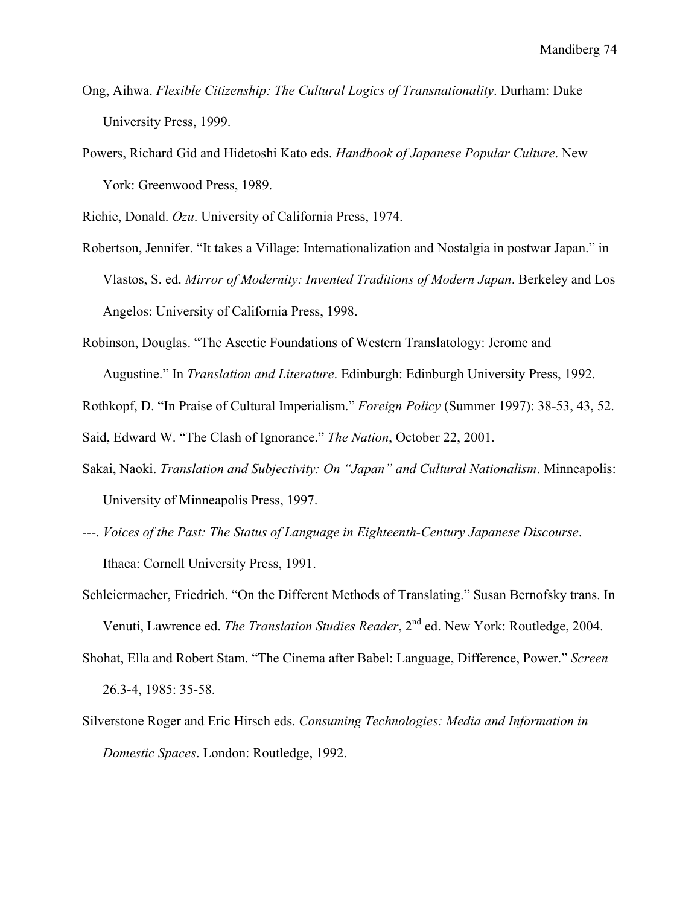Ong, Aihwa. *Flexible Citizenship: The Cultural Logics of Transnationality*. Durham: Duke University Press, 1999.

Powers, Richard Gid and Hidetoshi Kato eds. *Handbook of Japanese Popular Culture*. New York: Greenwood Press, 1989.

Richie, Donald. *Ozu*. University of California Press, 1974.

Robertson, Jennifer. "It takes a Village: Internationalization and Nostalgia in postwar Japan." in Vlastos, S. ed. *Mirror of Modernity: Invented Traditions of Modern Japan*. Berkeley and Los Angelos: University of California Press, 1998.

Robinson, Douglas. "The Ascetic Foundations of Western Translatology: Jerome and Augustine." In *Translation and Literature*. Edinburgh: Edinburgh University Press, 1992.

Rothkopf, D. "In Praise of Cultural Imperialism." *Foreign Policy* (Summer 1997): 38-53, 43, 52.

Said, Edward W. "The Clash of Ignorance." *The Nation*, October 22, 2001.

Sakai, Naoki. *Translation and Subjectivity: On "Japan" and Cultural Nationalism*. Minneapolis: University of Minneapolis Press, 1997.

---. *Voices of the Past: The Status of Language in Eighteenth-Century Japanese Discourse*. Ithaca: Cornell University Press, 1991.

Schleiermacher, Friedrich. "On the Different Methods of Translating." Susan Bernofsky trans. In Venuti, Lawrence ed. *The Translation Studies Reader*, 2nd ed. New York: Routledge, 2004.

Shohat, Ella and Robert Stam. "The Cinema after Babel: Language, Difference, Power." *Screen* 26.3-4, 1985: 35-58.

Silverstone Roger and Eric Hirsch eds. *Consuming Technologies: Media and Information in Domestic Spaces*. London: Routledge, 1992.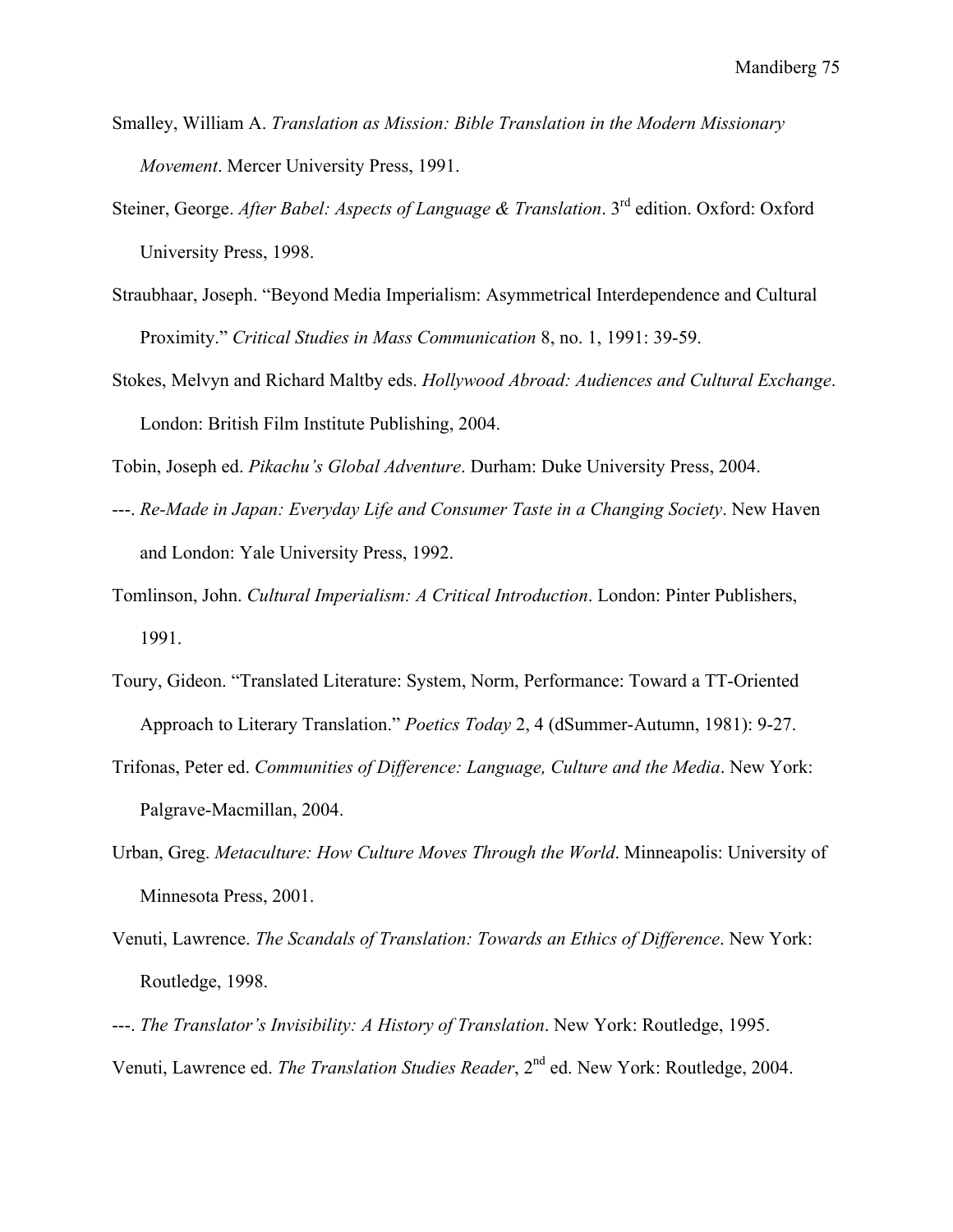Smalley, William A. *Translation as Mission: Bible Translation in the Modern Missionary Movement*. Mercer University Press, 1991.

Steiner, George. *After Babel: Aspects of Language & Translation*. 3rd edition. Oxford: Oxford University Press, 1998.

Straubhaar, Joseph. "Beyond Media Imperialism: Asymmetrical Interdependence and Cultural Proximity." *Critical Studies in Mass Communication* 8, no. 1, 1991: 39-59.

Stokes, Melvyn and Richard Maltby eds. *Hollywood Abroad: Audiences and Cultural Exchange*. London: British Film Institute Publishing, 2004.

Tobin, Joseph ed. *Pikachu's Global Adventure*. Durham: Duke University Press, 2004.

---. *Re-Made in Japan: Everyday Life and Consumer Taste in a Changing Society*. New Haven and London: Yale University Press, 1992.

Tomlinson, John. *Cultural Imperialism: A Critical Introduction*. London: Pinter Publishers, 1991.

Toury, Gideon. "Translated Literature: System, Norm, Performance: Toward a TT-Oriented Approach to Literary Translation." *Poetics Today* 2, 4 (dSummer-Autumn, 1981): 9-27.

Trifonas, Peter ed. *Communities of Difference: Language, Culture and the Media*. New York: Palgrave-Macmillan, 2004.

Urban, Greg. *Metaculture: How Culture Moves Through the World*. Minneapolis: University of Minnesota Press, 2001.

Venuti, Lawrence. *The Scandals of Translation: Towards an Ethics of Difference*. New York: Routledge, 1998.

---. *The Translator's Invisibility: A History of Translation*. New York: Routledge, 1995.

Venuti, Lawrence ed. *The Translation Studies Reader*, 2nd ed. New York: Routledge, 2004.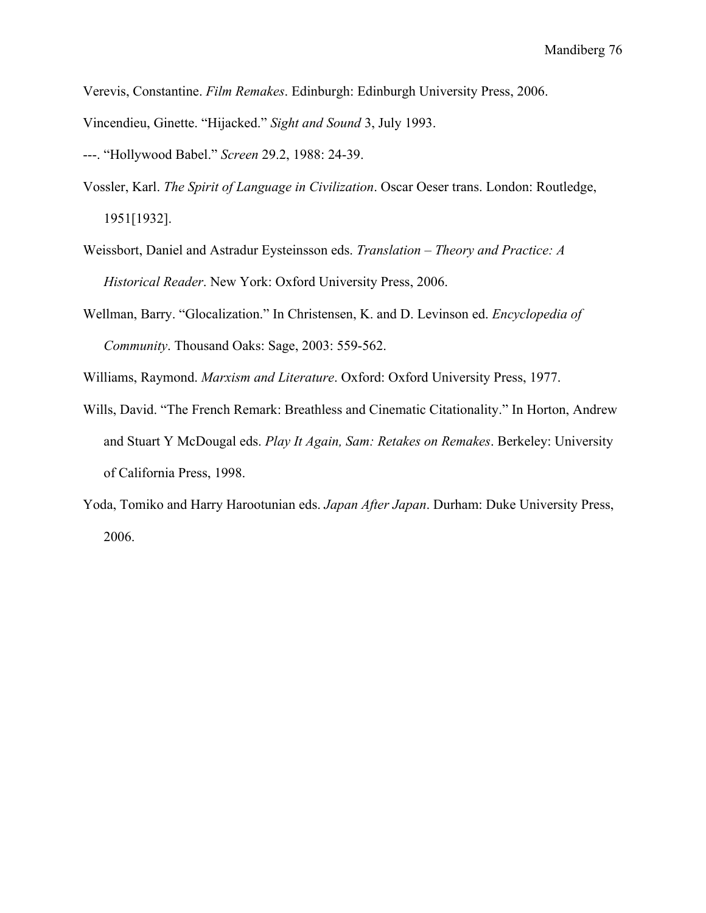Verevis, Constantine. *Film Remakes*. Edinburgh: Edinburgh University Press, 2006.

Vincendieu, Ginette. "Hijacked." *Sight and Sound* 3, July 1993.

---. "Hollywood Babel." *Screen* 29.2, 1988: 24-39.

Vossler, Karl. *The Spirit of Language in Civilization*. Oscar Oeser trans. London: Routledge, 1951[1932].

Weissbort, Daniel and Astradur Eysteinsson eds. *Translation – Theory and Practice: A Historical Reader*. New York: Oxford University Press, 2006.

Wellman, Barry. "Glocalization." In Christensen, K. and D. Levinson ed. *Encyclopedia of Community*. Thousand Oaks: Sage, 2003: 559-562.

Williams, Raymond. *Marxism and Literature*. Oxford: Oxford University Press, 1977.

Wills, David. "The French Remark: Breathless and Cinematic Citationality." In Horton, Andrew and Stuart Y McDougal eds. *Play It Again, Sam: Retakes on Remakes*. Berkeley: University of California Press, 1998.

Yoda, Tomiko and Harry Harootunian eds. *Japan After Japan*. Durham: Duke University Press, 2006.